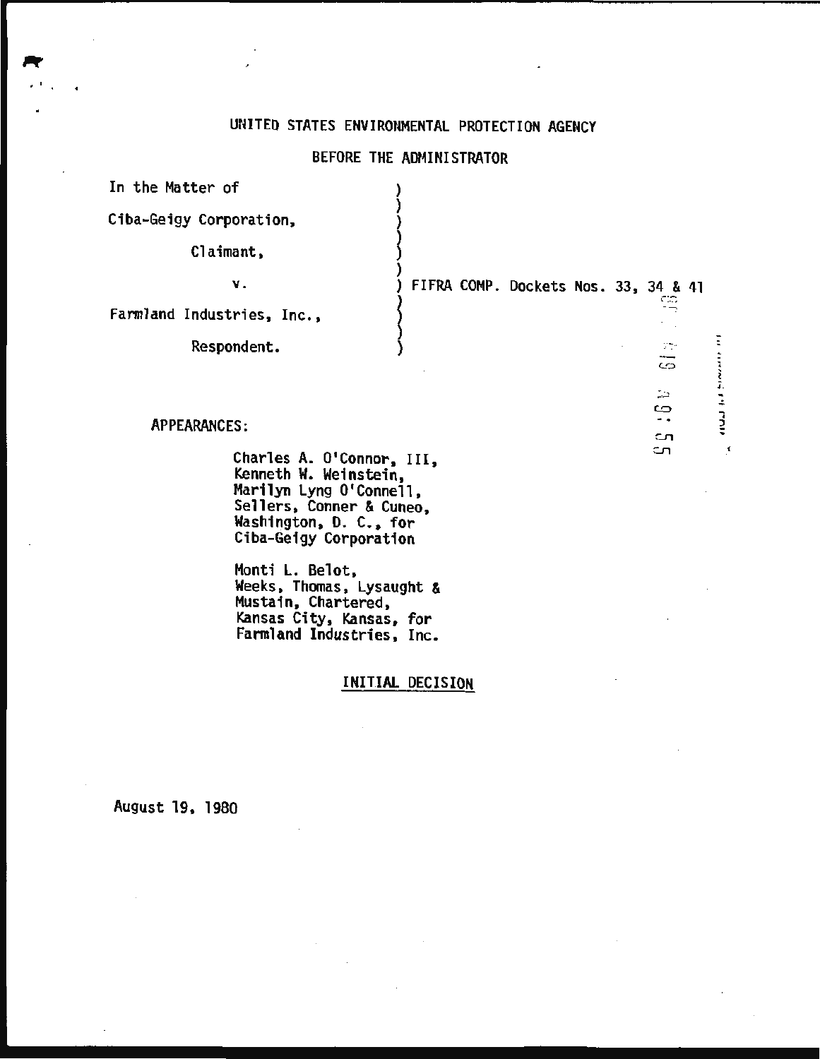UNITED STATES ENVIRONMENTAL PROTECTION AGENCY

BEFORE THE ADMINISTRATOR

In the Matter of

Ciba-Geigy Corporation,

Claimant,

v.

Farmland Industries, Inc.,

Respondent.

FIFRA COMP. Dockets Nos. 33, 34 & 41

APPEARANCES:

Charles A. O'Connor, III,
Kenneth W. Weinstein,
Marilyn Lyng O'Connell,
Sellers, Conner & Cuneo,
Washington, D. C., for
Ciba-Geigy Corporation

Monti L. Belot,
Weeks, Thomas, Lysaught &
Mustain, Chartered,
Kansas City, Kansas, for
Farmland Industries, Inc.

## INITIAL DECISION

August 19, 1980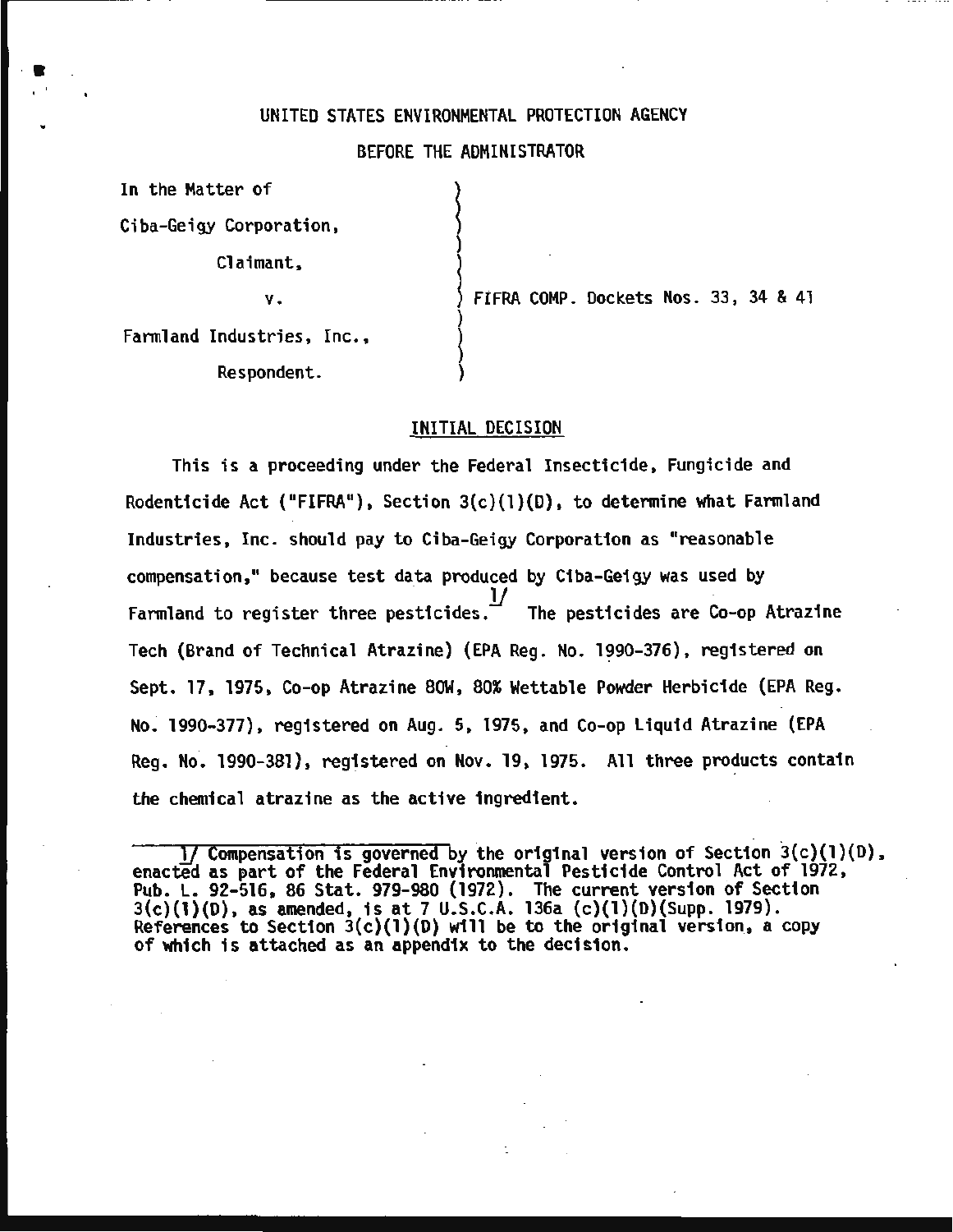UNITED STATES ENVIRONMENTAL PROTECTION AGENCY

BEFORE THE ADMINISTRATOR

In the Matter of

Ciba-Geigy Corporation,

Claimant,

v.

Farmland Industries, Inc.,

Respondent.

FIFRA COMP. Dockets Nos. 33, 34 & 41

## INITIAL DECISION

This is a proceeding under the Federal Insecticide, Fungicide and Rodenticide Act ("FIFRA"), Section 3(c)(1)(D), to determine what Farmland Industries, Inc. should pay to Ciba-Geigy Corporation as "reasonable compensation," because test data produced by Ciba-Geigy was used by Farmland to register three pesticides.[1/] The pesticides are Co-op Atrazine Tech (Brand of Technical Atrazine) (EPA Reg. No. 1990-376), registered on Sept. 17, 1975, Co-op Atrazine 80W, 80% Wettable Powder Herbicide (EPA Reg. No. 1990-377), registered on Aug. 5, 1975, and Co-op Liquid Atrazine (EPA Reg. No. 1990-381), registered on Nov. 19, 1975. All three products contain the chemical atrazine as the active ingredient.

---

1/ Compensation is governed by the original version of Section 3(c)(1)(D), enacted as part of the Federal Environmental Pesticide Control Act of 1972, Pub. L. 92-516, 86 Stat. 979-980 (1972). The current version of Section 3(c)(1)(D), as amended, is at 7 U.S.C.A. 136a (c)(1)(D)(Supp. 1979). References to Section 3(c)(1)(D) will be to the original version, a copy of which is attached as an appendix to the decision.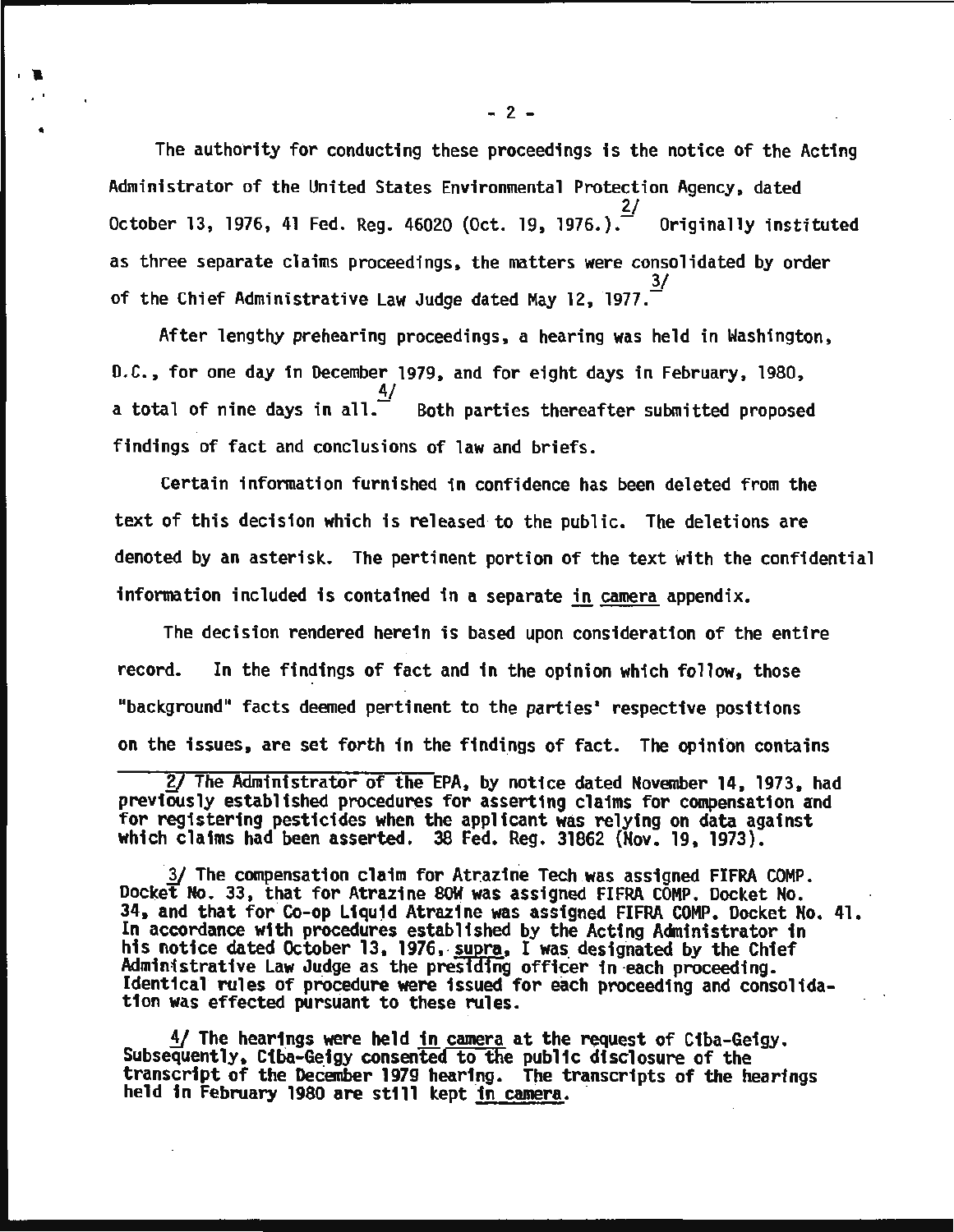The authority for conducting these proceedings is the notice of the Acting Administrator of the United States Environmental Protection Agency, dated October 13, 1976, 41 Fed. Reg. 46020 (Oct. 19, 1976.).[2/] Originally instituted as three separate claims proceedings, the matters were consolidated by order of the Chief Administrative Law Judge dated May 12, 1977.[3/]

After lengthy prehearing proceedings, a hearing was held in Washington, D.C., for one day in December 1979, and for eight days in February, 1980, a total of nine days in all.[4/] Both parties thereafter submitted proposed findings of fact and conclusions of law and briefs.

Certain information furnished in confidence has been deleted from the text of this decision which is released to the public. The deletions are denoted by an asterisk. The pertinent portion of the text with the confidential information included is contained in a separate in camera appendix.

The decision rendered herein is based upon consideration of the entire record. In the findings of fact and in the opinion which follow, those "background" facts deemed pertinent to the parties' respective positions on the issues, are set forth in the findings of fact. The opinion contains

---

2/ The Administrator of the EPA, by notice dated November 14, 1973, had previously established procedures for asserting claims for compensation and for registering pesticides when the applicant was relying on data against which claims had been asserted. 38 Fed. Reg. 31862 (Nov. 19, 1973).

3/ The compensation claim for Atrazine Tech was assigned FIFRA COMP. Docket No. 33, that for Atrazine 80W was assigned FIFRA COMP. Docket No. 34, and that for Co-op Liquid Atrazine was assigned FIFRA COMP. Docket No. 41. In accordance with procedures established by the Acting Administrator in his notice dated October 13, 1976, supra, I was designated by the Chief Administrative Law Judge as the presiding officer in each proceeding. Identical rules of procedure were issued for each proceeding and consolidation was effected pursuant to these rules.

4/ The hearings were held in camera at the request of Ciba-Geigy. Subsequently, Ciba-Geigy consented to the public disclosure of the transcript of the December 1979 hearing. The transcripts of the hearings held in February 1980 are still kept in camera.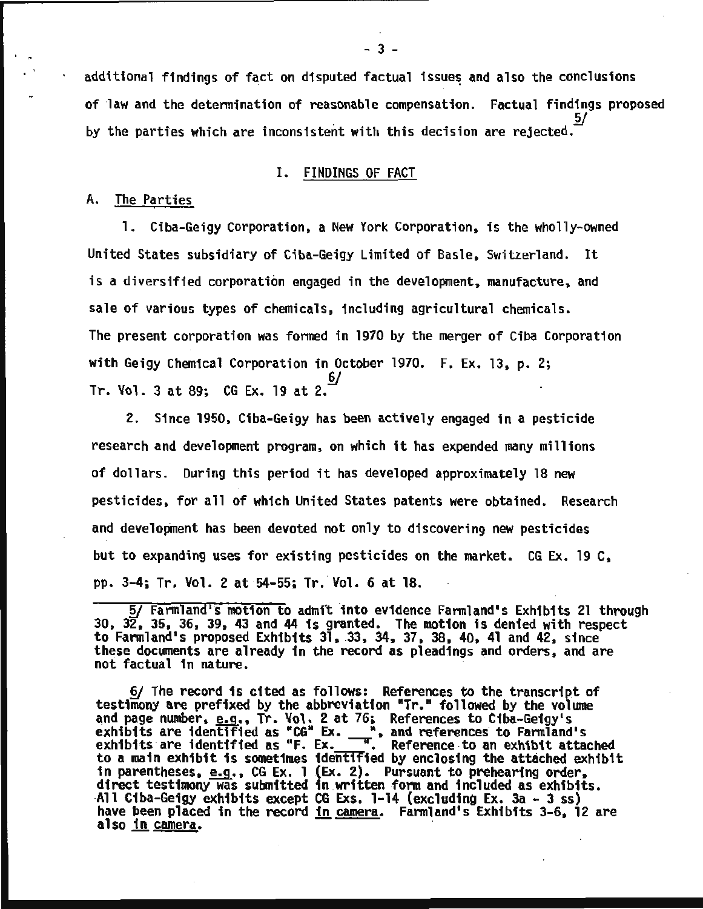additional findings of fact on disputed factual issues and also the conclusions of law and the determination of reasonable compensation. Factual findings proposed by the parties which are inconsistent with this decision are rejected.[5/]

## I. FINDINGS OF FACT

### A. The Parties

1. Ciba-Geigy Corporation, a New York Corporation, is the wholly-owned United States subsidiary of Ciba-Geigy Limited of Basle, Switzerland. It is a diversified corporation engaged in the development, manufacture, and sale of various types of chemicals, including agricultural chemicals. The present corporation was formed in 1970 by the merger of Ciba Corporation with Geigy Chemical Corporation in October 1970. F. Ex. 13, p. 2; Tr. Vol. 3 at 89; CG Ex. 19 at 2.[6/]

2. Since 1950, Ciba-Geigy has been actively engaged in a pesticide research and development program, on which it has expended many millions of dollars. During this period it has developed approximately 18 new pesticides, for all of which United States patents were obtained. Research and development has been devoted not only to discovering new pesticides but to expanding uses for existing pesticides on the market. CG Ex. 19 C, pp. 3-4; Tr. Vol. 2 at 54-55; Tr. Vol. 6 at 18.

---

5/ Farmland's motion to admit into evidence Farmland's Exhibits 21 through 30, 32, 35, 36, 39, 43 and 44 is granted. The motion is denied with respect to Farmland's proposed Exhibits 31, 33, 34, 37, 38, 40, 41 and 42, since these documents are already in the record as pleadings and orders, and are not factual in nature.

6/ The record is cited as follows: References to the transcript of testimony are prefixed by the abbreviation "Tr." followed by the volume and page number, *e.g.*, Tr. Vol. 2 at 76; References to Ciba-Geigy's exhibits are identified as "CG" Ex. ___", and references to Farmland's exhibits are identified as "F. Ex. ___". Reference to an exhibit attached to a main exhibit is sometimes identified by enclosing the attached exhibit in parentheses, *e.g.*, CG Ex. 1 (Ex. 2). Pursuant to prehearing order, direct testimony was submitted in written form and included as exhibits. All Ciba-Geigy exhibits except CG Exs. 1-14 (excluding Ex. 3a - 3 ss) have been placed in the record *in camera*. Farmland's Exhibits 3-6, 12 are also *in camera*.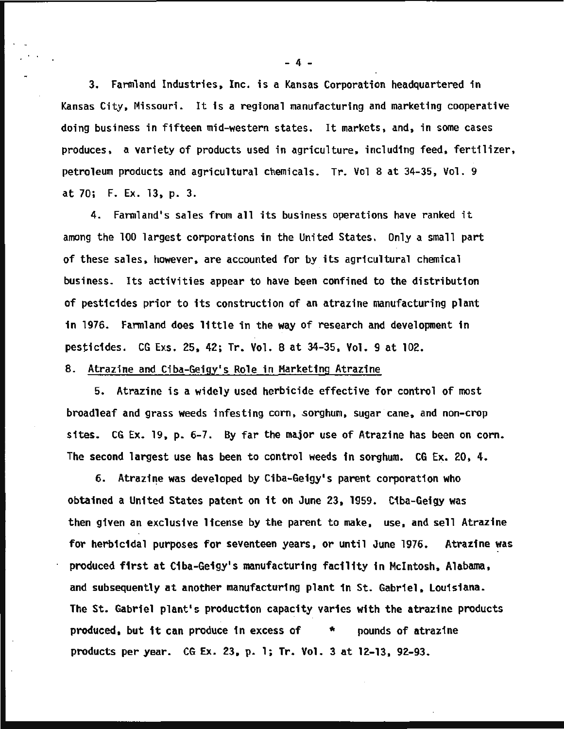3. Farmland Industries, Inc. is a Kansas Corporation headquartered in Kansas City, Missouri. It is a regional manufacturing and marketing cooperative doing business in fifteen mid-western states. It markets, and, in some cases produces, a variety of products used in agriculture, including feed, fertilizer, petroleum products and agricultural chemicals. Tr. Vol 8 at 34-35, Vol. 9 at 70; F. Ex. 13, p. 3.

4. Farmland's sales from all its business operations have ranked it among the 100 largest corporations in the United States. Only a small part of these sales, however, are accounted for by its agricultural chemical business. Its activities appear to have been confined to the distribution of pesticides prior to its construction of an atrazine manufacturing plant in 1976. Farmland does little in the way of research and development in pesticides. CG Exs. 25, 42; Tr. Vol. 8 at 34-35, Vol. 9 at 102.

## B. Atrazine and Ciba-Geigy's Role in Marketing Atrazine

5. Atrazine is a widely used herbicide effective for control of most broadleaf and grass weeds infesting corn, sorghum, sugar cane, and non-crop sites. CG Ex. 19, p. 6-7. By far the major use of Atrazine has been on corn. The second largest use has been to control weeds in sorghum. CG Ex. 20, 4.

6. Atrazine was developed by Ciba-Geigy's parent corporation who obtained a United States patent on it on June 23, 1959. Ciba-Geigy was then given an exclusive license by the parent to make, use, and sell Atrazine for herbicidal purposes for seventeen years, or until June 1976. Atrazine was produced first at Ciba-Geigy's manufacturing facility in McIntosh, Alabama, and subsequently at another manufacturing plant in St. Gabriel, Louisiana. The St. Gabriel plant's production capacity varies with the atrazine products produced, but it can produce in excess of * pounds of atrazine products per year. CG Ex. 23, p. 1; Tr. Vol. 3 at 12-13, 92-93.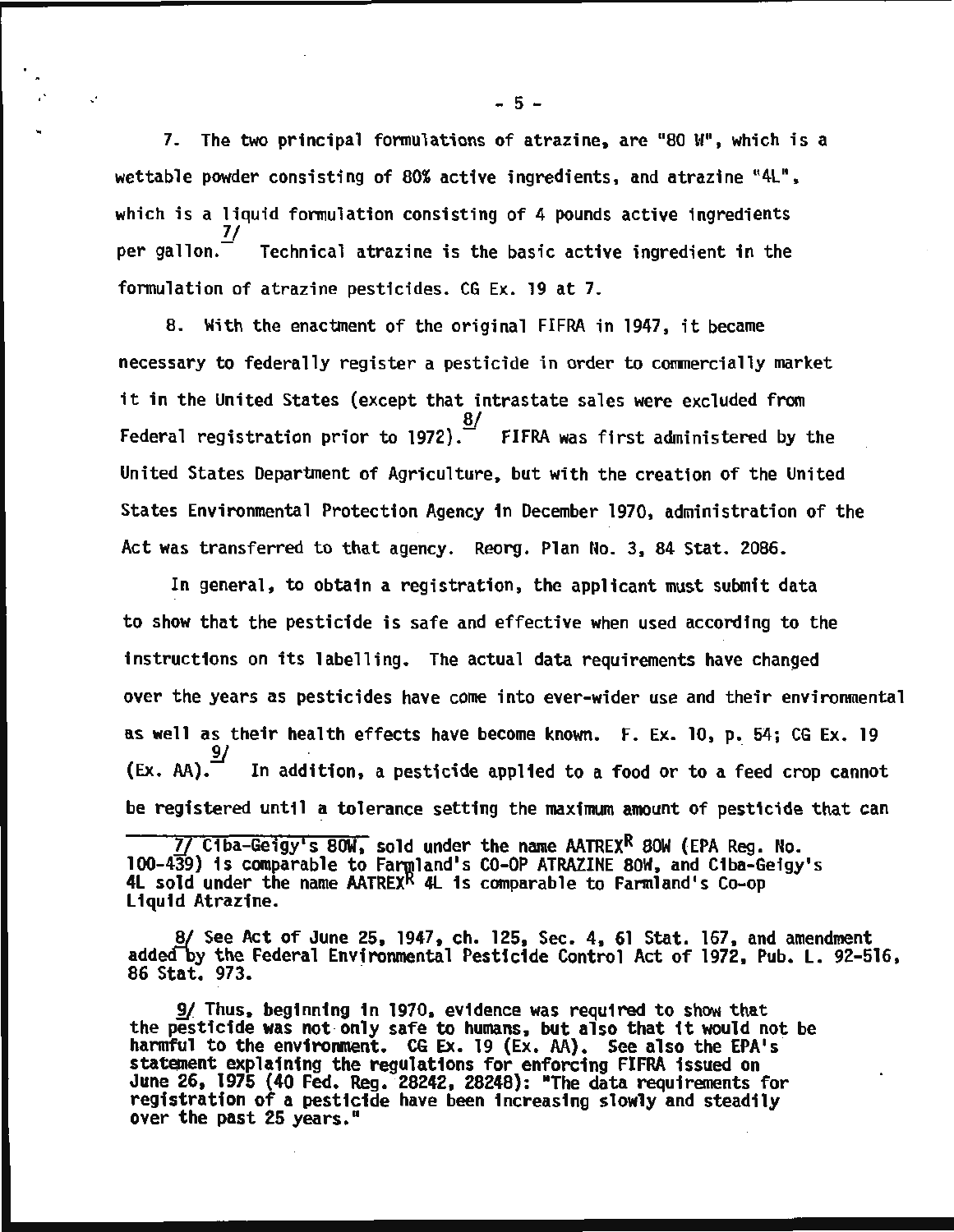7. The two principal formulations of atrazine, are "80 W", which is a wettable powder consisting of 80% active ingredients, and atrazine "4L", which is a liquid formulation consisting of 4 pounds active ingredients per gallon.[7/] Technical atrazine is the basic active ingredient in the formulation of atrazine pesticides. CG Ex. 19 at 7.

8. With the enactment of the original FIFRA in 1947, it became necessary to federally register a pesticide in order to commercially market it in the United States (except that intrastate sales were excluded from Federal registration prior to 1972).[8/] FIFRA was first administered by the United States Department of Agriculture, but with the creation of the United States Environmental Protection Agency in December 1970, administration of the Act was transferred to that agency. Reorg. Plan No. 3, 84 Stat. 2086.

In general, to obtain a registration, the applicant must submit data to show that the pesticide is safe and effective when used according to the instructions on its labelling. The actual data requirements have changed over the years as pesticides have come into ever-wider use and their environmental as well as their health effects have become known. F. Ex. 10, p. 54; CG Ex. 19 (Ex. AA).[9/] In addition, a pesticide applied to a food or to a feed crop cannot be registered until a tolerance setting the maximum amount of pesticide that can

---

7/ Ciba-Geigy's 80W, sold under the name AATREX[R] 80W (EPA Reg. No. 100-439) is comparable to Farmland's CO-OP ATRAZINE 80W, and Ciba-Geigy's 4L sold under the name AATREX[R] 4L is comparable to Farmland's Co-op Liquid Atrazine.

8/ See Act of June 25, 1947, ch. 125, Sec. 4, 61 Stat. 167, and amendment added by the Federal Environmental Pesticide Control Act of 1972, Pub. L. 92-516, 86 Stat. 973.

9/ Thus, beginning in 1970, evidence was required to show that the pesticide was not only safe to humans, but also that it would not be harmful to the environment. CG Ex. 19 (Ex. AA). See also the EPA's statement explaining the regulations for enforcing FIFRA issued on June 26, 1975 (40 Fed. Reg. 28242, 28248): "The data requirements for registration of a pesticide have been increasing slowly and steadily over the past 25 years."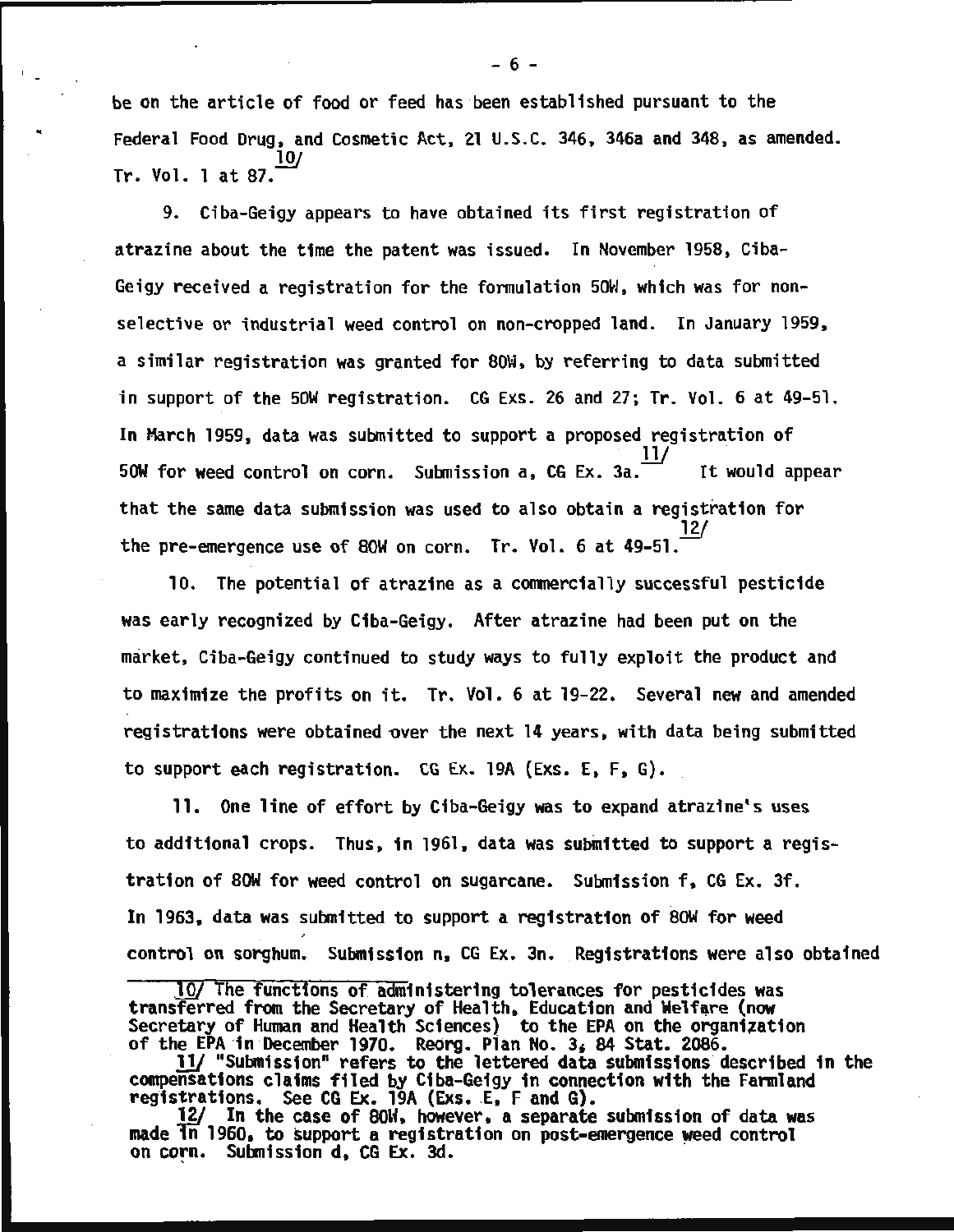be on the article of food or feed has been established pursuant to the Federal Food Drug, and Cosmetic Act, 21 U.S.C. 346, 346a and 348, as amended. Tr. Vol. 1 at 87.[10/]

9. Ciba-Geigy appears to have obtained its first registration of atrazine about the time the patent was issued. In November 1958, Ciba-Geigy received a registration for the formulation 50W, which was for non-selective or industrial weed control on non-cropped land. In January 1959, a similar registration was granted for 80W, by referring to data submitted in support of the 50W registration. CG Exs. 26 and 27; Tr. Vol. 6 at 49-51. In March 1959, data was submitted to support a proposed registration of 50W for weed control on corn. Submission a, CG Ex. 3a.[11/] It would appear that the same data submission was used to also obtain a registration for the pre-emergence use of 80W on corn. Tr. Vol. 6 at 49-51.[12/]

10. The potential of atrazine as a commercially successful pesticide was early recognized by Ciba-Geigy. After atrazine had been put on the market, Ciba-Geigy continued to study ways to fully exploit the product and to maximize the profits on it. Tr. Vol. 6 at 19-22. Several new and amended registrations were obtained over the next 14 years, with data being submitted to support each registration. CG Ex. 19A (Exs. E, F, G).

11. One line of effort by Ciba-Geigy was to expand atrazine's uses to additional crops. Thus, in 1961, data was submitted to support a registration of 80W for weed control on sugarcane. Submission f, CG Ex. 3f. In 1963, data was submitted to support a registration of 80W for weed control on sorghum. Submission n, CG Ex. 3n. Registrations were also obtained

---

10/ The functions of administering tolerances for pesticides was transferred from the Secretary of Health, Education and Welfare (now Secretary of Human and Health Sciences) to the EPA on the organization of the EPA in December 1970. Reorg. Plan No. 3, 84 Stat. 2086.

11/ "Submission" refers to the lettered data submissions described in the compensations claims filed by Ciba-Geigy in connection with the Farmland registrations. See CG Ex. 19A (Exs. E, F and G).

12/ In the case of 80W, however, a separate submission of data was made in 1960, to support a registration on post-emergence weed control on corn. Submission d, CG Ex. 3d.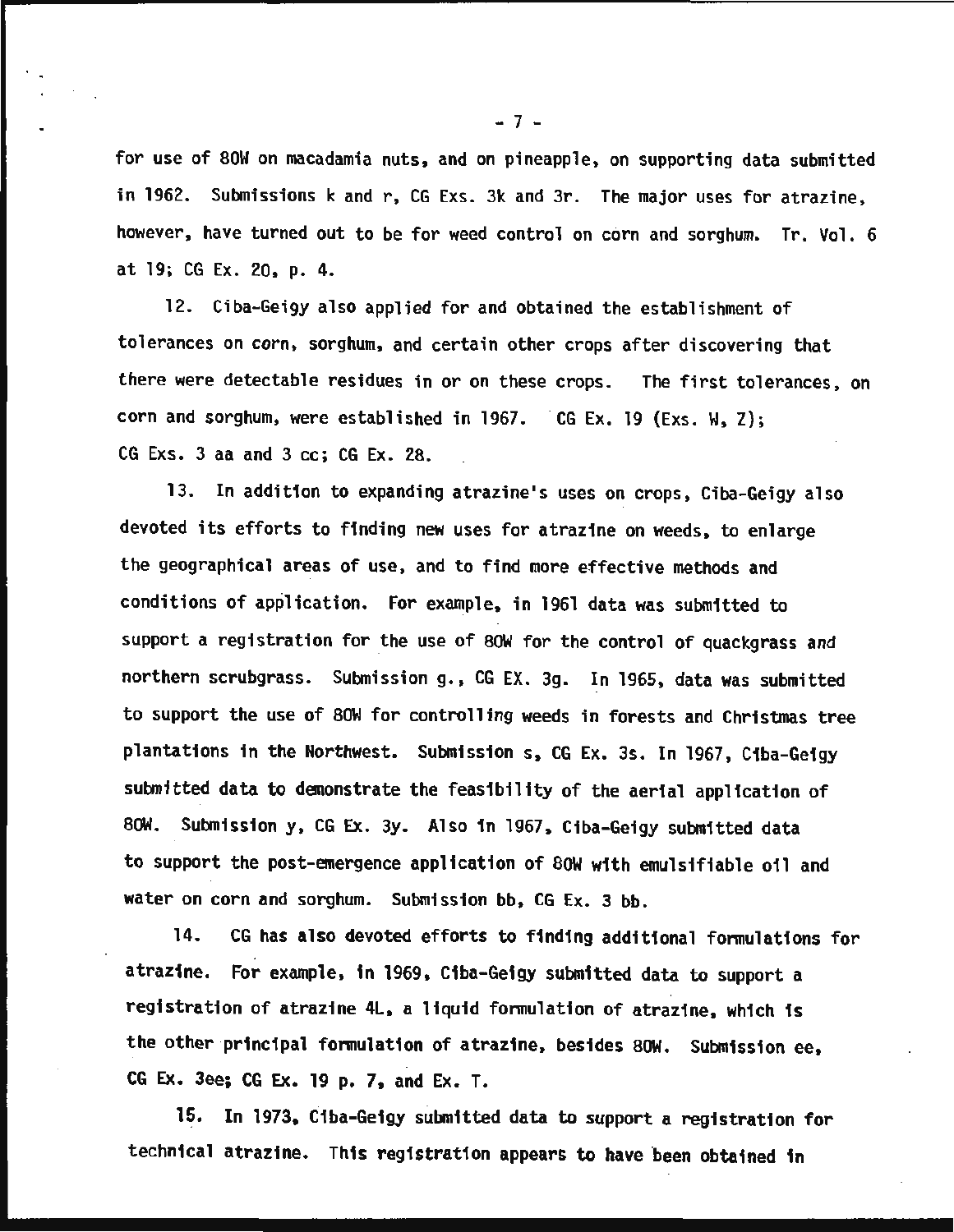for use of 80W on macadamia nuts, and on pineapple, on supporting data submitted in 1962. Submissions k and r, CG Exs. 3k and 3r. The major uses for atrazine, however, have turned out to be for weed control on corn and sorghum. Tr. Vol. 6 at 19; CG Ex. 20, p. 4.

12. Ciba-Geigy also applied for and obtained the establishment of tolerances on corn, sorghum, and certain other crops after discovering that there were detectable residues in or on these crops. The first tolerances, on corn and sorghum, were established in 1967. CG Ex. 19 (Exs. W, Z); CG Exs. 3 aa and 3 cc; CG Ex. 28.

13. In addition to expanding atrazine's uses on crops, Ciba-Geigy also devoted its efforts to finding new uses for atrazine on weeds, to enlarge the geographical areas of use, and to find more effective methods and conditions of application. For example, in 1961 data was submitted to support a registration for the use of 80W for the control of quackgrass and northern scrubgrass. Submission g., CG EX. 3g. In 1965, data was submitted to support the use of 80W for controlling weeds in forests and Christmas tree plantations in the Northwest. Submission s, CG Ex. 3s. In 1967, Ciba-Geigy submitted data to demonstrate the feasibility of the aerial application of 80W. Submission y, CG Ex. 3y. Also in 1967, Ciba-Geigy submitted data to support the post-emergence application of 80W with emulsifiable oil and water on corn and sorghum. Submission bb, CG Ex. 3 bb.

14. CG has also devoted efforts to finding additional formulations for atrazine. For example, in 1969, Ciba-Geigy submitted data to support a registration of atrazine 4L, a liquid formulation of atrazine, which is the other principal formulation of atrazine, besides 80W. Submission ee, CG Ex. 3ee; CG Ex. 19 p. 7, and Ex. T.

15. In 1973, Ciba-Geigy submitted data to support a registration for technical atrazine. This registration appears to have been obtained in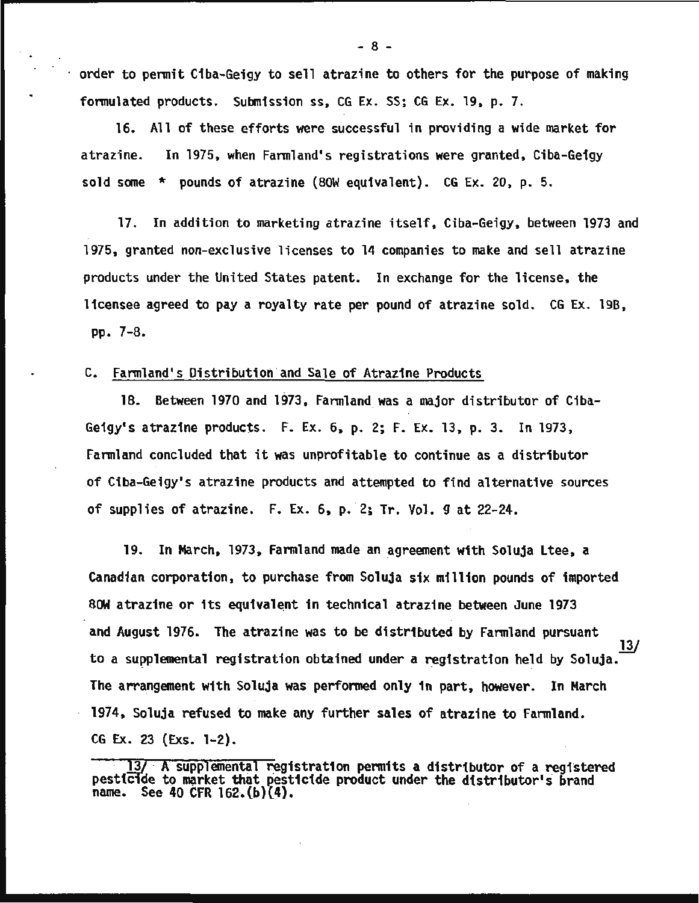order to permit Ciba-Geigy to sell atrazine to others for the purpose of making formulated products. Submission ss, CG Ex. SS; CG Ex. 19, p. 7.

16. All of these efforts were successful in providing a wide market for atrazine. In 1975, when Farmland's registrations were granted, Ciba-Geigy sold some * pounds of atrazine (80W equivalent). CG Ex. 20, p. 5.

17. In addition to marketing atrazine itself, Ciba-Geigy, between 1973 and 1975, granted non-exclusive licenses to 14 companies to make and sell atrazine products under the United States patent. In exchange for the license, the licensee agreed to pay a royalty rate per pound of atrazine sold. CG Ex. 19B, pp. 7-8.

C. Farmland's Distribution and Sale of Atrazine Products

18. Between 1970 and 1973, Farmland was a major distributor of Ciba-Geigy's atrazine products. F. Ex. 6, p. 2; F. Ex. 13, p. 3. In 1973, Farmland concluded that it was unprofitable to continue as a distributor of Ciba-Geigy's atrazine products and attempted to find alternative sources of supplies of atrazine. F. Ex. 6, p. 2; Tr. Vol. 9 at 22-24.

19. In March, 1973, Farmland made an agreement with Soluja Ltee, a Canadian corporation, to purchase from Soluja six million pounds of imported 80W atrazine or its equivalent in technical atrazine between June 1973 and August 1976. The atrazine was to be distributed by Farmland pursuant to a supplemental registration obtained under a registration held by Soluja.[13/] The arrangement with Soluja was performed only in part, however. In March 1974, Soluja refused to make any further sales of atrazine to Farmland. CG Ex. 23 (Exs. 1-2).

---

13/ A supplemental registration permits a distributor of a registered pesticide to market that pesticide product under the distributor's brand name. See 40 CFR 162.(b)(4).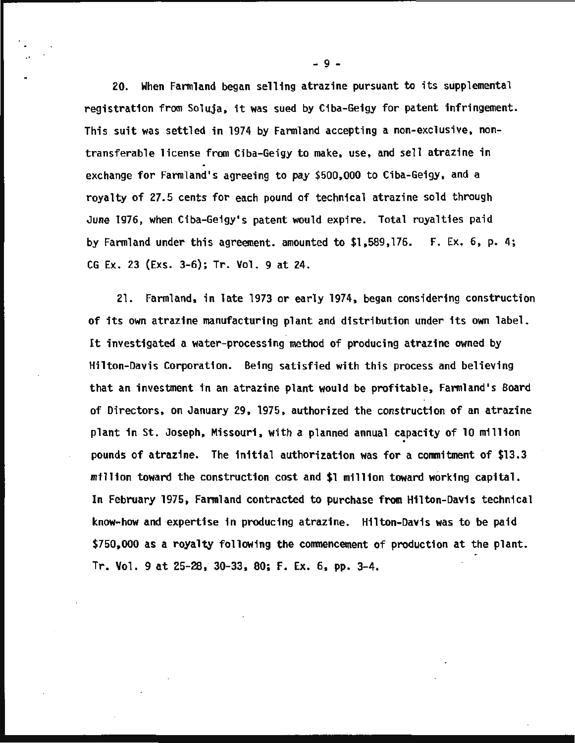20. When Farmland began selling atrazine pursuant to its supplemental registration from Soluja, it was sued by Ciba-Geigy for patent infringement. This suit was settled in 1974 by Farmland accepting a non-exclusive, non-transferable license from Ciba-Geigy to make, use, and sell atrazine in exchange for Farmland's agreeing to pay $500,000 to Ciba-Geigy, and a royalty of 27.5 cents for each pound of technical atrazine sold through June 1976, when Ciba-Geigy's patent would expire. Total royalties paid by Farmland under this agreement. amounted to $1,589,176. F. Ex. 6, p. 4; CG Ex. 23 (Exs. 3-6); Tr. Vol. 9 at 24.

21. Farmland, in late 1973 or early 1974, began considering construction of its own atrazine manufacturing plant and distribution under its own label. It investigated a water-processing method of producing atrazine owned by Hilton-Davis Corporation. Being satisfied with this process and believing that an investment in an atrazine plant would be profitable, Farmland's Board of Directors, on January 29, 1975, authorized the construction of an atrazine plant in St. Joseph, Missouri, with a planned annual capacity of 10 million pounds of atrazine. The initial authorization was for a commitment of $13.3 million toward the construction cost and $1 million toward working capital. In February 1975, Farmland contracted to purchase from Hilton-Davis technical know-how and expertise in producing atrazine. Hilton-Davis was to be paid $750,000 as a royalty following the commencement of production at the plant. Tr. Vol. 9 at 25-28, 30-33, 80; F. Ex. 6, pp. 3-4.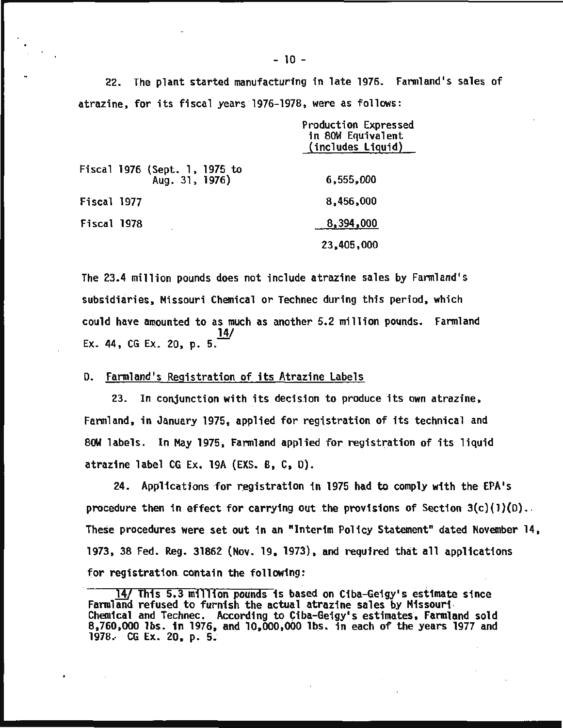22. The plant started manufacturing in late 1976. Farmland's sales of atrazine, for its fiscal years 1976-1978, were as follows:

| | Production Expressed in 80W Equivalent (includes Liquid) |
|---|---|
| Fiscal 1976 (Sept. 1, 1975 to Aug. 31, 1976) | 6,555,000 |
| Fiscal 1977 | 8,456,000 |
| Fiscal 1978 | 8,394,000 |
| | 23,405,000 |

The 23.4 million pounds does not include atrazine sales by Farmland's subsidiaries, Missouri Chemical or Technec during this period, which could have amounted to as much as another 5.2 million pounds. Farmland Ex. 44, CG Ex. 20, p. 5.[14/]

D. Farmland's Registration of its Atrazine Labels

23. In conjunction with its decision to produce its own atrazine, Farmland, in January 1975, applied for registration of its technical and 80W labels. In May 1975, Farmland applied for registration of its liquid atrazine label CG Ex. 19A (EXS. B, C, D).

24. Applications for registration in 1975 had to comply with the EPA's procedure then in effect for carrying out the provisions of Section 3(c)(1)(D). These procedures were set out in an "Interim Policy Statement" dated November 14, 1973, 38 Fed. Reg. 31862 (Nov. 19, 1973), and required that all applications for registration contain the following:

---

14/ This 5.3 million pounds is based on Ciba-Geigy's estimate since Farmland refused to furnish the actual atrazine sales by Missouri Chemical and Technec. According to Ciba-Geigy's estimates, Farmland sold 8,760,000 lbs. in 1976, and 10,000,000 lbs. in each of the years 1977 and 1978. CG Ex. 20, p. 5.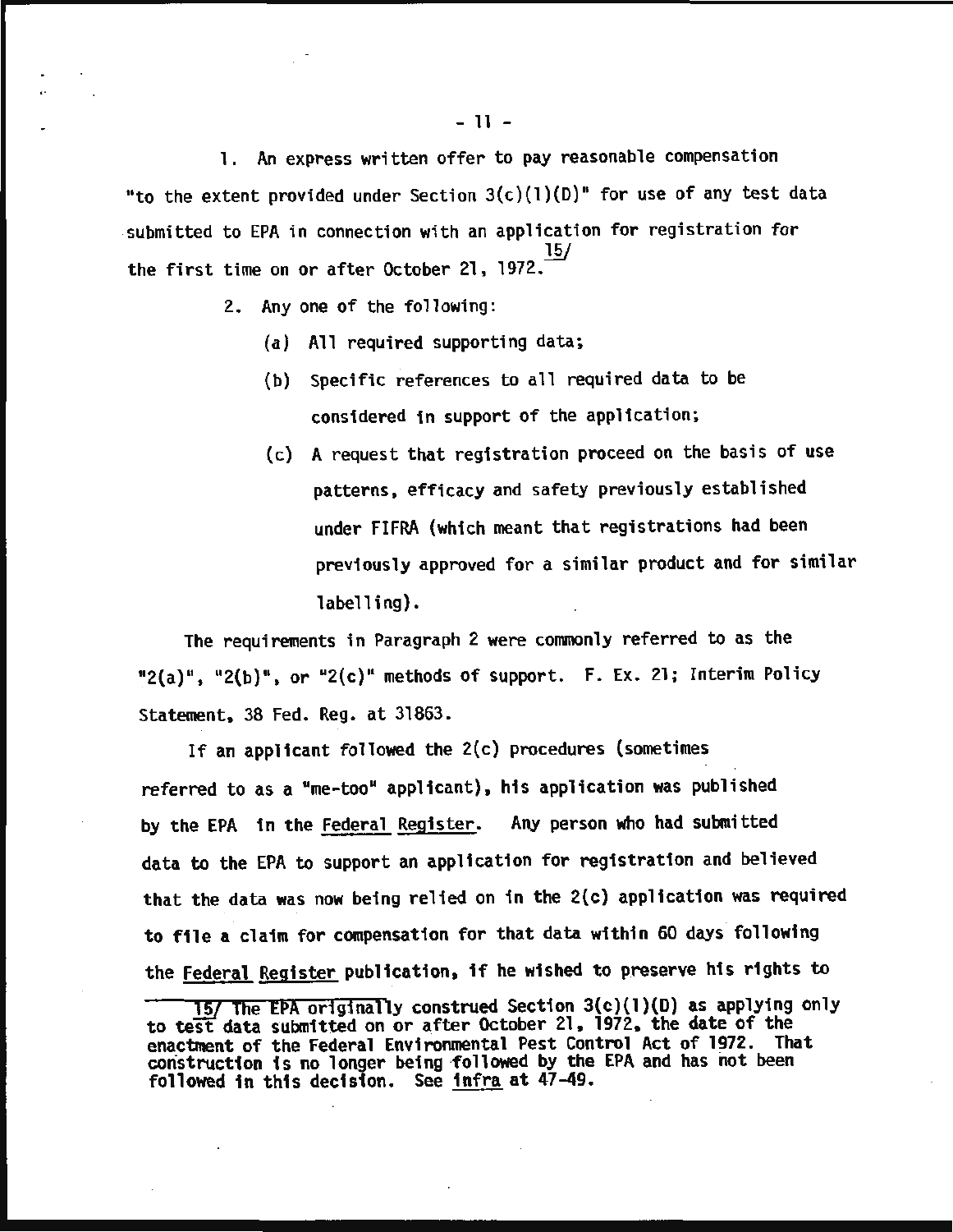1. An express written offer to pay reasonable compensation "to the extent provided under Section 3(c)(1)(D)" for use of any test data submitted to EPA in connection with an application for registration for the first time on or after October 21, 1972.[15/]

2. Any one of the following:

   (a) All required supporting data;

   (b) Specific references to all required data to be considered in support of the application;

   (c) A request that registration proceed on the basis of use patterns, efficacy and safety previously established under FIFRA (which meant that registrations had been previously approved for a similar product and for similar labelling).

The requirements in Paragraph 2 were commonly referred to as the "2(a)", "2(b)", or "2(c)" methods of support. F. Ex. 21; Interim Policy Statement, 38 Fed. Reg. at 31863.

If an applicant followed the 2(c) procedures (sometimes referred to as a "me-too" applicant), his application was published by the EPA in the Federal Register. Any person who had submitted data to the EPA to support an application for registration and believed that the data was now being relied on in the 2(c) application was required to file a claim for compensation for that data within 60 days following the Federal Register publication, if he wished to preserve his rights to

---

15/ The EPA originally construed Section 3(c)(1)(D) as applying only to test data submitted on or after October 21, 1972, the date of the enactment of the Federal Environmental Pest Control Act of 1972. That construction is no longer being followed by the EPA and has not been followed in this decision. See *infra* at 47-49.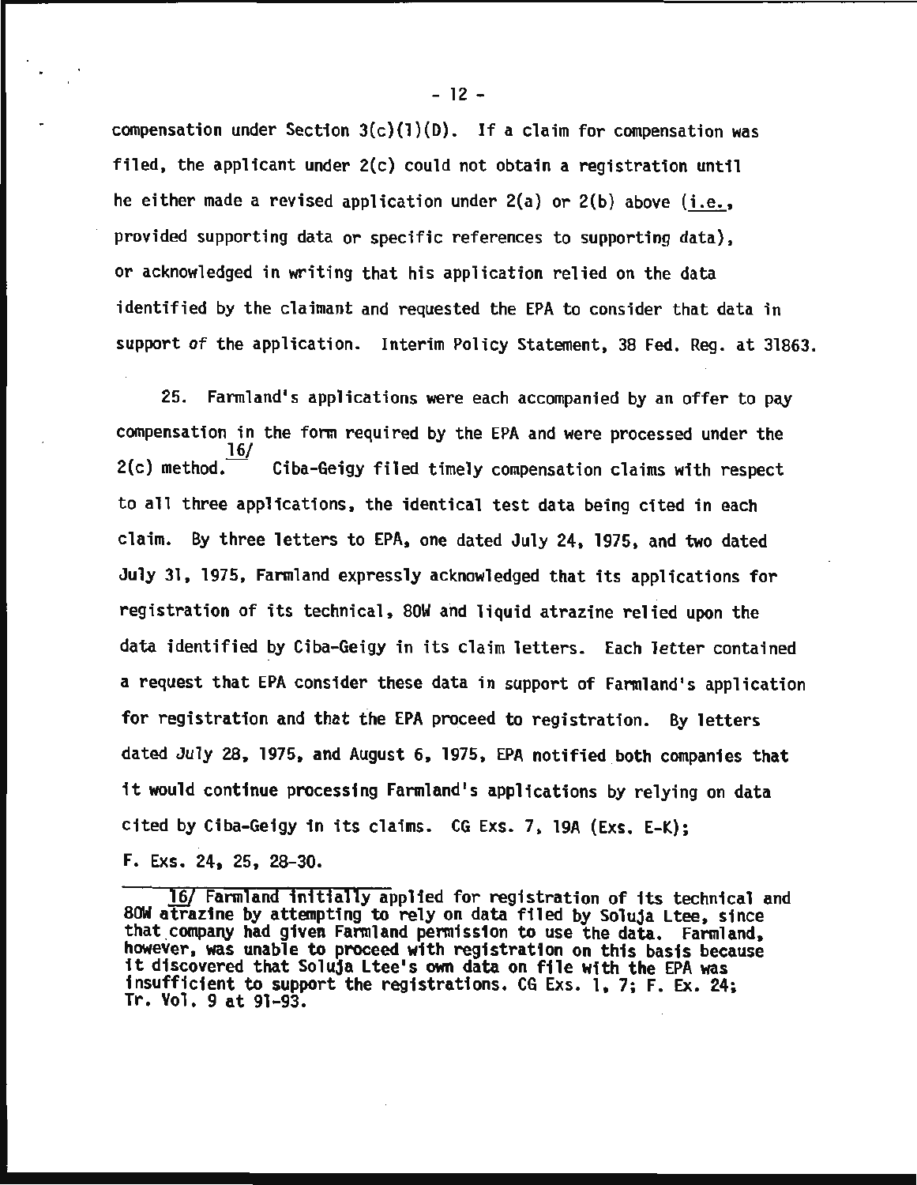compensation under Section 3(c)(1)(D). If a claim for compensation was filed, the applicant under 2(c) could not obtain a registration until he either made a revised application under 2(a) or 2(b) above (i.e., provided supporting data or specific references to supporting data), or acknowledged in writing that his application relied on the data identified by the claimant and requested the EPA to consider that data in support of the application. Interim Policy Statement, 38 Fed. Reg. at 31863.

25. Farmland's applications were each accompanied by an offer to pay compensation in the form required by the EPA and were processed under the 2(c) method.[16/] Ciba-Geigy filed timely compensation claims with respect to all three applications, the identical test data being cited in each claim. By three letters to EPA, one dated July 24, 1975, and two dated July 31, 1975, Farmland expressly acknowledged that its applications for registration of its technical, 80W and liquid atrazine relied upon the data identified by Ciba-Geigy in its claim letters. Each letter contained a request that EPA consider these data in support of Farmland's application for registration and that the EPA proceed to registration. By letters dated July 28, 1975, and August 6, 1975, EPA notified both companies that it would continue processing Farmland's applications by relying on data cited by Ciba-Geigy in its claims. CG Exs. 7, 19A (Exs. E-K); F. Exs. 24, 25, 28-30.

---

16/ Farmland initially applied for registration of its technical and 80W atrazine by attempting to rely on data filed by Soluja Ltee, since that company had given Farmland permission to use the data. Farmland, however, was unable to proceed with registration on this basis because it discovered that Soluja Ltee's own data on file with the EPA was insufficient to support the registrations. CG Exs. 1, 7; F. Ex. 24; Tr. Vol. 9 at 91-93.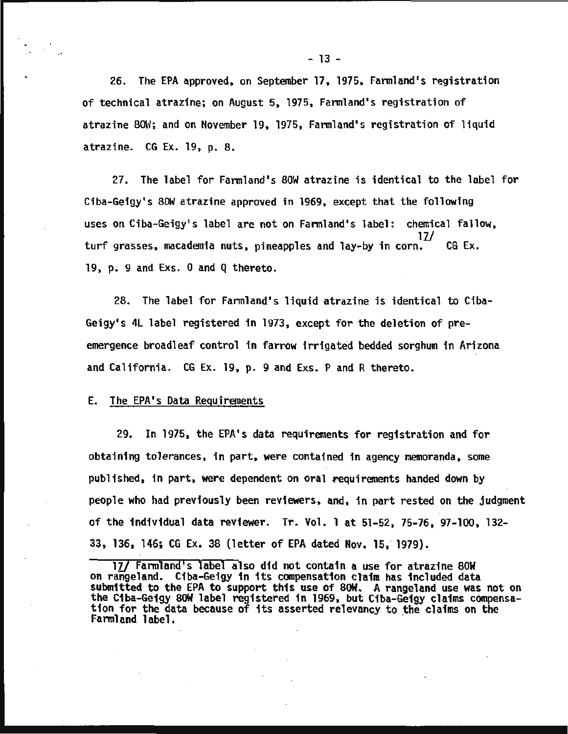26. The EPA approved, on September 17, 1975, Farmland's registration of technical atrazine; on August 5, 1975, Farmland's registration of atrazine 80W; and on November 19, 1975, Farmland's registration of liquid atrazine. CG Ex. 19, p. 8.

27. The label for Farmland's 80W atrazine is identical to the label for Ciba-Geigy's 80W atrazine approved in 1969, except that the following uses on Ciba-Geigy's label are not on Farmland's label: chemical fallow, turf grasses, macademia nuts, pineapples and lay-by in corn.[17/] CG Ex. 19, p. 9 and Exs. O and Q thereto.

28. The label for Farmland's liquid atrazine is identical to Ciba-Geigy's 4L label registered in 1973, except for the deletion of pre-emergence broadleaf control in farrow irrigated bedded sorghum in Arizona and California. CG Ex. 19, p. 9 and Exs. P and R thereto.

E. <u>The EPA's Data Requirements</u>

29. In 1975, the EPA's data requirements for registration and for obtaining tolerances, in part, were contained in agency memoranda, some published, in part, were dependent on oral requirements handed down by people who had previously been reviewers, and, in part rested on the judgment of the individual data reviewer. Tr. Vol. 1 at 51-52, 75-76, 97-100, 132-33, 136, 146; CG Ex. 38 (letter of EPA dated Nov. 15, 1979).

---

17/ Farmland's label also did not contain a use for atrazine 80W on rangeland. Ciba-Geigy in its compensation claim has included data submitted to the EPA to support this use of 80W. A rangeland use was not on the Ciba-Geigy 80W label registered in 1969, but Ciba-Geigy claims compensation for the data because of its asserted relevancy to the claims on the Farmland label.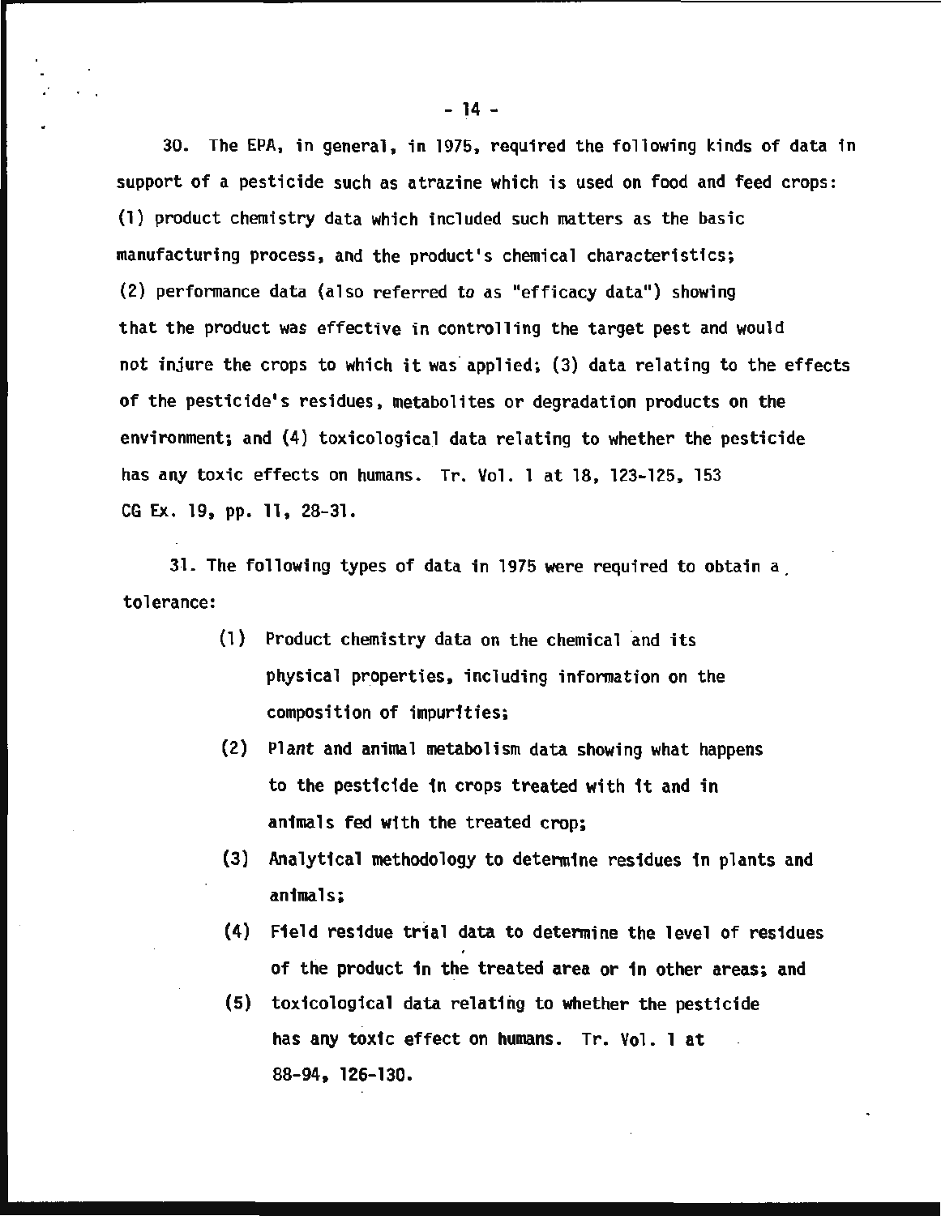30. The EPA, in general, in 1975, required the following kinds of data in support of a pesticide such as atrazine which is used on food and feed crops: (1) product chemistry data which included such matters as the basic manufacturing process, and the product's chemical characteristics; (2) performance data (also referred to as "efficacy data") showing that the product was effective in controlling the target pest and would not injure the crops to which it was applied; (3) data relating to the effects of the pesticide's residues, metabolites or degradation products on the environment; and (4) toxicological data relating to whether the pesticide has any toxic effects on humans. Tr. Vol. 1 at 18, 123-125, 153 CG Ex. 19, pp. 11, 28-31.

31. The following types of data in 1975 were required to obtain a tolerance:

(1) Product chemistry data on the chemical and its physical properties, including information on the composition of impurities;

(2) Plant and animal metabolism data showing what happens to the pesticide in crops treated with it and in animals fed with the treated crop;

(3) Analytical methodology to determine residues in plants and animals;

(4) Field residue trial data to determine the level of residues of the product in the treated area or in other areas; and

(5) toxicological data relating to whether the pesticide has any toxic effect on humans. Tr. Vol. 1 at 88-94, 126-130.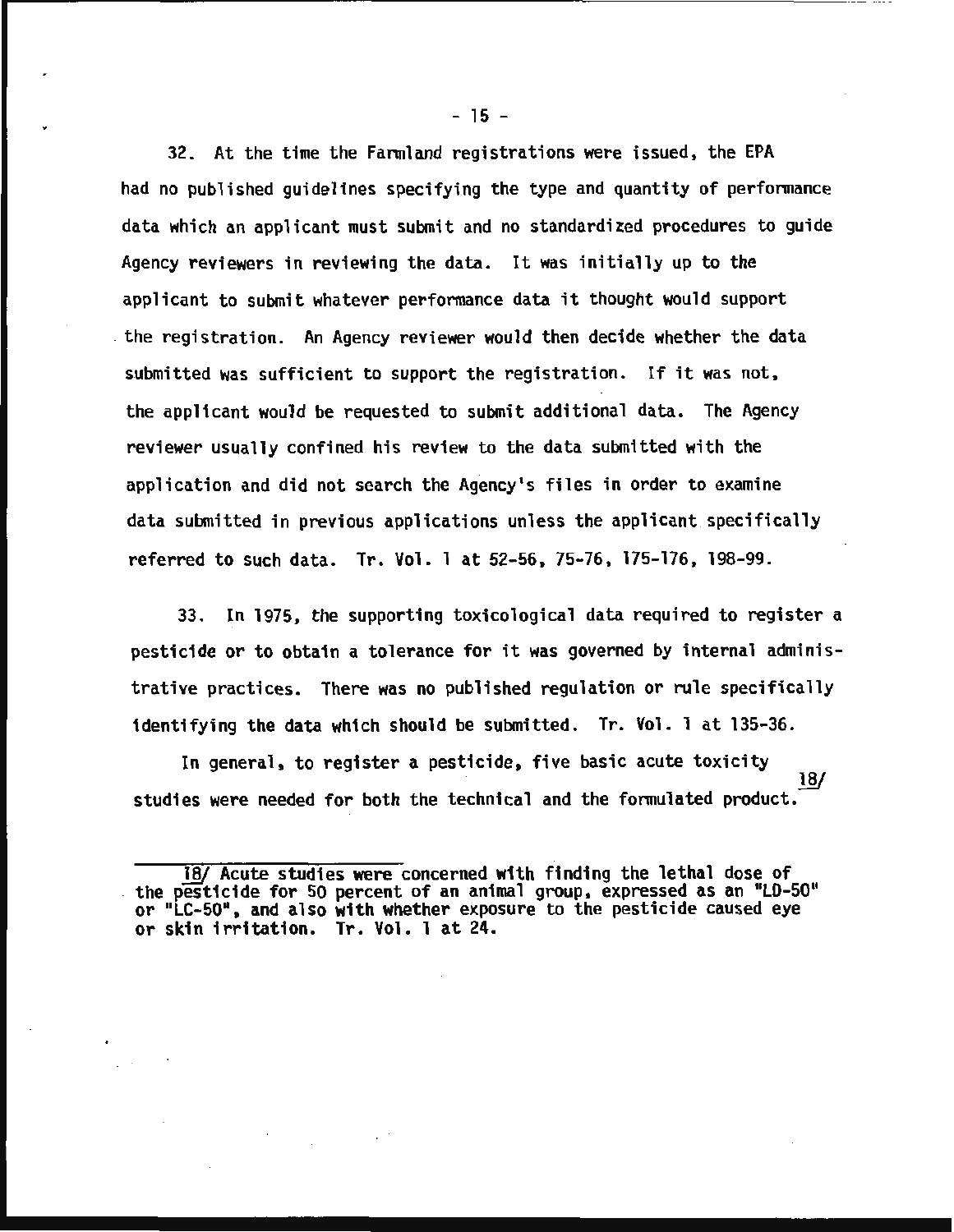32. At the time the Farmland registrations were issued, the EPA had no published guidelines specifying the type and quantity of performance data which an applicant must submit and no standardized procedures to guide Agency reviewers in reviewing the data. It was initially up to the applicant to submit whatever performance data it thought would support the registration. An Agency reviewer would then decide whether the data submitted was sufficient to support the registration. If it was not, the applicant would be requested to submit additional data. The Agency reviewer usually confined his review to the data submitted with the application and did not search the Agency's files in order to examine data submitted in previous applications unless the applicant specifically referred to such data. Tr. Vol. 1 at 52-56, 75-76, 175-176, 198-99.

33. In 1975, the supporting toxicological data required to register a pesticide or to obtain a tolerance for it was governed by internal administrative practices. There was no published regulation or rule specifically identifying the data which should be submitted. Tr. Vol. 1 at 135-36.

In general, to register a pesticide, five basic acute toxicity studies were needed for both the technical and the formulated product. 18/

18/ Acute studies were concerned with finding the lethal dose of the pesticide for 50 percent of an animal group, expressed as an "LD-50" or "LC-50", and also with whether exposure to the pesticide caused eye or skin irritation. Tr. Vol. 1 at 24.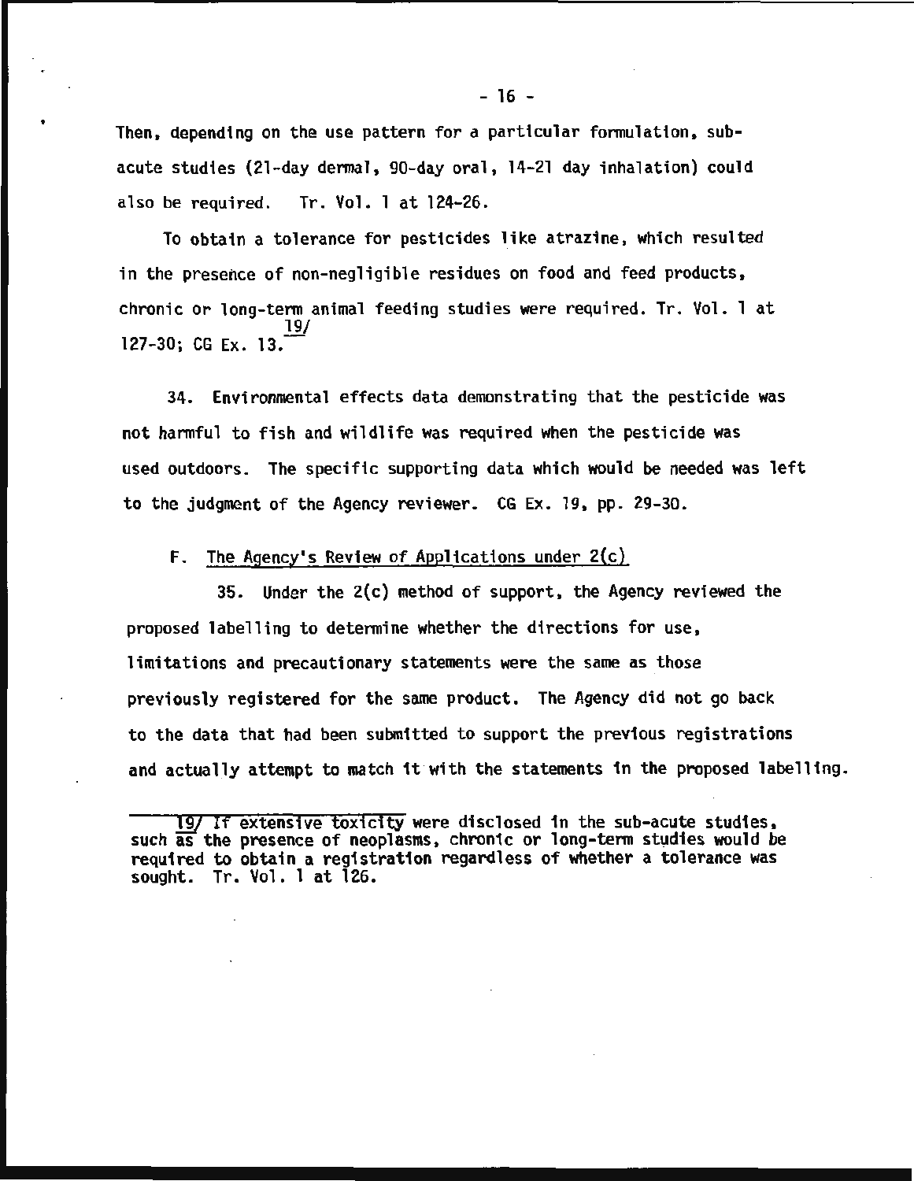Then, depending on the use pattern for a particular formulation, sub-acute studies (21-day dermal, 90-day oral, 14-21 day inhalation) could also be required. Tr. Vol. 1 at 124-26.

To obtain a tolerance for pesticides like atrazine, which resulted in the presence of non-negligible residues on food and feed products, chronic or long-term animal feeding studies were required. Tr. Vol. 1 at 127-30; CG Ex. 13.[19/]

34. Environmental effects data demonstrating that the pesticide was not harmful to fish and wildlife was required when the pesticide was used outdoors. The specific supporting data which would be needed was left to the judgment of the Agency reviewer. CG Ex. 19, pp. 29-30.

F. <u>The Agency's Review of Applications under 2(c)</u>

35. Under the 2(c) method of support, the Agency reviewed the proposed labelling to determine whether the directions for use, limitations and precautionary statements were the same as those previously registered for the same product. The Agency did not go back to the data that had been submitted to support the previous registrations and actually attempt to match it with the statements in the proposed labelling.

---

19/ If extensive toxicity were disclosed in the sub-acute studies, such as the presence of neoplasms, chronic or long-term studies would be required to obtain a registration regardless of whether a tolerance was sought. Tr. Vol. 1 at 126.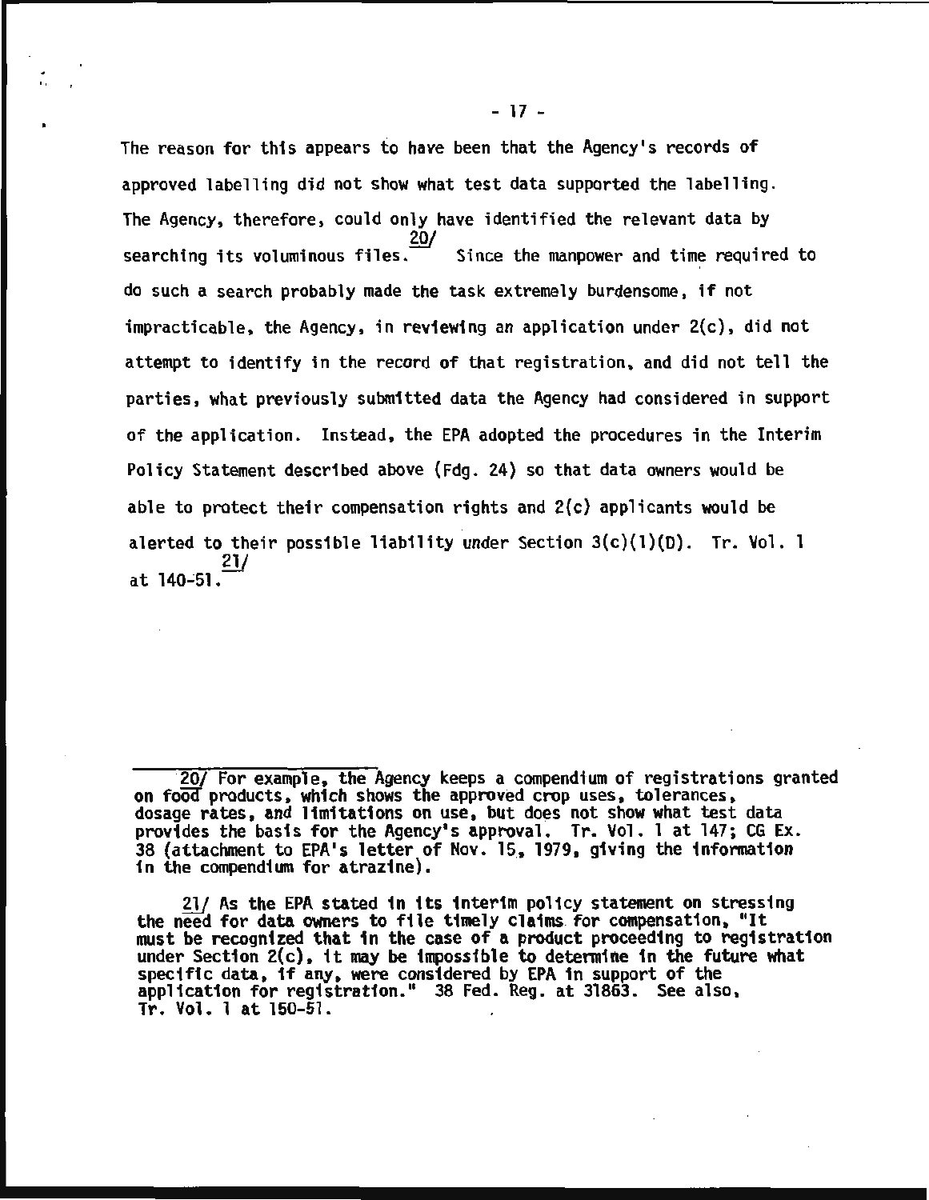The reason for this appears to have been that the Agency's records of approved labelling did not show what test data supported the labelling. The Agency, therefore, could only have identified the relevant data by searching its voluminous files.[20/] Since the manpower and time required to do such a search probably made the task extremely burdensome, if not impracticable, the Agency, in reviewing an application under 2(c), did not attempt to identify in the record of that registration, and did not tell the parties, what previously submitted data the Agency had considered in support of the application. Instead, the EPA adopted the procedures in the Interim Policy Statement described above (Fdg. 24) so that data owners would be able to protect their compensation rights and 2(c) applicants would be alerted to their possible liability under Section 3(c)(1)(D). Tr. Vol. 1 at 140-51.[21/]

---

20/ For example, the Agency keeps a compendium of registrations granted on food products, which shows the approved crop uses, tolerances, dosage rates, and limitations on use, but does not show what test data provides the basis for the Agency's approval. Tr. Vol. 1 at 147; CG Ex. 38 (attachment to EPA's letter of Nov. 15, 1979, giving the information in the compendium for atrazine).

21/ As the EPA stated in its interim policy statement on stressing the need for data owners to file timely claims for compensation, "It must be recognized that in the case of a product proceeding to registration under Section 2(c), it may be impossible to determine in the future what specific data, if any, were considered by EPA in support of the application for registration." 38 Fed. Reg. at 31863. See also, Tr. Vol. 1 at 150-51.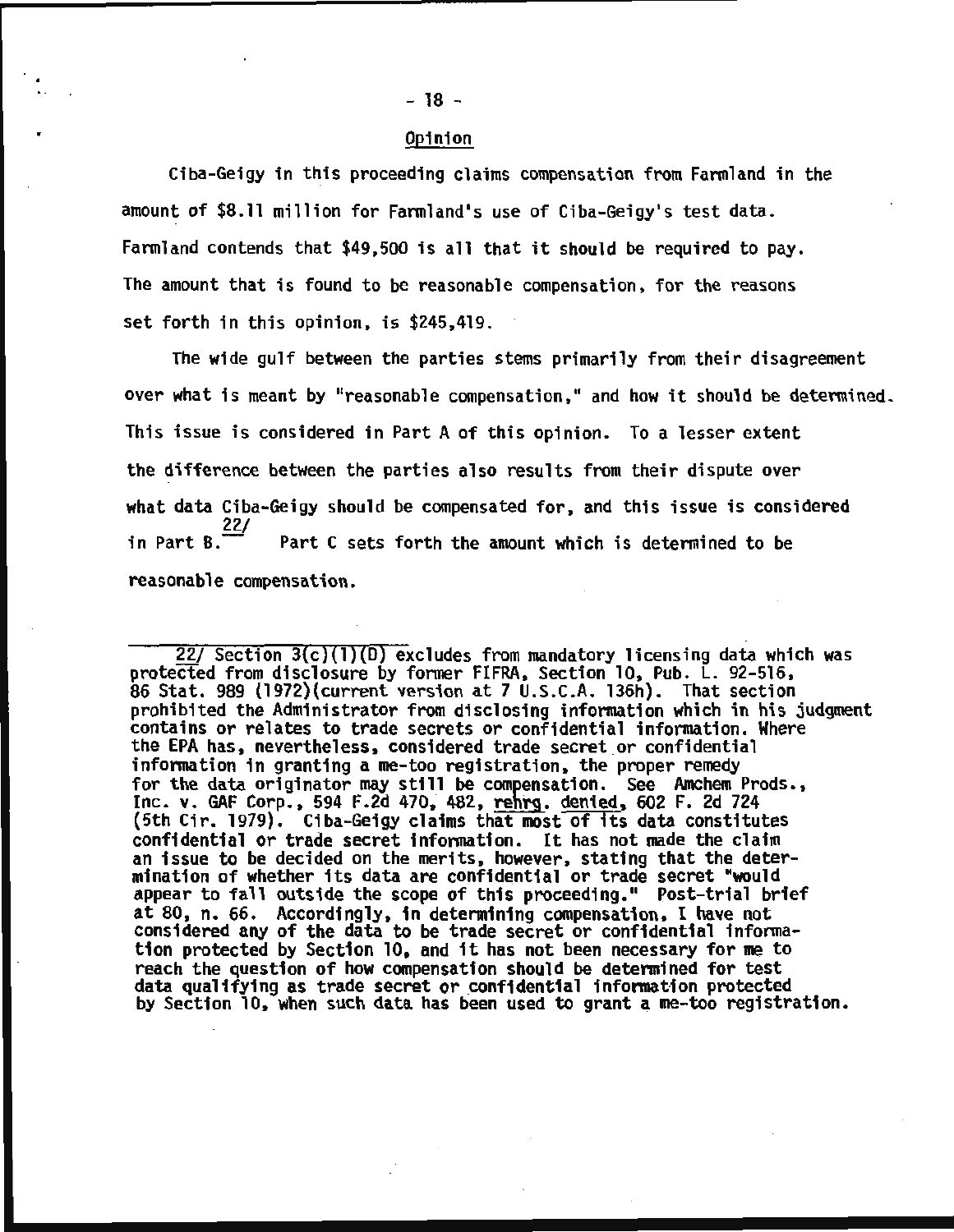## Opinion

Ciba-Geigy in this proceeding claims compensation from Farmland in the amount of $8.11 million for Farmland's use of Ciba-Geigy's test data. Farmland contends that $49,500 is all that it should be required to pay. The amount that is found to be reasonable compensation, for the reasons set forth in this opinion, is $245,419.

The wide gulf between the parties stems primarily from their disagreement over what is meant by "reasonable compensation," and how it should be determined. This issue is considered in Part A of this opinion. To a lesser extent the difference between the parties also results from their dispute over what data Ciba-Geigy should be compensated for, and this issue is considered in Part B.[22] Part C sets forth the amount which is determined to be reasonable compensation.

---

22/ Section 3(c)(1)(D) excludes from mandatory licensing data which was protected from disclosure by former FIFRA, Section 10, Pub. L. 92-516, 86 Stat. 989 (1972)(current version at 7 U.S.C.A. 136h). That section prohibited the Administrator from disclosing information which in his judgment contains or relates to trade secrets or confidential information. Where the EPA has, nevertheless, considered trade secret or confidential information in granting a me-too registration, the proper remedy for the data originator may still be compensation. See Amchem Prods., Inc. v. GAF Corp., 594 F.2d 470, 482, _rehrg. denied_, 602 F. 2d 724 (5th Cir. 1979). Ciba-Geigy claims that most of its data constitutes confidential or trade secret information. It has not made the claim an issue to be decided on the merits, however, stating that the determination of whether its data are confidential or trade secret "would appear to fall outside the scope of this proceeding." Post-trial brief at 80, n. 66. Accordingly, in determining compensation, I have not considered any of the data to be trade secret or confidential information protected by Section 10, and it has not been necessary for me to reach the question of how compensation should be determined for test data qualifying as trade secret or confidential information protected by Section 10, when such data has been used to grant a me-too registration.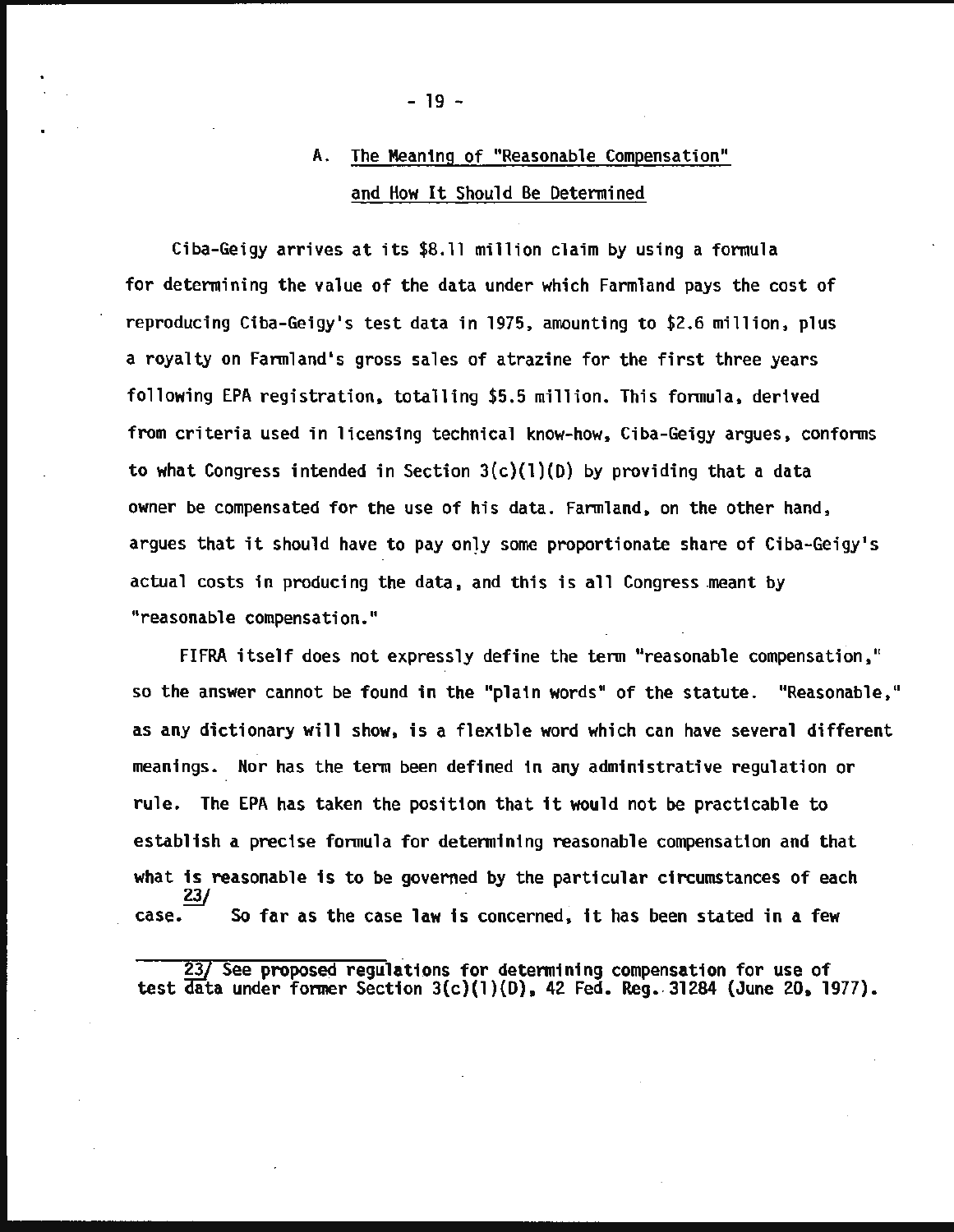## A. The Meaning of "Reasonable Compensation" and How It Should Be Determined

Ciba-Geigy arrives at its $8.11 million claim by using a formula for determining the value of the data under which Farmland pays the cost of reproducing Ciba-Geigy's test data in 1975, amounting to $2.6 million, plus a royalty on Farmland's gross sales of atrazine for the first three years following EPA registration, totalling $5.5 million. This formula, derived from criteria used in licensing technical know-how, Ciba-Geigy argues, conforms to what Congress intended in Section 3(c)(1)(D) by providing that a data owner be compensated for the use of his data. Farmland, on the other hand, argues that it should have to pay only some proportionate share of Ciba-Geigy's actual costs in producing the data, and this is all Congress meant by "reasonable compensation."

FIFRA itself does not expressly define the term "reasonable compensation," so the answer cannot be found in the "plain words" of the statute. "Reasonable," as any dictionary will show, is a flexible word which can have several different meanings. Nor has the term been defined in any administrative regulation or rule. The EPA has taken the position that it would not be practicable to establish a precise formula for determining reasonable compensation and that what is reasonable is to be governed by the particular circumstances of each case.[23/] So far as the case law is concerned, it has been stated in a few

23/ See proposed regulations for determining compensation for use of test data under former Section 3(c)(1)(D), 42 Fed. Reg. 31284 (June 20, 1977).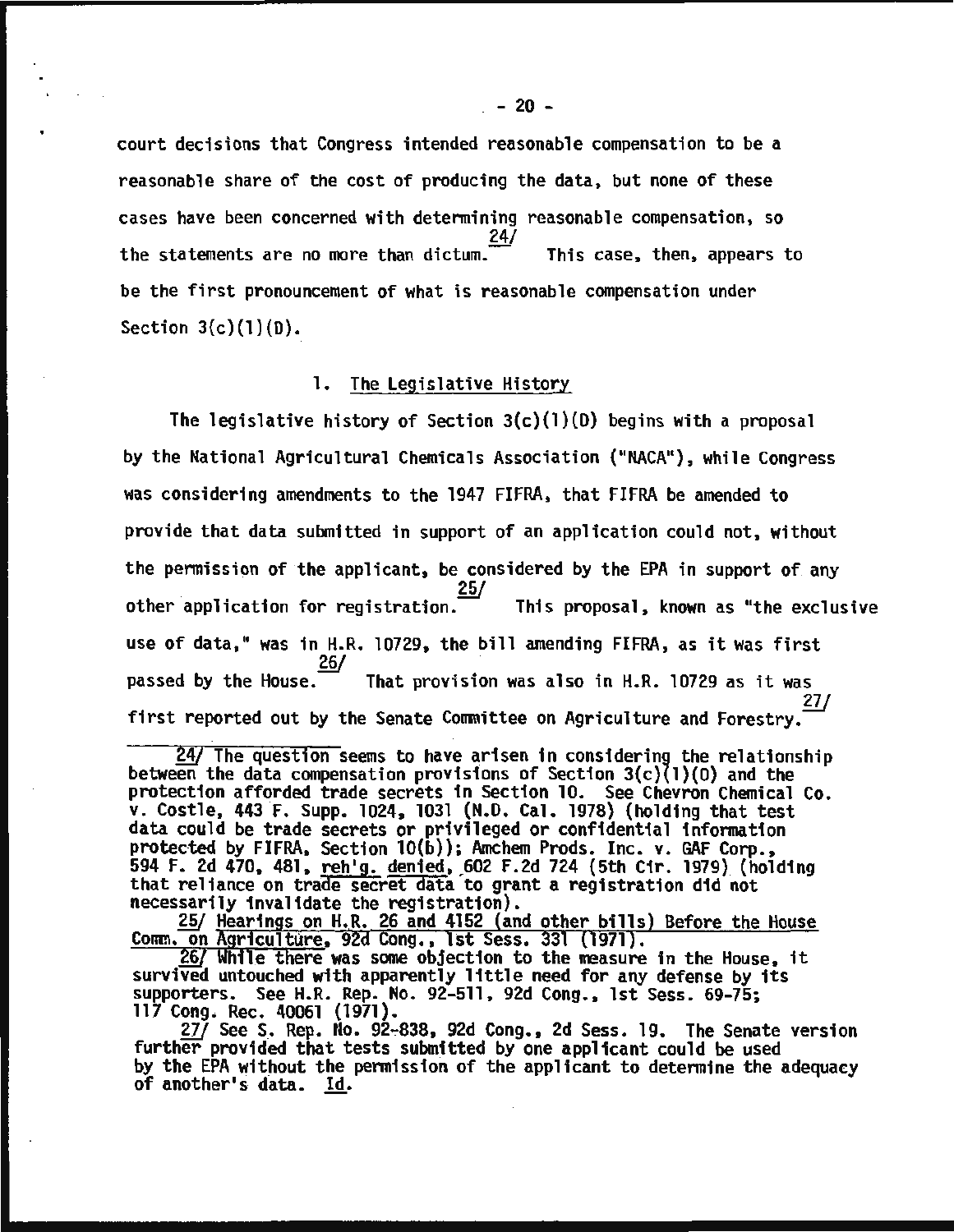court decisions that Congress intended reasonable compensation to be a reasonable share of the cost of producing the data, but none of these cases have been concerned with determining reasonable compensation, so the statements are no more than dictum.[24/] This case, then, appears to be the first pronouncement of what is reasonable compensation under Section 3(c)(1)(D).

### 1. The Legislative History

The legislative history of Section 3(c)(1)(D) begins with a proposal by the National Agricultural Chemicals Association ("NACA"), while Congress was considering amendments to the 1947 FIFRA, that FIFRA be amended to provide that data submitted in support of an application could not, without the permission of the applicant, be considered by the EPA in support of any other application for registration.[25/] This proposal, known as "the exclusive use of data," was in H.R. 10729, the bill amending FIFRA, as it was first passed by the House.[26/] That provision was also in H.R. 10729 as it was first reported out by the Senate Committee on Agriculture and Forestry.[27/]

---

24/ The question seems to have arisen in considering the relationship between the data compensation provisions of Section 3(c)(1)(D) and the protection afforded trade secrets in Section 10. See Chevron Chemical Co. v. Costle, 443 F. Supp. 1024, 1031 (N.D. Cal. 1978) (holding that test data could be trade secrets or privileged or confidential information protected by FIFRA, Section 10(b)); Amchem Prods. Inc. v. GAF Corp., 594 F. 2d 470, 481, _reh'g. denied_, 602 F.2d 724 (5th Cir. 1979) (holding that reliance on trade secret data to grant a registration did not necessarily invalidate the registration).

25/ _Hearings on H.R. 26 and 4152 (and other bills) Before the House Comm. on Agriculture_, 92d Cong., 1st Sess. 331 (1971).

26/ While there was some objection to the measure in the House, it survived untouched with apparently little need for any defense by its supporters. See H.R. Rep. No. 92-511, 92d Cong., 1st Sess. 69-75; 117 Cong. Rec. 40061 (1971).

27/ See S. Rep. No. 92-838, 92d Cong., 2d Sess. 19. The Senate version further provided that tests submitted by one applicant could be used by the EPA without the permission of the applicant to determine the adequacy of another's data. _Id._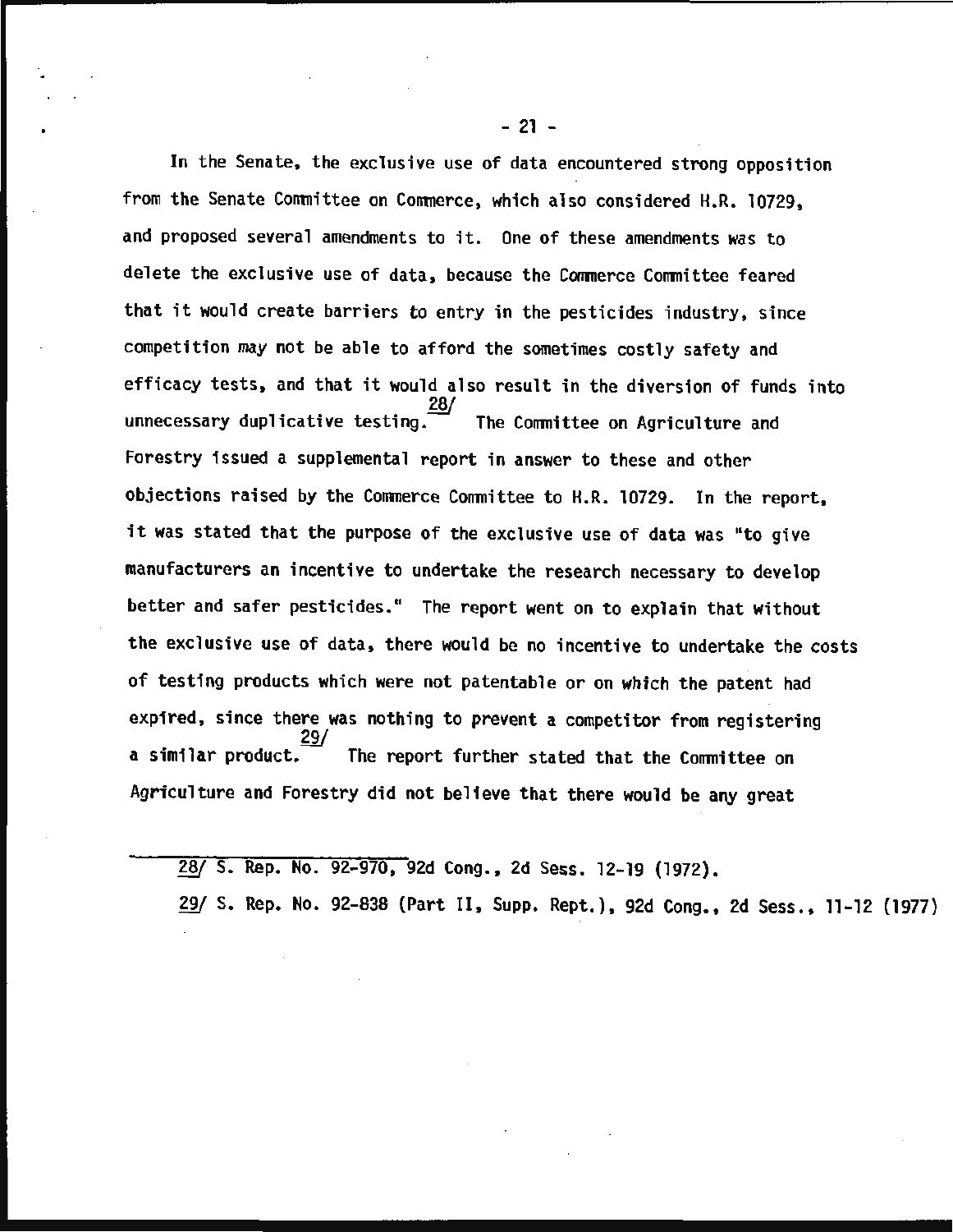In the Senate, the exclusive use of data encountered strong opposition from the Senate Committee on Commerce, which also considered H.R. 10729, and proposed several amendments to it. One of these amendments was to delete the exclusive use of data, because the Commerce Committee feared that it would create barriers to entry in the pesticides industry, since competition may not be able to afford the sometimes costly safety and efficacy tests, and that it would also result in the diversion of funds into unnecessary duplicative testing.[28] The Committee on Agriculture and Forestry issued a supplemental report in answer to these and other objections raised by the Commerce Committee to H.R. 10729. In the report, it was stated that the purpose of the exclusive use of data was "to give manufacturers an incentive to undertake the research necessary to develop better and safer pesticides." The report went on to explain that without the exclusive use of data, there would be no incentive to undertake the costs of testing products which were not patentable or on which the patent had expired, since there was nothing to prevent a competitor from registering a similar product.[29] The report further stated that the Committee on Agriculture and Forestry did not believe that there would be any great

---

28/ S. Rep. No. 92-970, 92d Cong., 2d Sess. 12-19 (1972).

29/ S. Rep. No. 92-838 (Part II, Supp. Rept.), 92d Cong., 2d Sess., 11-12 (1977)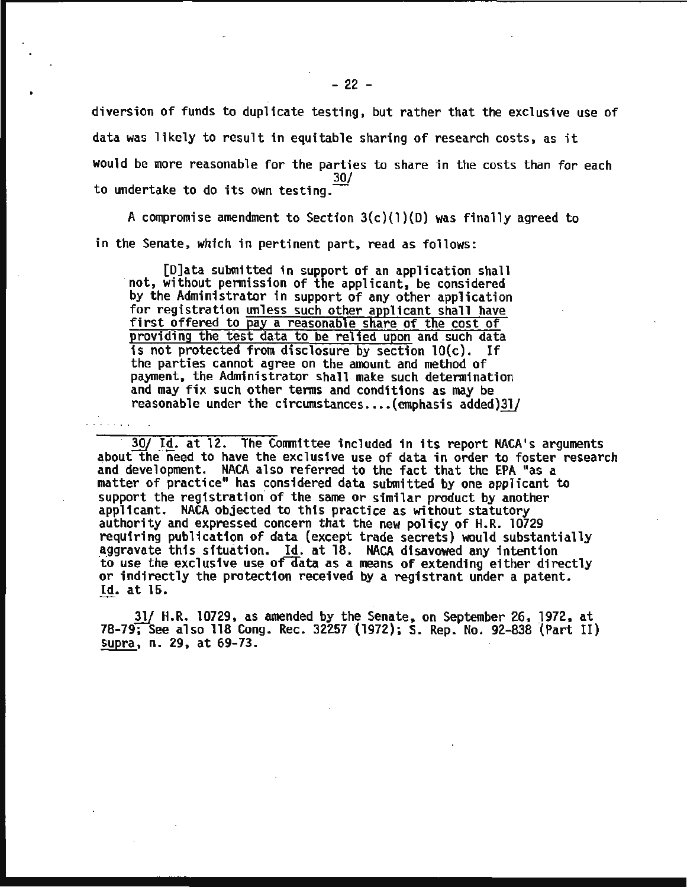diversion of funds to duplicate testing, but rather that the exclusive use of data was likely to result in equitable sharing of research costs, as it would be more reasonable for the parties to share in the costs than for each to undertake to do its own testing.[30/]

A compromise amendment to Section 3(c)(1)(D) was finally agreed to in the Senate, which in pertinent part, read as follows:

> [D]ata submitted in support of an application shall not, without permission of the applicant, be considered by the Administrator in support of any other application for registration <u>unless such other applicant shall have first offered to pay a reasonable share of the cost of providing the test data to be relied upon</u> and such data is not protected from disclosure by section 10(c). If the parties cannot agree on the amount and method of payment, the Administrator shall make such determination and may fix such other terms and conditions as may be reasonable under the circumstances....(emphasis added)[31/]

---

30/ *Id.* at 12. The Committee included in its report NACA's arguments about the need to have the exclusive use of data in order to foster research and development. NACA also referred to the fact that the EPA "as a matter of practice" has considered data submitted by one applicant to support the registration of the same or similar product by another applicant. NACA objected to this practice as without statutory authority and expressed concern that the new policy of H.R. 10729 requiring publication of data (except trade secrets) would substantially aggravate this situation. *Id.* at 18. NACA disavowed any intention to use the exclusive use of data as a means of extending either directly or indirectly the protection received by a registrant under a patent. *Id.* at 15.

31/ H.R. 10729, as amended by the Senate, on September 26, 1972, at 78-79; See also 118 Cong. Rec. 32257 (1972); S. Rep. No. 92-838 (Part II) *supra*, n. 29, at 69-73.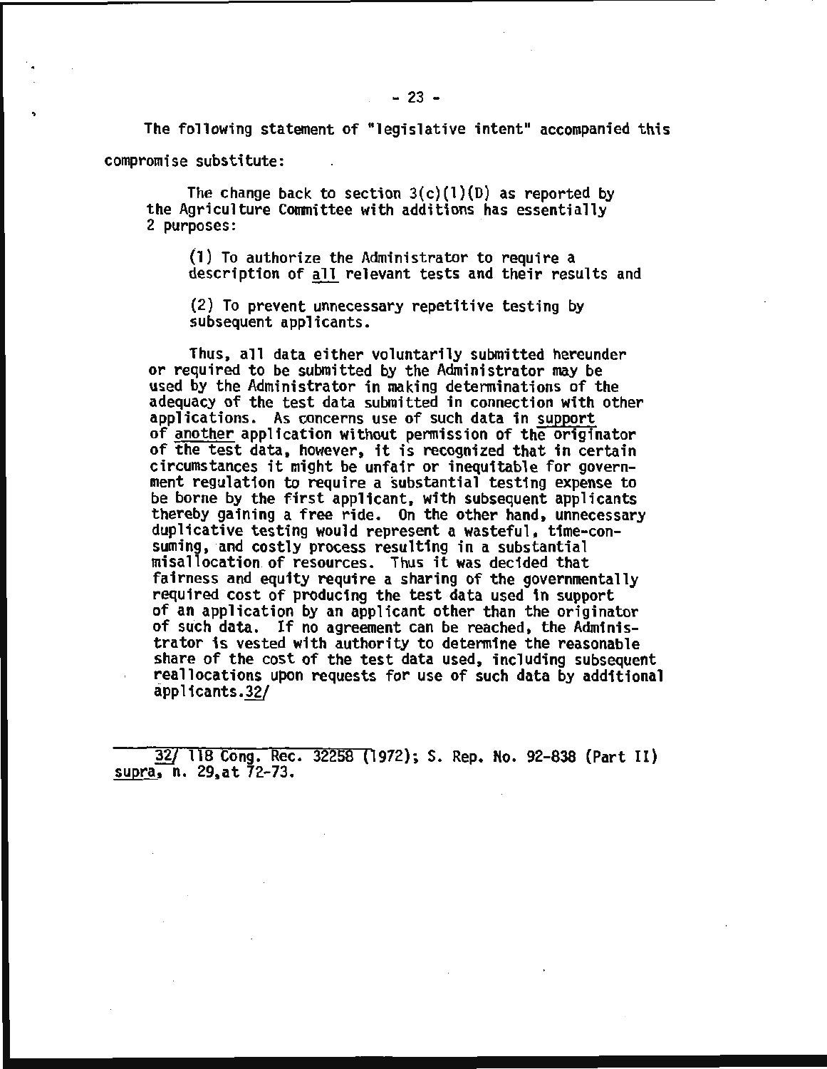The following statement of "legislative intent" accompanied this compromise substitute:

> The change back to section 3(c)(1)(D) as reported by the Agriculture Committee with additions has essentially 2 purposes:
>
> (1) To authorize the Administrator to require a description of <u>all</u> relevant tests and their results and
>
> (2) To prevent unnecessary repetitive testing by subsequent applicants.
>
> Thus, all data either voluntarily submitted hereunder or required to be submitted by the Administrator may be used by the Administrator in making determinations of the adequacy of the test data submitted in connection with other applications. As concerns use of such data in <u>support</u> of <u>another</u> application without permission of the originator of the test data, however, it is recognized that in certain circumstances it might be unfair or inequitable for government regulation to require a substantial testing expense to be borne by the first applicant, with subsequent applicants thereby gaining a free ride. On the other hand, unnecessary duplicative testing would represent a wasteful, time-consuming, and costly process resulting in a substantial misallocation of resources. Thus it was decided that fairness and equity require a sharing of the governmentally required cost of producing the test data used in support of an application by an applicant other than the originator of such data. If no agreement can be reached, the Administrator is vested with authority to determine the reasonable share of the cost of the test data used, including subsequent reallocations upon requests for use of such data by additional applicants.[32]

---

[32] 118 Cong. Rec. 32258 (1972); S. Rep. No. 92-838 (Part II) <u>supra</u>, n. 29, at 72-73.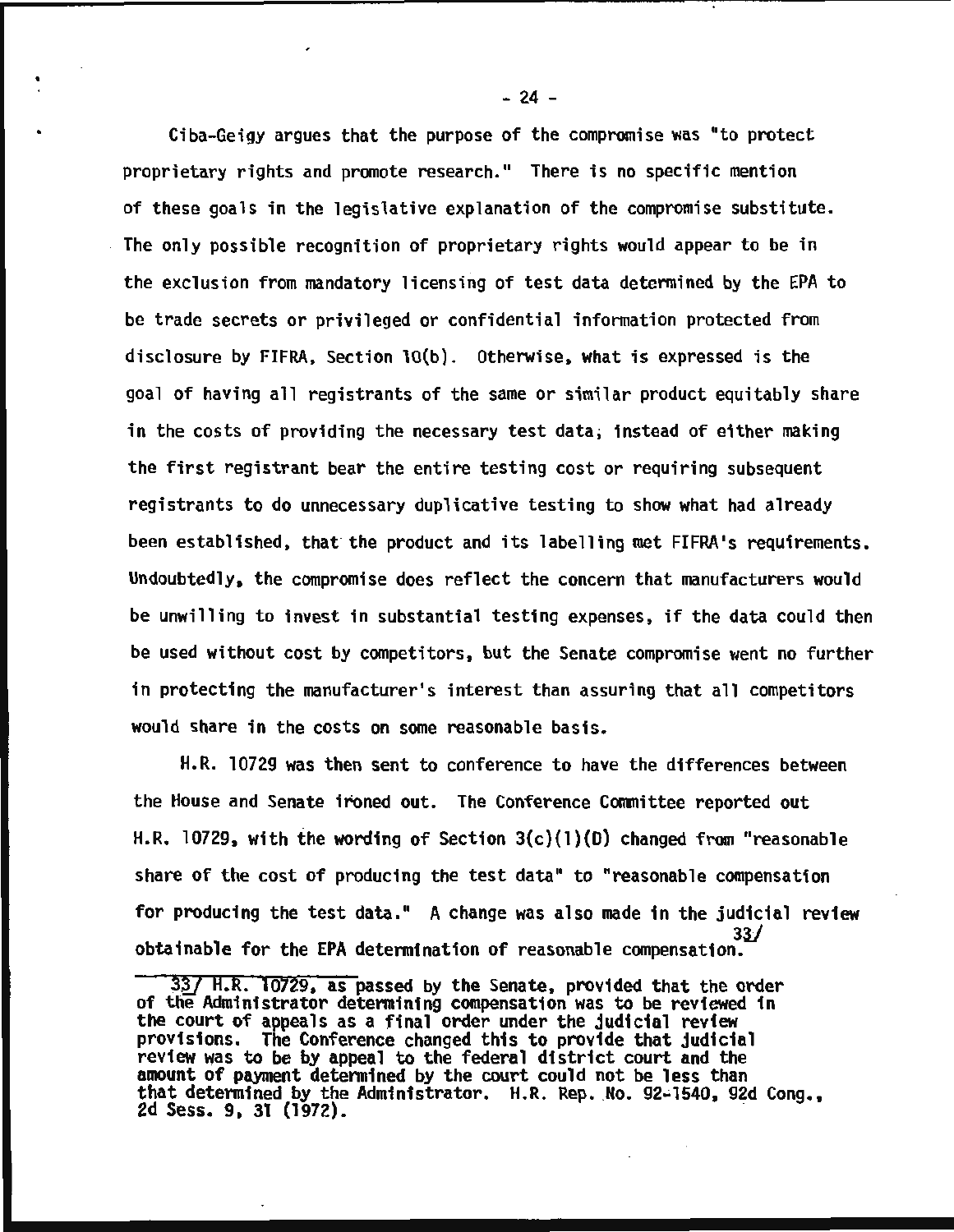Ciba-Geigy argues that the purpose of the compromise was "to protect proprietary rights and promote research." There is no specific mention of these goals in the legislative explanation of the compromise substitute. The only possible recognition of proprietary rights would appear to be in the exclusion from mandatory licensing of test data determined by the EPA to be trade secrets or privileged or confidential information protected from disclosure by FIFRA, Section 10(b). Otherwise, what is expressed is the goal of having all registrants of the same or similar product equitably share in the costs of providing the necessary test data, instead of either making the first registrant bear the entire testing cost or requiring subsequent registrants to do unnecessary duplicative testing to show what had already been established, that the product and its labelling met FIFRA's requirements. Undoubtedly, the compromise does reflect the concern that manufacturers would be unwilling to invest in substantial testing expenses, if the data could then be used without cost by competitors, but the Senate compromise went no further in protecting the manufacturer's interest than assuring that all competitors would share in the costs on some reasonable basis.

H.R. 10729 was then sent to conference to have the differences between the House and Senate ironed out. The Conference Committee reported out H.R. 10729, with the wording of Section 3(c)(1)(D) changed from "reasonable share of the cost of producing the test data" to "reasonable compensation for producing the test data." A change was also made in the judicial review obtainable for the EPA determination of reasonable compensation.[33]

---

[33] H.R. 10729, as passed by the Senate, provided that the order of the Administrator determining compensation was to be reviewed in the court of appeals as a final order under the judicial review provisions. The Conference changed this to provide that judicial review was to be by appeal to the federal district court and the amount of payment determined by the court could not be less than that determined by the Administrator. H.R. Rep. No. 92-1540, 92d Cong., 2d Sess. 9, 31 (1972).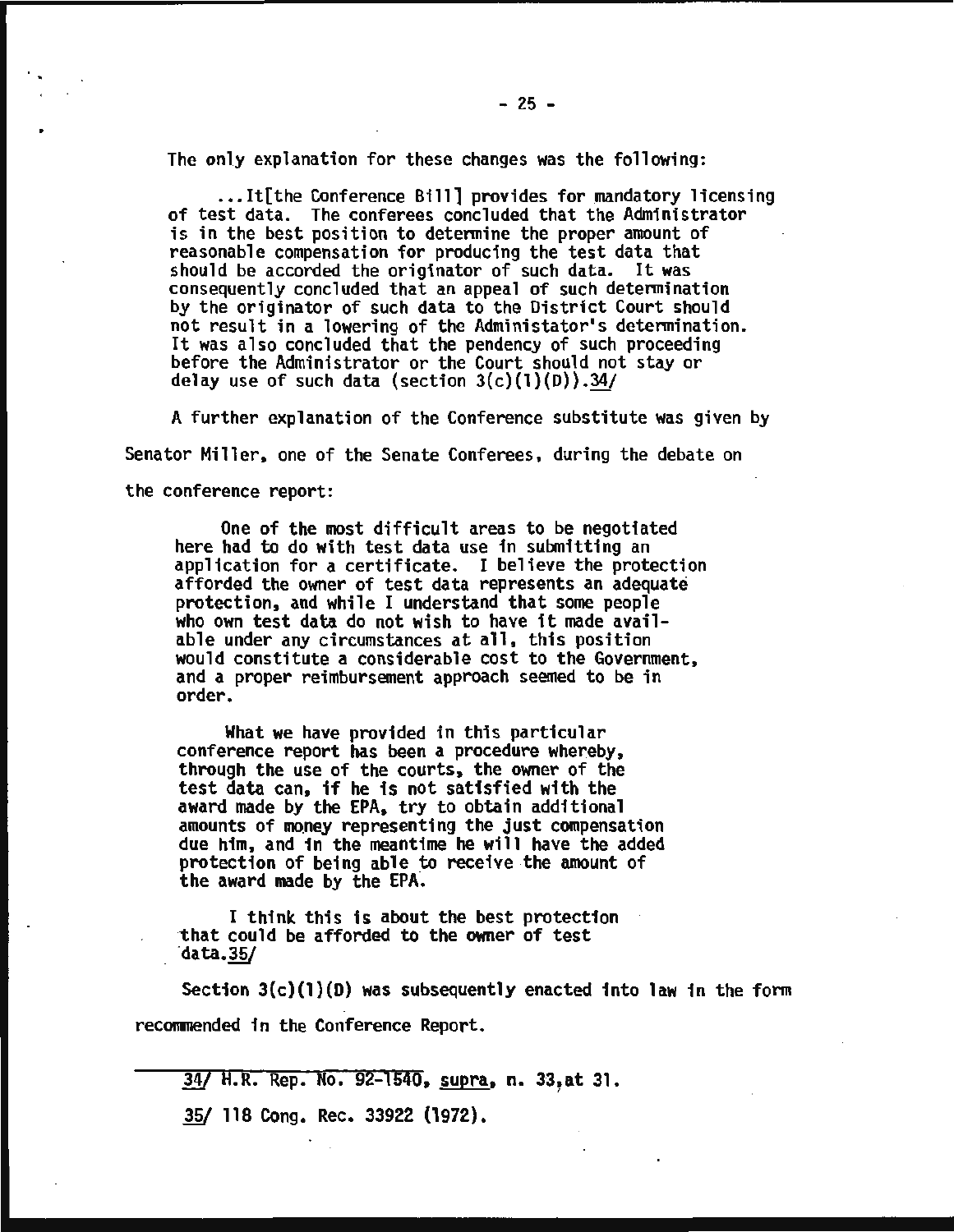The only explanation for these changes was the following:

> ...It[the Conference Bill] provides for mandatory licensing of test data. The conferees concluded that the Administrator is in the best position to determine the proper amount of reasonable compensation for producing the test data that should be accorded the originator of such data. It was consequently concluded that an appeal of such determination by the originator of such data to the District Court should not result in a lowering of the Administator's determination. It was also concluded that the pendency of such proceeding before the Administrator or the Court should not stay or delay use of such data (section 3(c)(1)(D)).34/

A further explanation of the Conference substitute was given by Senator Miller, one of the Senate Conferees, during the debate on the conference report:

> One of the most difficult areas to be negotiated here had to do with test data use in submitting an application for a certificate. I believe the protection afforded the owner of test data represents an adequate protection, and while I understand that some people who own test data do not wish to have it made available under any circumstances at all, this position would constitute a considerable cost to the Government, and a proper reimbursement approach seemed to be in order.
>
> What we have provided in this particular conference report has been a procedure whereby, through the use of the courts, the owner of the test data can, if he is not satisfied with the award made by the EPA, try to obtain additional amounts of money representing the just compensation due him, and in the meantime he will have the added protection of being able to receive the amount of the award made by the EPA.
>
> I think this is about the best protection that could be afforded to the owner of test data.35/

Section 3(c)(1)(D) was subsequently enacted into law in the form recommended in the Conference Report.

---

34/ H.R. Rep. No. 92-1540, *supra*, n. 33, at 31.

35/ 118 Cong. Rec. 33922 (1972).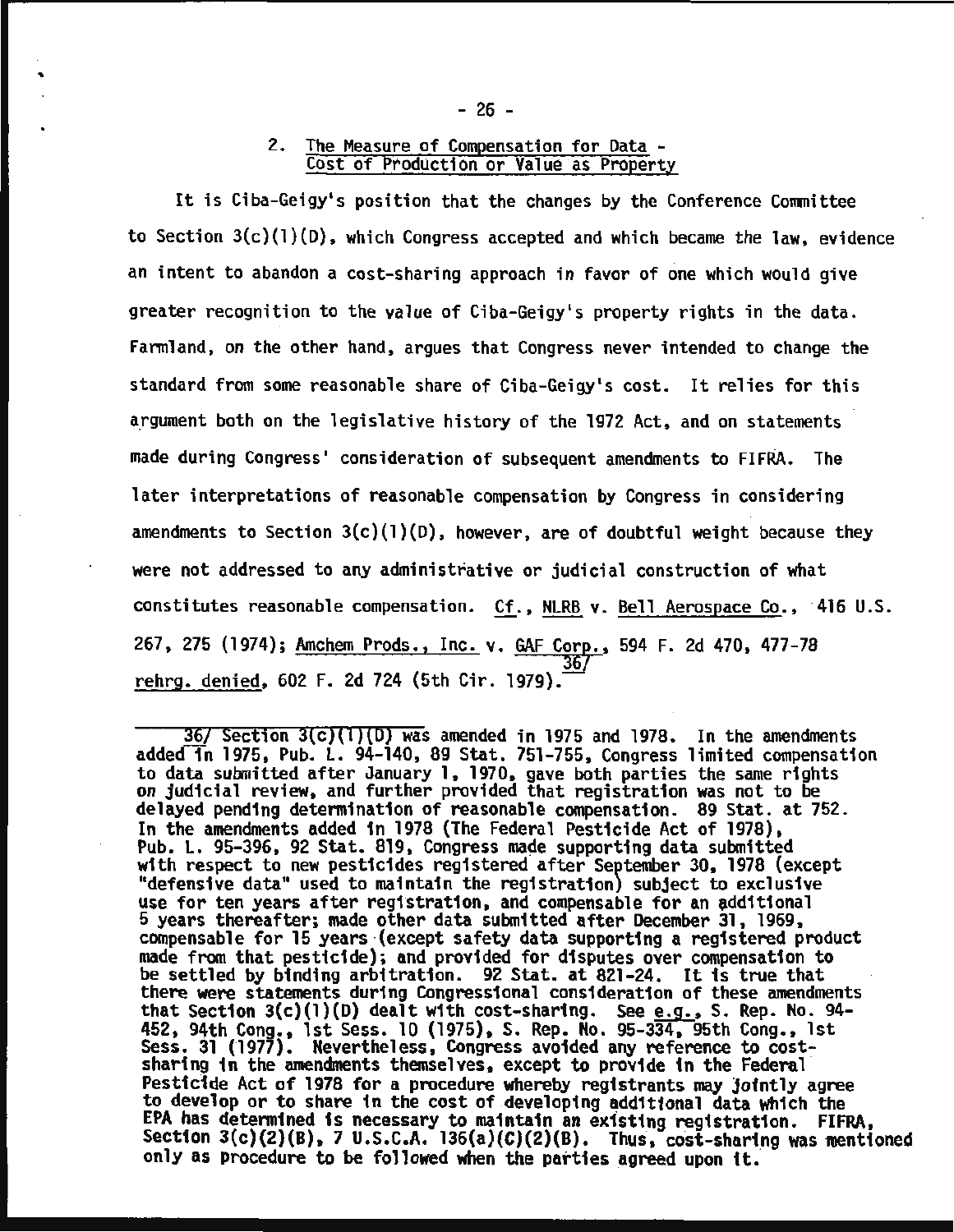## 2. The Measure of Compensation for Data - Cost of Production or Value as Property

It is Ciba-Geigy's position that the changes by the Conference Committee to Section 3(c)(1)(D), which Congress accepted and which became the law, evidence an intent to abandon a cost-sharing approach in favor of one which would give greater recognition to the value of Ciba-Geigy's property rights in the data. Farmland, on the other hand, argues that Congress never intended to change the standard from some reasonable share of Ciba-Geigy's cost. It relies for this argument both on the legislative history of the 1972 Act, and on statements made during Congress' consideration of subsequent amendments to FIFRA. The later interpretations of reasonable compensation by Congress in considering amendments to Section 3(c)(1)(D), however, are of doubtful weight because they were not addressed to any administrative or judicial construction of what constitutes reasonable compensation. Cf., NLRB v. Bell Aerospace Co., 416 U.S. 267, 275 (1974); Amchem Prods., Inc. v. GAF Corp., 594 F. 2d 470, 477-78 rehrg. denied, 602 F. 2d 724 (5th Cir. 1979).[36]

---

36/ Section 3(c)(1)(D) was amended in 1975 and 1978. In the amendments added in 1975, Pub. L. 94-140, 89 Stat. 751-755, Congress limited compensation to data submitted after January 1, 1970, gave both parties the same rights on judicial review, and further provided that registration was not to be delayed pending determination of reasonable compensation. 89 Stat. at 752. In the amendments added in 1978 (The Federal Pesticide Act of 1978), Pub. L. 95-396, 92 Stat. 819, Congress made supporting data submitted with respect to new pesticides registered after September 30, 1978 (except "defensive data" used to maintain the registration) subject to exclusive use for ten years after registration, and compensable for an additional 5 years thereafter; made other data submitted after December 31, 1969, compensable for 15 years (except safety data supporting a registered product made from that pesticide); and provided for disputes over compensation to be settled by binding arbitration. 92 Stat. at 821-24. It is true that there were statements during Congressional consideration of these amendments that Section 3(c)(1)(D) dealt with cost-sharing. See e.g., S. Rep. No. 94-452, 94th Cong., 1st Sess. 10 (1975), S. Rep. No. 95-334, 95th Cong., 1st Sess. 31 (1977). Nevertheless, Congress avoided any reference to cost-sharing in the amendments themselves, except to provide in the Federal Pesticide Act of 1978 for a procedure whereby registrants may jointly agree to develop or to share in the cost of developing additional data which the EPA has determined is necessary to maintain an existing registration. FIFRA, Section 3(c)(2)(B), 7 U.S.C.A. 136(a)(C)(2)(B). Thus, cost-sharing was mentioned only as procedure to be followed when the parties agreed upon it.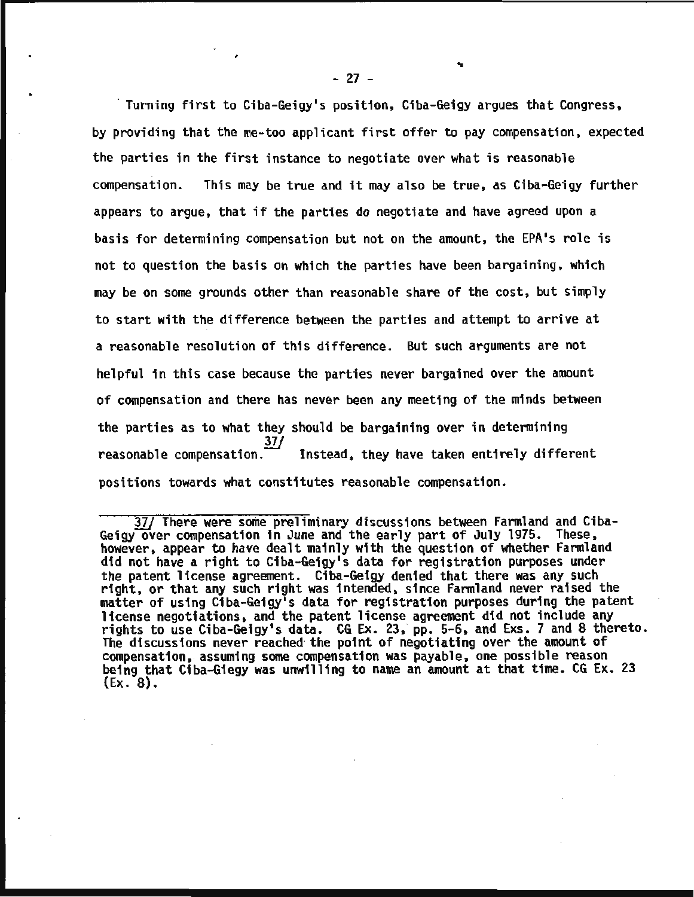Turning first to Ciba-Geigy's position, Ciba-Geigy argues that Congress, by providing that the me-too applicant first offer to pay compensation, expected the parties in the first instance to negotiate over what is reasonable compensation. This may be true and it may also be true, as Ciba-Geigy further appears to argue, that if the parties *do* negotiate and have agreed upon a basis for determining compensation but not on the amount, the EPA's role is not to question the basis on which the parties have been bargaining, which may be on some grounds other than reasonable share of the cost, but simply to start with the difference between the parties and attempt to arrive at a reasonable resolution of this difference. But such arguments are not helpful in this case because the parties never bargained over the amount of compensation and there has never been any meeting of the minds between the parties as to what they should be bargaining over in determining reasonable compensation.[37/] Instead, they have taken entirely different positions towards what constitutes reasonable compensation.

---

37/ There were some preliminary discussions between Farmland and Ciba-Geigy over compensation in June and the early part of July 1975. These, however, appear to have dealt mainly with the question of whether Farmland did not have a right to Ciba-Geigy's data for registration purposes under the patent license agreement. Ciba-Geigy denied that there was any such right, or that any such right was intended, since Farmland never raised the matter of using Ciba-Geigy's data for registration purposes during the patent license negotiations, and the patent license agreement did not include any rights to use Ciba-Geigy's data. CG Ex. 23, pp. 5-6, and Exs. 7 and 8 thereto. The discussions never reached the point of negotiating over the amount of compensation, assuming some compensation was payable, one possible reason being that Ciba-Giegy was unwilling to name an amount at that time. CG Ex. 23 (Ex. 8).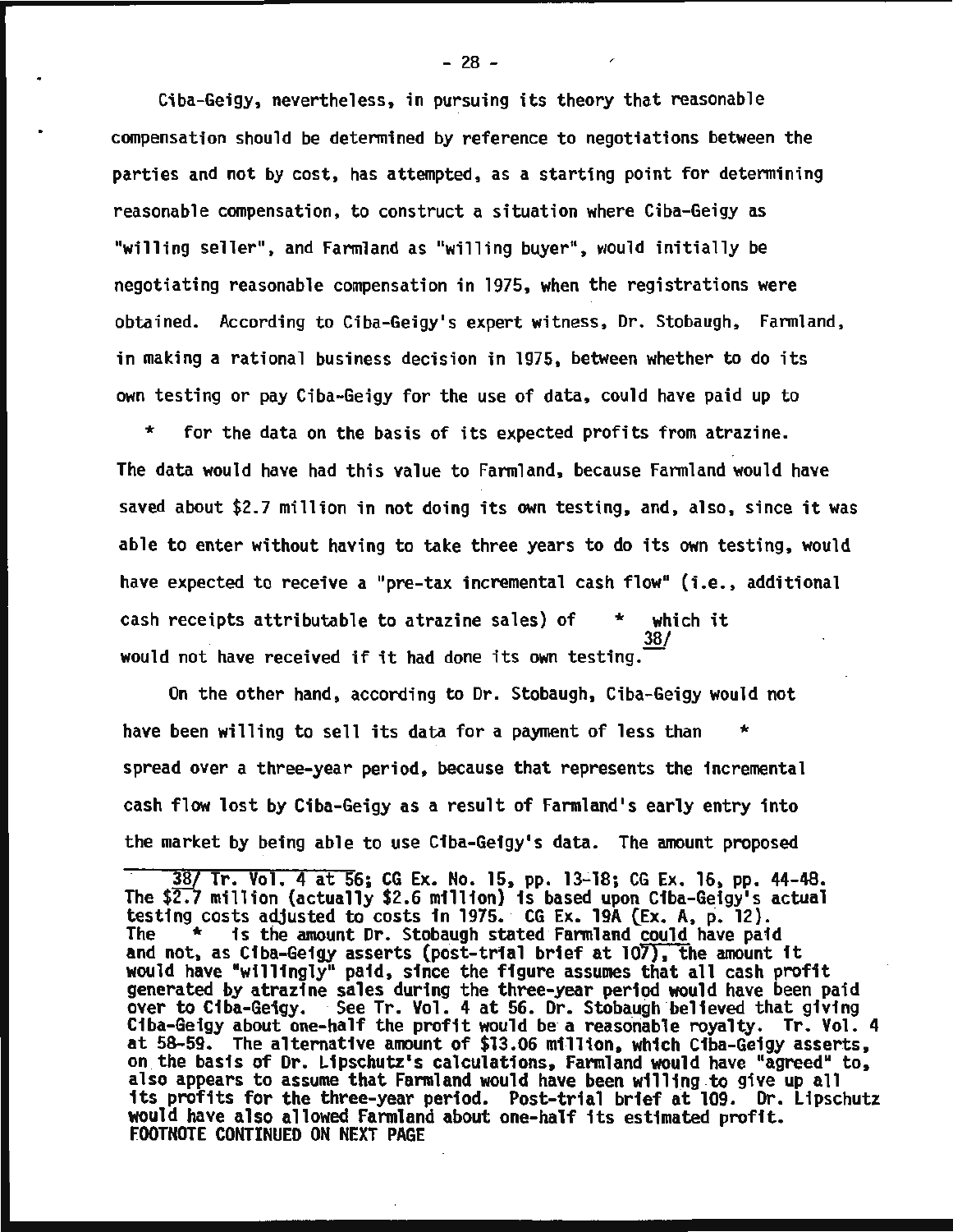Ciba-Geigy, nevertheless, in pursuing its theory that reasonable compensation should be determined by reference to negotiations between the parties and not by cost, has attempted, as a starting point for determining reasonable compensation, to construct a situation where Ciba-Geigy as "willing seller", and Farmland as "willing buyer", would initially be negotiating reasonable compensation in 1975, when the registrations were obtained. According to Ciba-Geigy's expert witness, Dr. Stobaugh, Farmland, in making a rational business decision in 1975, between whether to do its own testing or pay Ciba-Geigy for the use of data, could have paid up to * for the data on the basis of its expected profits from atrazine. The data would have had this value to Farmland, because Farmland would have saved about $2.7 million in not doing its own testing, and, also, since it was able to enter without having to take three years to do its own testing, would have expected to receive a "pre-tax incremental cash flow" (i.e., additional cash receipts attributable to atrazine sales) of * which it would not have received if it had done its own testing.[38/]

On the other hand, according to Dr. Stobaugh, Ciba-Geigy would not have been willing to sell its data for a payment of less than * spread over a three-year period, because that represents the incremental cash flow lost by Ciba-Geigy as a result of Farmland's early entry into the market by being able to use Ciba-Geigy's data. The amount proposed

---

38/ Tr. Vol. 4 at 56; CG Ex. No. 15, pp. 13-18; CG Ex. 16, pp. 44-48. The $2.7 million (actually $2.6 million) is based upon Ciba-Geigy's actual testing costs adjusted to costs in 1975. CG Ex. 19A (Ex. A, p. 12). The * is the amount Dr. Stobaugh stated Farmland could have paid and not, as Ciba-Geigy asserts (post-trial brief at 107), the amount it would have "willingly" paid, since the figure assumes that all cash profit generated by atrazine sales during the three-year period would have been paid over to Ciba-Geigy. See Tr. Vol. 4 at 56. Dr. Stobaugh believed that giving Ciba-Geigy about one-half the profit would be a reasonable royalty. Tr. Vol. 4 at 58-59. The alternative amount of $13.06 million, which Ciba-Geigy asserts, on the basis of Dr. Lipschutz's calculations, Farmland would have "agreed" to, also appears to assume that Farmland would have been willing to give up all its profits for the three-year period. Post-trial brief at 109. Dr. Lipschutz would have also allowed Farmland about one-half its estimated profit.
FOOTNOTE CONTINUED ON NEXT PAGE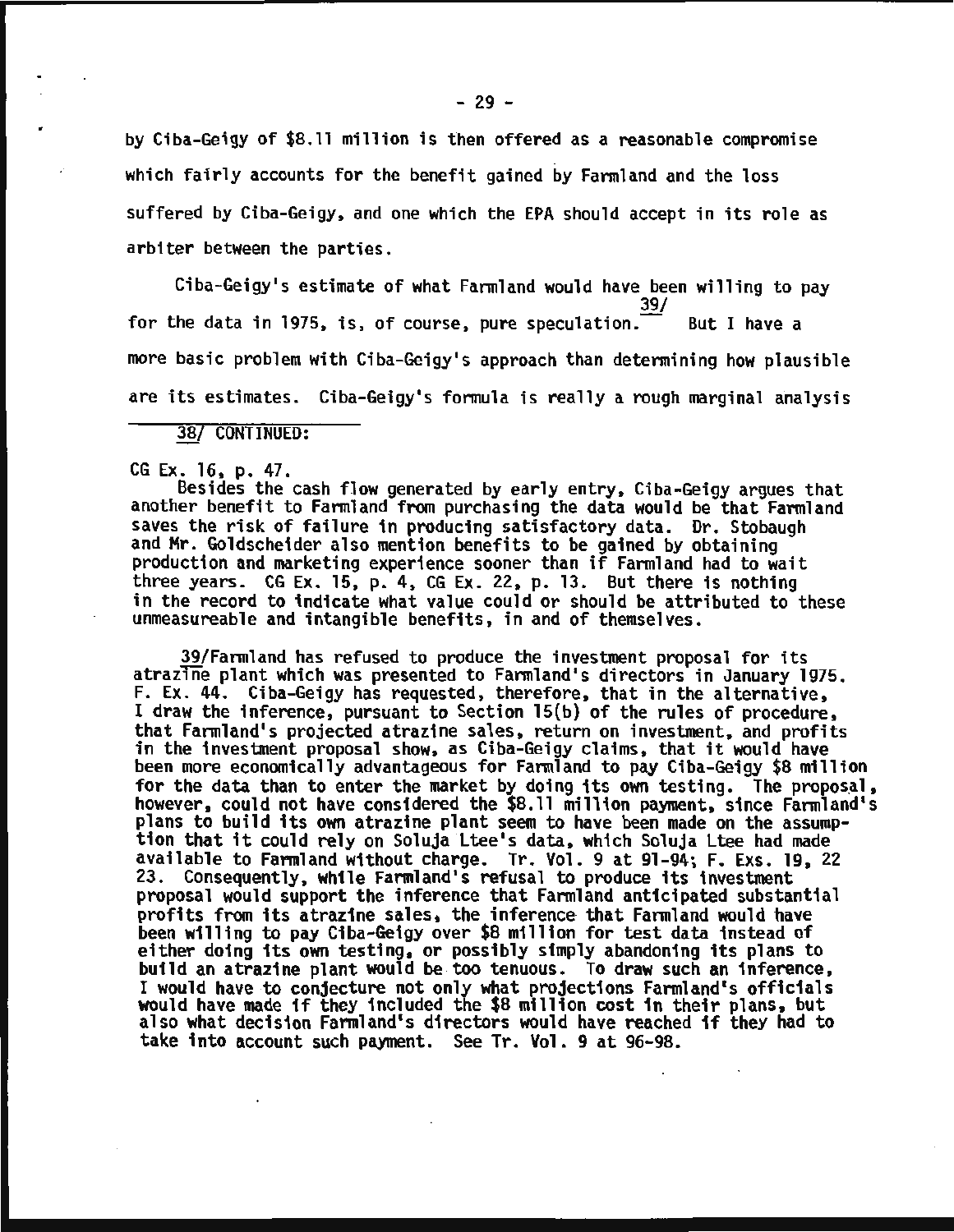by Ciba-Geigy of $8.11 million is then offered as a reasonable compromise which fairly accounts for the benefit gained by Farmland and the loss suffered by Ciba-Geigy, and one which the EPA should accept in its role as arbiter between the parties.

Ciba-Geigy's estimate of what Farmland would have been willing to pay for the data in 1975, is, of course, pure speculation.[39/] But I have a more basic problem with Ciba-Geigy's approach than determining how plausible are its estimates. Ciba-Geigy's formula is really a rough marginal analysis

---

38/ CONTINUED:

CG Ex. 16, p. 47.

Besides the cash flow generated by early entry, Ciba-Geigy argues that another benefit to Farmland from purchasing the data would be that Farmland saves the risk of failure in producing satisfactory data. Dr. Stobaugh and Mr. Goldscheider also mention benefits to be gained by obtaining production and marketing experience sooner than if Farmland had to wait three years. CG Ex. 15, p. 4, CG Ex. 22, p. 13. But there is nothing in the record to indicate what value could or should be attributed to these unmeasureable and intangible benefits, in and of themselves.

39/Farmland has refused to produce the investment proposal for its atrazine plant which was presented to Farmland's directors in January 1975. F. Ex. 44. Ciba-Geigy has requested, therefore, that in the alternative, I draw the inference, pursuant to Section 15(b) of the rules of procedure, that Farmland's projected atrazine sales, return on investment, and profits in the investment proposal show, as Ciba-Geigy claims, that it would have been more economically advantageous for Farmland to pay Ciba-Geigy $8 million for the data than to enter the market by doing its own testing. The proposal, however, could not have considered the $8.11 million payment, since Farmland's plans to build its own atrazine plant seem to have been made on the assumption that it could rely on Soluja Ltee's data, which Soluja Ltee had made available to Farmland without charge. Tr. Vol. 9 at 91-94; F. Exs. 19, 22 23. Consequently, while Farmland's refusal to produce its investment proposal would support the inference that Farmland anticipated substantial profits from its atrazine sales, the inference that Farmland would have been willing to pay Ciba-Geigy over $8 million for test data instead of either doing its own testing, or possibly simply abandoning its plans to build an atrazine plant would be too tenuous. To draw such an inference, I would have to conjecture not only what projections Farmland's officials would have made if they included the $8 million cost in their plans, but also what decision Farmland's directors would have reached if they had to take into account such payment. See Tr. Vol. 9 at 96-98.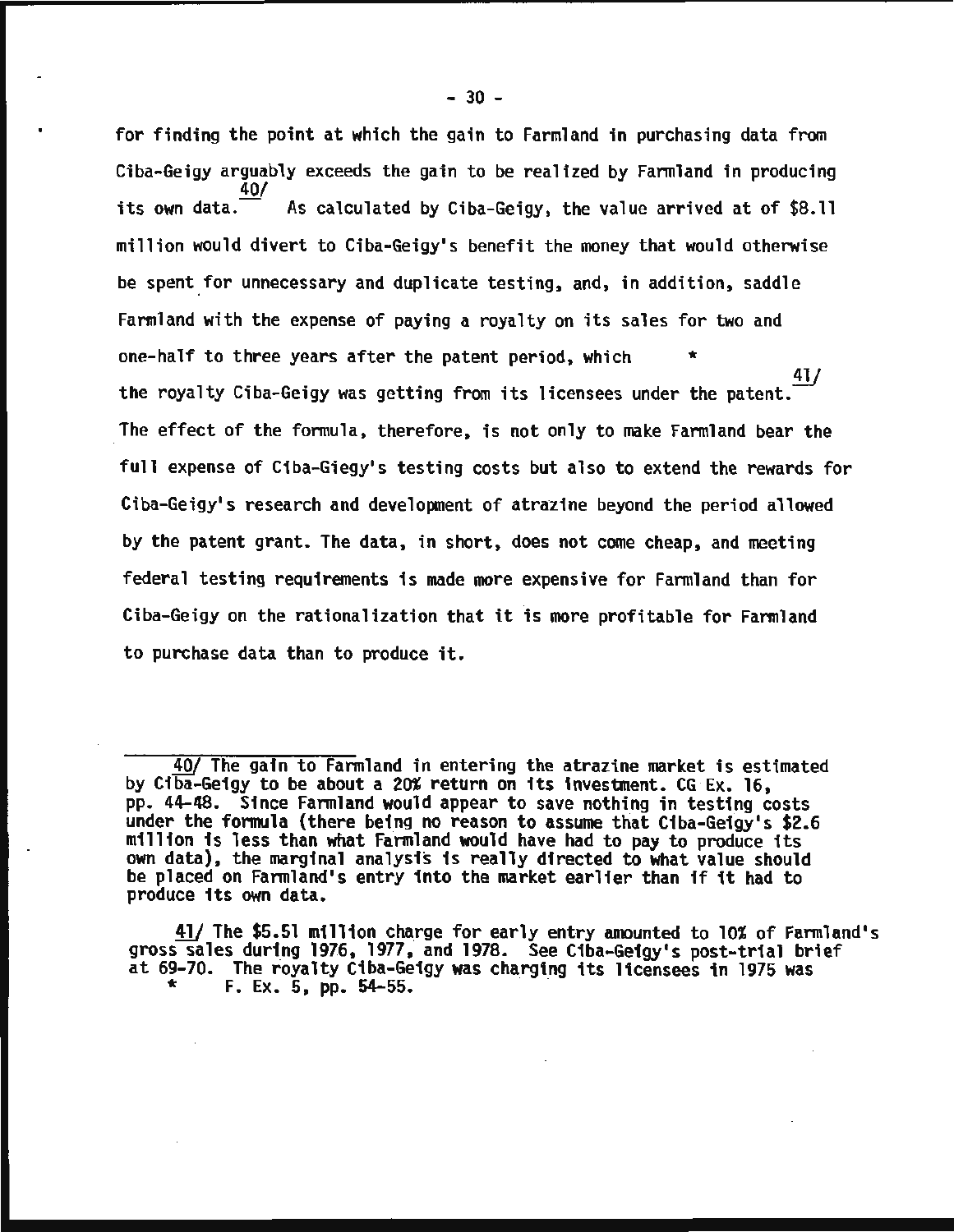for finding the point at which the gain to Farmland in purchasing data from Ciba-Geigy arguably exceeds the gain to be realized by Farmland in producing its own data.[40/] As calculated by Ciba-Geigy, the value arrived at of $8.11 million would divert to Ciba-Geigy's benefit the money that would otherwise be spent for unnecessary and duplicate testing, and, in addition, saddle Farmland with the expense of paying a royalty on its sales for two and one-half to three years after the patent period, which * the royalty Ciba-Geigy was getting from its licensees under the patent.[41/] The effect of the formula, therefore, is not only to make Farmland bear the full expense of Ciba-Giegy's testing costs but also to extend the rewards for Ciba-Geigy's research and development of atrazine beyond the period allowed by the patent grant. The data, in short, does not come cheap, and meeting federal testing requirements is made more expensive for Farmland than for Ciba-Geigy on the rationalization that it is more profitable for Farmland to purchase data than to produce it.

---

40/ The gain to Farmland in entering the atrazine market is estimated by Ciba-Geigy to be about a 20% return on its investment. CG Ex. 16, pp. 44-48. Since Farmland would appear to save nothing in testing costs under the formula (there being no reason to assume that Ciba-Geigy's $2.6 million is less than what Farmland would have had to pay to produce its own data), the marginal analysis is really directed to what value should be placed on Farmland's entry into the market earlier than if it had to produce its own data.

41/ The $5.51 million charge for early entry amounted to 10% of Farmland's gross sales during 1976, 1977, and 1978. See Ciba-Geigy's post-trial brief at 69-70. The royalty Ciba-Geigy was charging its licensees in 1975 was * F. Ex. 5, pp. 54-55.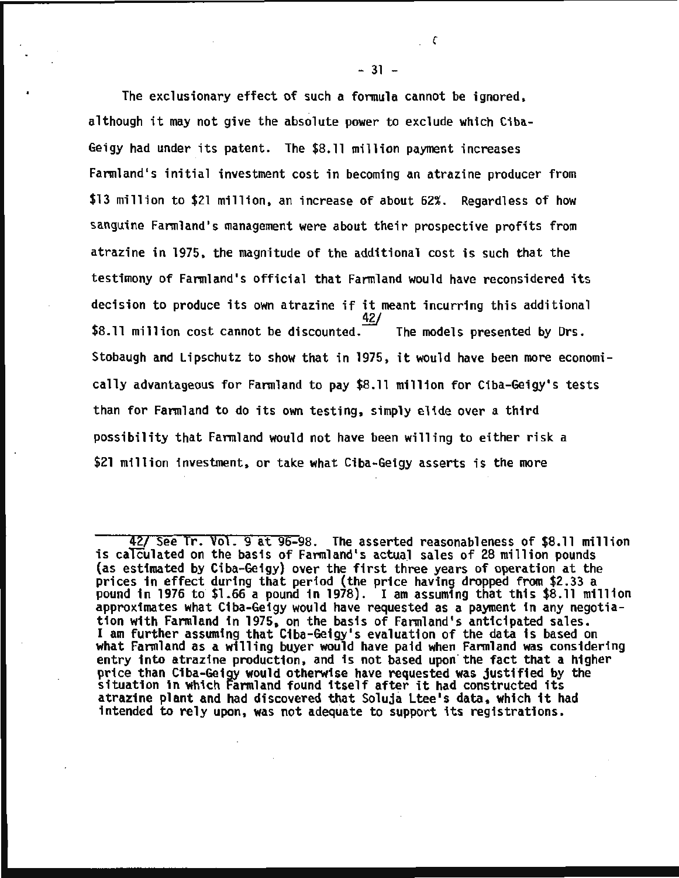The exclusionary effect of such a formula cannot be ignored, although it may not give the absolute power to exclude which Ciba-Geigy had under its patent. The $8.11 million payment increases Farmland's initial investment cost in becoming an atrazine producer from $13 million to $21 million, an increase of about 62%. Regardless of how sanguine Farmland's management were about their prospective profits from atrazine in 1975, the magnitude of the additional cost is such that the testimony of Farmland's official that Farmland would have reconsidered its decision to produce its own atrazine if it meant incurring this additional $8.11 million cost cannot be discounted.[42/] The models presented by Drs. Stobaugh and Lipschutz to show that in 1975, it would have been more economically advantageous for Farmland to pay $8.11 million for Ciba-Geigy's tests than for Farmland to do its own testing, simply elide over a third possibility that Farmland would not have been willing to either risk a $21 million investment, or take what Ciba-Geigy asserts is the more

---

42/ See Tr. Vol. 9 at 96-98. The asserted reasonableness of $8.11 million is calculated on the basis of Farmland's actual sales of 28 million pounds (as estimated by Ciba-Geigy) over the first three years of operation at the prices in effect during that period (the price having dropped from $2.33 a pound in 1976 to $1.66 a pound in 1978). I am assuming that this $8.11 million approximates what Ciba-Geigy would have requested as a payment in any negotiation with Farmland in 1975, on the basis of Farmland's anticipated sales. I am further assuming that Ciba-Geigy's evaluation of the data is based on what Farmland as a willing buyer would have paid when Farmland was considering entry into atrazine production, and is not based upon the fact that a higher price than Ciba-Geigy would otherwise have requested was justified by the situation in which Farmland found itself after it had constructed its atrazine plant and had discovered that Soluja Ltee's data, which it had intended to rely upon, was not adequate to support its registrations.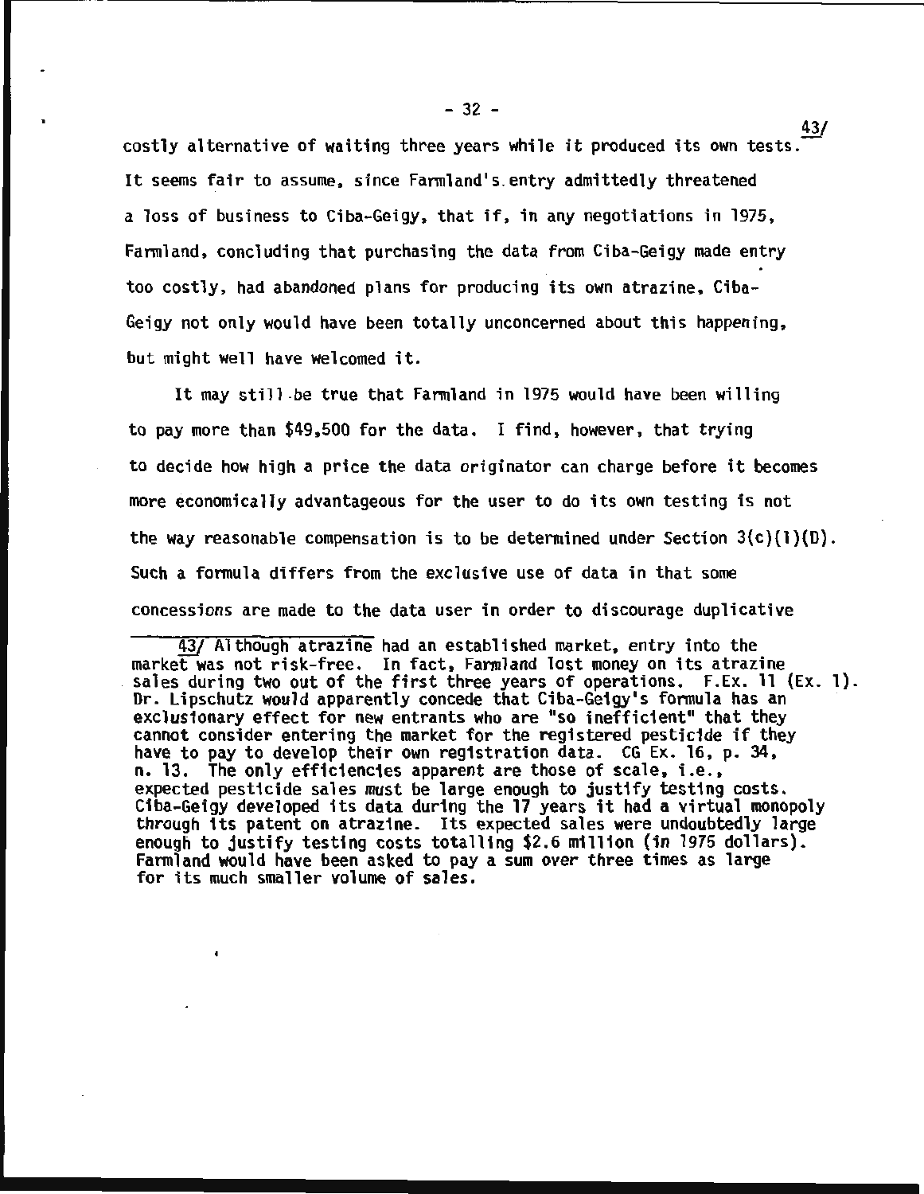costly alternative of waiting three years while it produced its own tests.[43/] It seems fair to assume, since Farmland's entry admittedly threatened a loss of business to Ciba-Geigy, that if, in any negotiations in 1975, Farmland, concluding that purchasing the data from Ciba-Geigy made entry too costly, had abandoned plans for producing its own atrazine, Ciba-Geigy not only would have been totally unconcerned about this happening, but might well have welcomed it.

It may still be true that Farmland in 1975 would have been willing to pay more than $49,500 for the data. I find, however, that trying to decide how high a price the data originator can charge before it becomes more economically advantageous for the user to do its own testing is not the way reasonable compensation is to be determined under Section 3(c)(1)(D). Such a formula differs from the exclusive use of data in that some concessions are made to the data user in order to discourage duplicative

---

43/ Although atrazine had an established market, entry into the market was not risk-free. In fact, Farmland lost money on its atrazine sales during two out of the first three years of operations. F.Ex. 11 (Ex. 1). Dr. Lipschutz would apparently concede that Ciba-Geigy's formula has an exclusionary effect for new entrants who are "so inefficient" that they cannot consider entering the market for the registered pesticide if they have to pay to develop their own registration data. CG Ex. 16, p. 34, n. 13. The only efficiencies apparent are those of scale, i.e., expected pesticide sales must be large enough to justify testing costs. Ciba-Geigy developed its data during the 17 years it had a virtual monopoly through its patent on atrazine. Its expected sales were undoubtedly large enough to justify testing costs totalling $2.6 million (in 1975 dollars). Farmland would have been asked to pay a sum over three times as large for its much smaller volume of sales.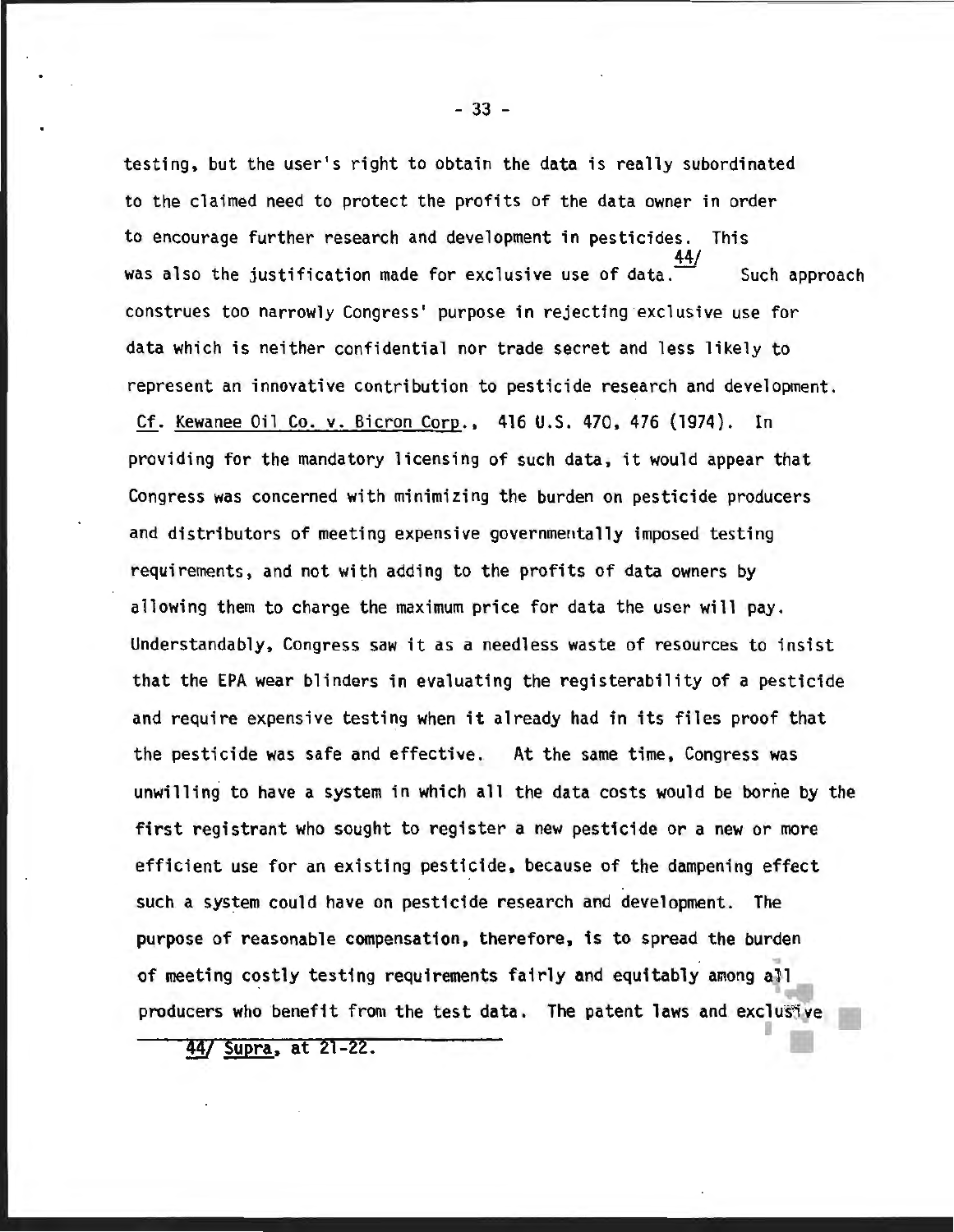testing, but the user's right to obtain the data is really subordinated to the claimed need to protect the profits of the data owner in order to encourage further research and development in pesticides. This was also the justification made for exclusive use of data.[44] Such approach construes too narrowly Congress' purpose in rejecting exclusive use for data which is neither confidential nor trade secret and less likely to represent an innovative contribution to pesticide research and development. Cf. Kewanee Oil Co. v. Bicron Corp., 416 U.S. 470, 476 (1974). In providing for the mandatory licensing of such data, it would appear that Congress was concerned with minimizing the burden on pesticide producers and distributors of meeting expensive governmentally imposed testing requirements, and not with adding to the profits of data owners by allowing them to charge the maximum price for data the user will pay. Understandably, Congress saw it as a needless waste of resources to insist that the EPA wear blinders in evaluating the registerability of a pesticide and require expensive testing when it already had in its files proof that the pesticide was safe and effective. At the same time, Congress was unwilling to have a system in which all the data costs would be borne by the first registrant who sought to register a new pesticide or a new or more efficient use for an existing pesticide, because of the dampening effect such a system could have on pesticide research and development. The purpose of reasonable compensation, therefore, is to spread the burden of meeting costly testing requirements fairly and equitably among all producers who benefit from the test data. The patent laws and exclusive

---

44/ Supra, at 21-22.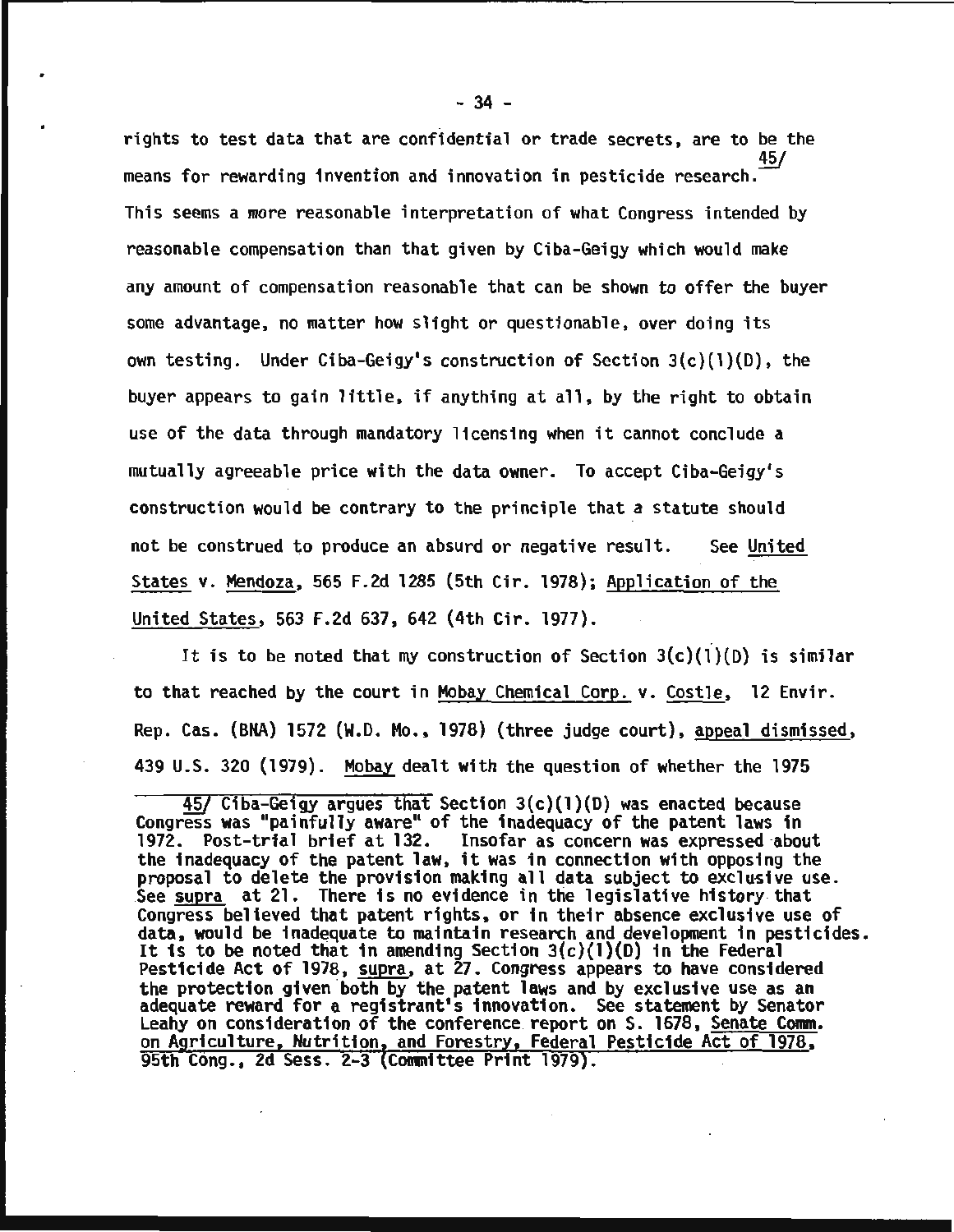rights to test data that are confidential or trade secrets, are to be the means for rewarding invention and innovation in pesticide research.[45/] This seems a more reasonable interpretation of what Congress intended by reasonable compensation than that given by Ciba-Geigy which would make any amount of compensation reasonable that can be shown to offer the buyer some advantage, no matter how slight or questionable, over doing its own testing. Under Ciba-Geigy's construction of Section 3(c)(1)(D), the buyer appears to gain little, if anything at all, by the right to obtain use of the data through mandatory licensing when it cannot conclude a mutually agreeable price with the data owner. To accept Ciba-Geigy's construction would be contrary to the principle that a statute should not be construed to produce an absurd or negative result. See United States v. Mendoza, 565 F.2d 1285 (5th Cir. 1978); Application of the United States, 563 F.2d 637, 642 (4th Cir. 1977).

It is to be noted that my construction of Section 3(c)(1)(D) is similar to that reached by the court in Mobay Chemical Corp. v. Costle, 12 Envir. Rep. Cas. (BNA) 1572 (W.D. Mo., 1978) (three judge court), appeal dismissed, 439 U.S. 320 (1979). Mobay dealt with the question of whether the 1975

---

45/ Ciba-Geigy argues that Section 3(c)(1)(D) was enacted because Congress was "painfully aware" of the inadequacy of the patent laws in 1972. Post-trial brief at 132. Insofar as concern was expressed about the inadequacy of the patent law, it was in connection with opposing the proposal to delete the provision making all data subject to exclusive use. See supra at 21. There is no evidence in the legislative history that Congress believed that patent rights, or in their absence exclusive use of data, would be inadequate to maintain research and development in pesticides. It is to be noted that in amending Section 3(c)(1)(D) in the Federal Pesticide Act of 1978, supra, at 27. Congress appears to have considered the protection given both by the patent laws and by exclusive use as an adequate reward for a registrant's innovation. See statement by Senator Leahy on consideration of the conference report on S. 1678, Senate Comm. on Agriculture, Nutrition, and Forestry, Federal Pesticide Act of 1978, 95th Cong., 2d Sess. 2-3 (Committee Print 1979).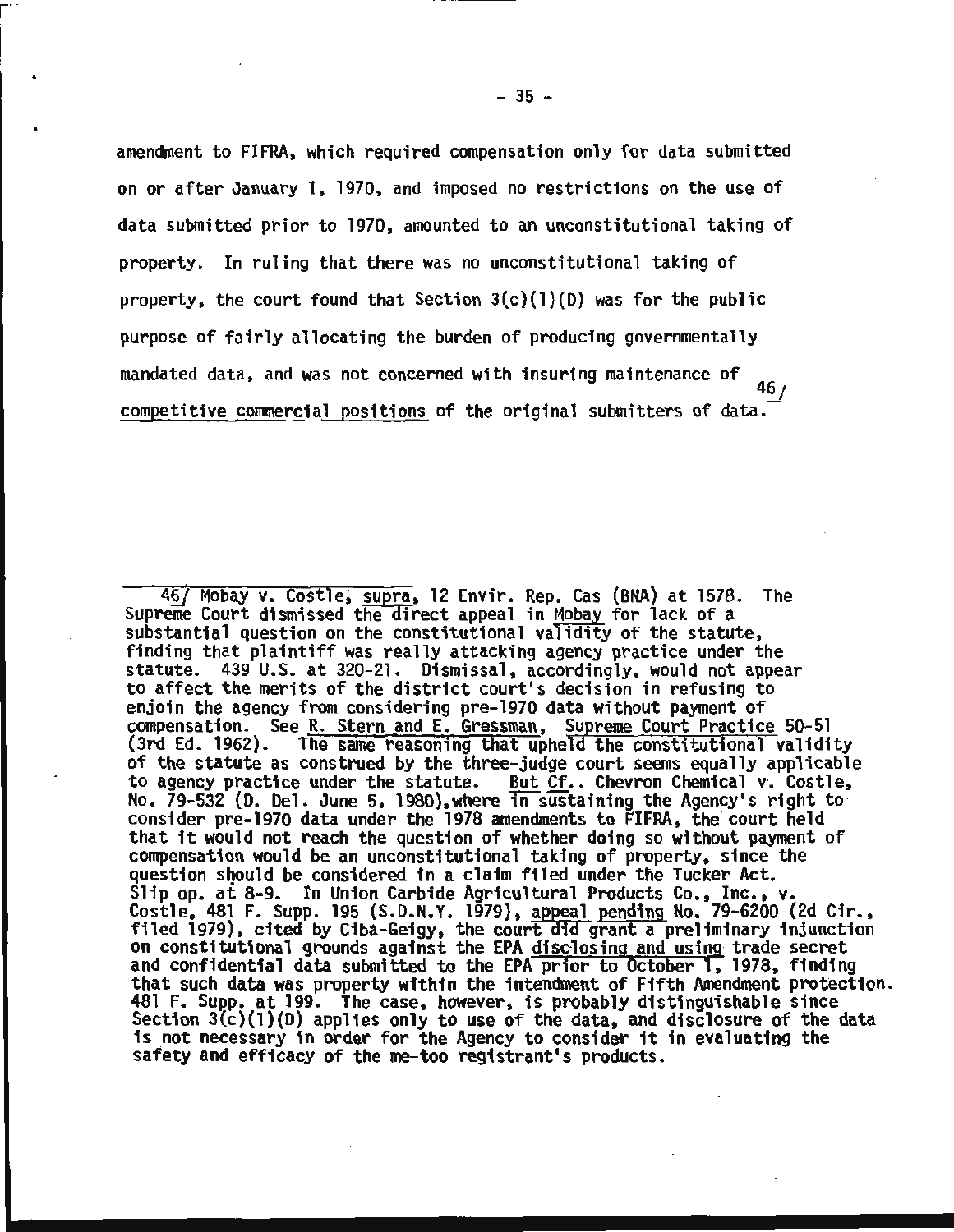amendment to FIFRA, which required compensation only for data submitted on or after January 1, 1970, and imposed no restrictions on the use of data submitted prior to 1970, amounted to an unconstitutional taking of property. In ruling that there was no unconstitutional taking of property, the court found that Section 3(c)(1)(D) was for the public purpose of fairly allocating the burden of producing governmentally mandated data, and was not concerned with insuring maintenance of competitive commercial positions of the original submitters of data.[46/]

---

46/ Mobay v. Costle, supra, 12 Envir. Rep. Cas (BNA) at 1578. The Supreme Court dismissed the direct appeal in Mobay for lack of a substantial question on the constitutional validity of the statute, finding that plaintiff was really attacking agency practice under the statute. 439 U.S. at 320-21. Dismissal, accordingly, would not appear to affect the merits of the district court's decision in refusing to enjoin the agency from considering pre-1970 data without payment of compensation. See R. Stern and E. Gressman, Supreme Court Practice 50-51 (3rd Ed. 1962). The same reasoning that upheld the constitutional validity of the statute as construed by the three-judge court seems equally applicable to agency practice under the statute. But Cf.. Chevron Chemical v. Costle, No. 79-532 (D. Del. June 5, 1980), where in sustaining the Agency's right to consider pre-1970 data under the 1978 amendments to FIFRA, the court held that it would not reach the question of whether doing so without payment of compensation would be an unconstitutional taking of property, since the question should be considered in a claim filed under the Tucker Act. Slip op. at 8-9. In Union Carbide Agricultural Products Co., Inc., v. Costle, 481 F. Supp. 195 (S.D.N.Y. 1979), appeal pending No. 79-6200 (2d Cir., filed 1979), cited by Ciba-Geigy, the court did grant a preliminary injunction on constitutional grounds against the EPA disclosing and using trade secret and confidential data submitted to the EPA prior to October 1, 1978, finding that such data was property within the intendment of Fifth Amendment protection. 481 F. Supp. at 199. The case, however, is probably distinguishable since Section 3(c)(1)(D) applies only to use of the data, and disclosure of the data is not necessary in order for the Agency to consider it in evaluating the safety and efficacy of the me-too registrant's products.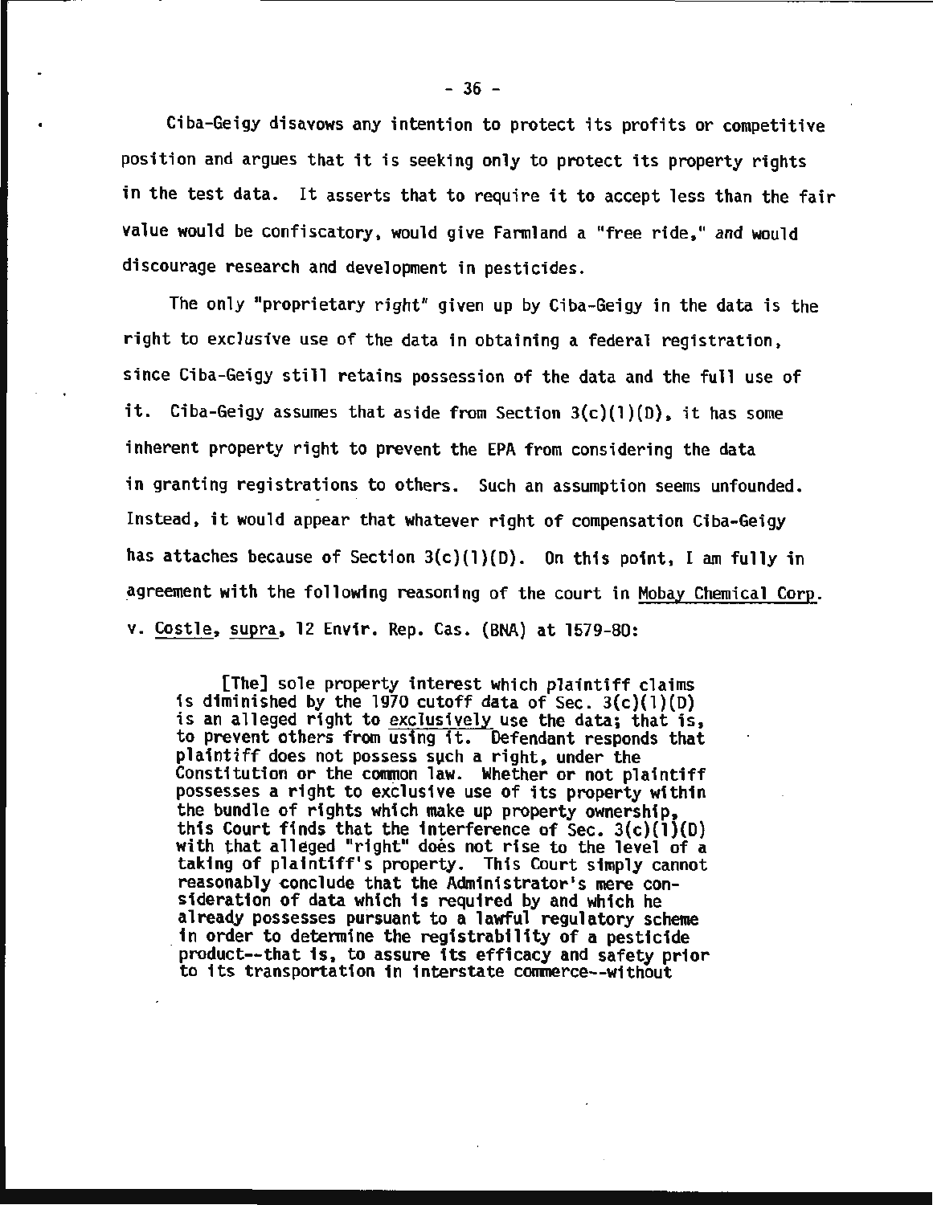Ciba-Geigy disavows any intention to protect its profits or competitive position and argues that it is seeking only to protect its property rights in the test data. It asserts that to require it to accept less than the fair value would be confiscatory, would give Farmland a "free ride," and would discourage research and development in pesticides.

The only "proprietary right" given up by Ciba-Geigy in the data is the right to exclusive use of the data in obtaining a federal registration, since Ciba-Geigy still retains possession of the data and the full use of it. Ciba-Geigy assumes that aside from Section 3(c)(1)(D), it has some inherent property right to prevent the EPA from considering the data in granting registrations to others. Such an assumption seems unfounded. Instead, it would appear that whatever right of compensation Ciba-Geigy has attaches because of Section 3(c)(1)(D). On this point, I am fully in agreement with the following reasoning of the court in Mobay Chemical Corp. v. Costle, supra, 12 Envir. Rep. Cas. (BNA) at 1579-80:

> [The] sole property interest which plaintiff claims is diminished by the 1970 cutoff data of Sec. 3(c)(1)(D) is an alleged right to exclusively use the data; that is, to prevent others from using it. Defendant responds that plaintiff does not possess such a right, under the Constitution or the common law. Whether or not plaintiff possesses a right to exclusive use of its property within the bundle of rights which make up property ownership, this Court finds that the interference of Sec. 3(c)(1)(D) with that alleged "right" does not rise to the level of a taking of plaintiff's property. This Court simply cannot reasonably conclude that the Administrator's mere consideration of data which is required by and which he already possesses pursuant to a lawful regulatory scheme in order to determine the registrability of a pesticide product--that is, to assure its efficacy and safety prior to its transportation in interstate commerce--without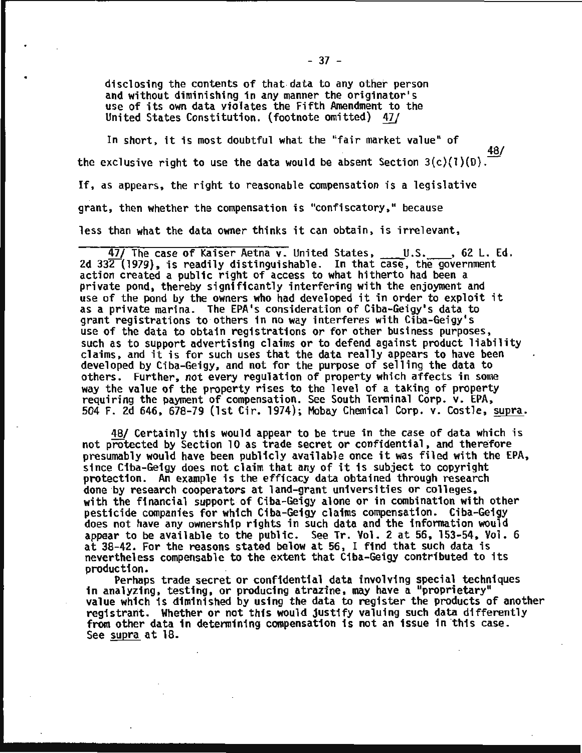disclosing the contents of that data to any other person and without diminishing in any manner the originator's use of its own data violates the Fifth Amendment to the United States Constitution. (footnote omitted) 47/

In short, it is most doubtful what the "fair market value" of the exclusive right to use the data would be absent Section 3(c)(1)(D).[48/] If, as appears, the right to reasonable compensation is a legislative grant, then whether the compensation is "confiscatory," because less than what the data owner thinks it can obtain, is irrelevant,

---

47/ The case of Kaiser Aetna v. United States, ___U.S.___, 62 L. Ed. 2d 332 (1979), is readily distinguishable. In that case, the government action created a public right of access to what hitherto had been a private pond, thereby significantly interfering with the enjoyment and use of the pond by the owners who had developed it in order to exploit it as a private marina. The EPA's consideration of Ciba-Geigy's data to grant registrations to others in no way interferes with Ciba-Geigy's use of the data to obtain registrations or for other business purposes, such as to support advertising claims or to defend against product liability claims, and it is for such uses that the data really appears to have been developed by Ciba-Geigy, and not for the purpose of selling the data to others. Further, not every regulation of property which affects in some way the value of the property rises to the level of a taking of property requiring the payment of compensation. See South Terminal Corp. v. EPA, 504 F. 2d 646, 678-79 (1st Cir. 1974); Mobay Chemical Corp. v. Costle, supra.

48/ Certainly this would appear to be true in the case of data which is not protected by Section 10 as trade secret or confidential, and therefore presumably would have been publicly available once it was filed with the EPA, since Ciba-Geigy does not claim that any of it is subject to copyright protection. An example is the efficacy data obtained through research done by research cooperators at land-grant universities or colleges, with the financial support of Ciba-Geigy alone or in combination with other pesticide companies for which Ciba-Geigy claims compensation. Ciba-Geigy does not have any ownership rights in such data and the information would appear to be available to the public. See Tr. Vol. 2 at 56, 153-54, Vol. 6 at 38-42. For the reasons stated below at 56, I find that such data is nevertheless compensable to the extent that Ciba-Geigy contributed to its production.

Perhaps trade secret or confidential data involving special techniques in analyzing, testing, or producing atrazine, may have a "proprietary" value which is diminished by using the data to register the products of another registrant. Whether or not this would justify valuing such data differently from other data in determining compensation is not an issue in this case. See supra at 18.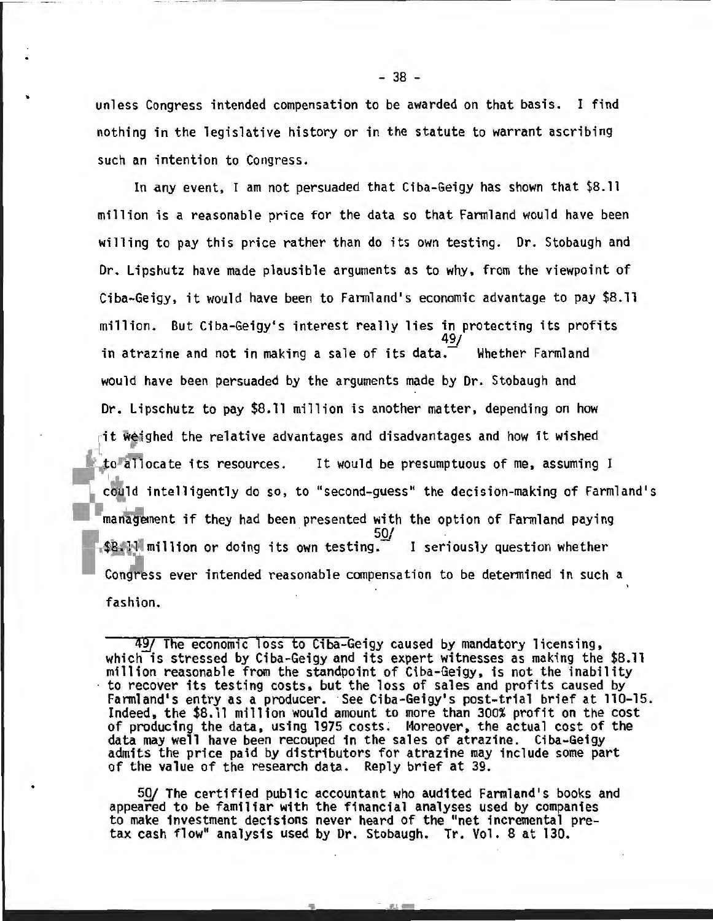unless Congress intended compensation to be awarded on that basis. I find nothing in the legislative history or in the statute to warrant ascribing such an intention to Congress.

In any event, I am not persuaded that Ciba-Geigy has shown that $8.11 million is a reasonable price for the data so that Farmland would have been willing to pay this price rather than do its own testing. Dr. Stobaugh and Dr. Lipshutz have made plausible arguments as to why, from the viewpoint of Ciba-Geigy, it would have been to Farmland's economic advantage to pay $8.11 million. But Ciba-Geigy's interest really lies in protecting its profits in atrazine and not in making a sale of its data.[49/] Whether Farmland would have been persuaded by the arguments made by Dr. Stobaugh and Dr. Lipschutz to pay $8.11 million is another matter, depending on how it weighed the relative advantages and disadvantages and how it wished to allocate its resources. It would be presumptuous of me, assuming I could intelligently do so, to "second-guess" the decision-making of Farmland's management if they had been presented with the option of Farmland paying $8.11 million or doing its own testing.[50/] I seriously question whether Congress ever intended reasonable compensation to be determined in such a fashion.

---

49/ The economic loss to Ciba-Geigy caused by mandatory licensing, which is stressed by Ciba-Geigy and its expert witnesses as making the $8.11 million reasonable from the standpoint of Ciba-Geigy, is not the inability to recover its testing costs, but the loss of sales and profits caused by Farmland's entry as a producer. See Ciba-Geigy's post-trial brief at 110-15. Indeed, the $8.11 million would amount to more than 300% profit on the cost of producing the data, using 1975 costs. Moreover, the actual cost of the data may well have been recouped in the sales of atrazine. Ciba-Geigy admits the price paid by distributors for atrazine may include some part of the value of the research data. Reply brief at 39.

50/ The certified public accountant who audited Farmland's books and appeared to be familiar with the financial analyses used by companies to make investment decisions never heard of the "net incremental pre-tax cash flow" analysis used by Dr. Stobaugh. Tr. Vol. 8 at 130.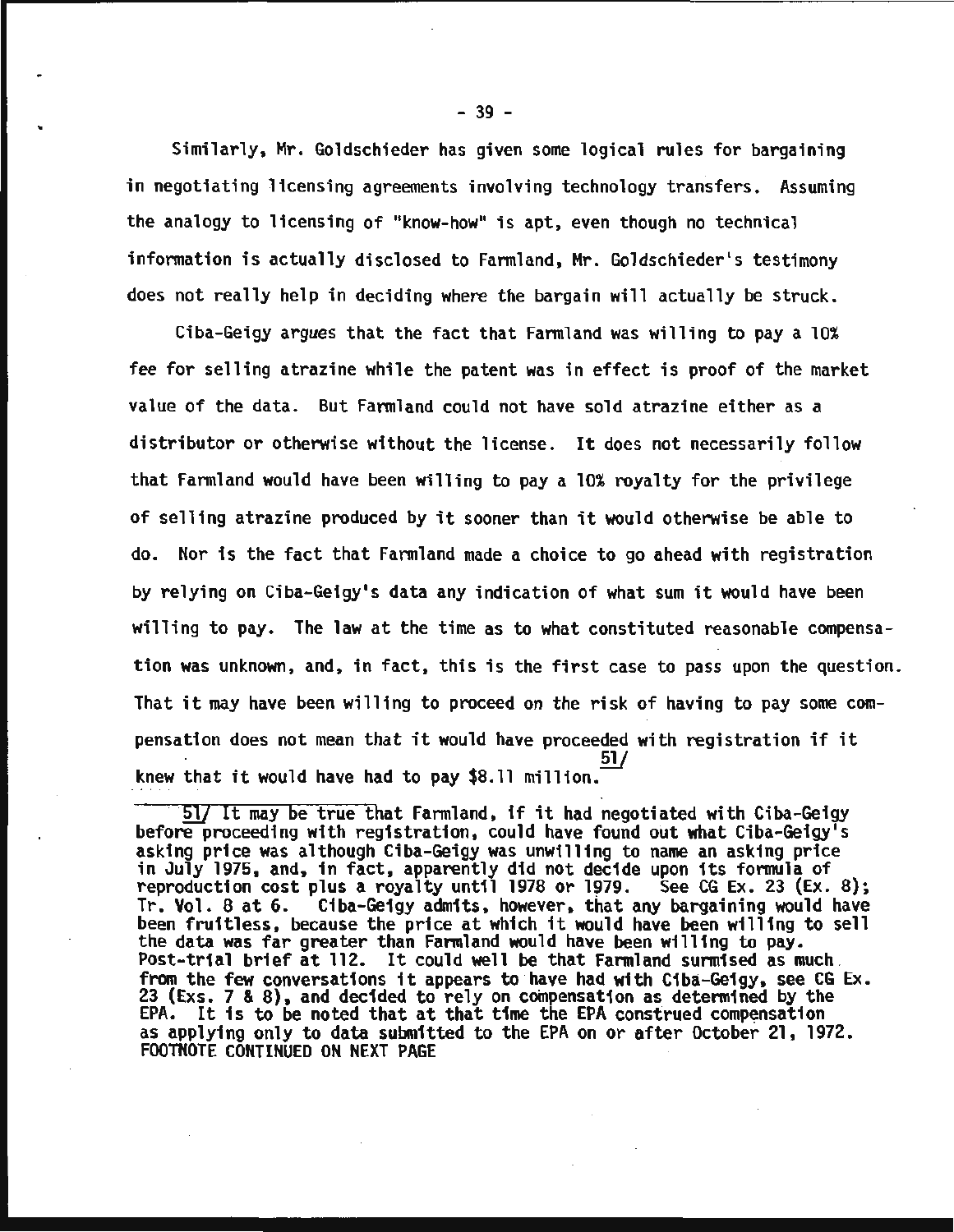Similarly, Mr. Goldschieder has given some logical rules for bargaining in negotiating licensing agreements involving technology transfers. Assuming the analogy to licensing of "know-how" is apt, even though no technical information is actually disclosed to Farmland, Mr. Goldschieder's testimony does not really help in deciding where the bargain will actually be struck.

Ciba-Geigy argues that the fact that Farmland was willing to pay a 10% fee for selling atrazine while the patent was in effect is proof of the market value of the data. But Farmland could not have sold atrazine either as a distributor or otherwise without the license. It does not necessarily follow that Farmland would have been willing to pay a 10% royalty for the privilege of selling atrazine produced by it sooner than it would otherwise be able to do. Nor is the fact that Farmland made a choice to go ahead with registration by relying on Ciba-Geigy's data any indication of what sum it would have been willing to pay. The law at the time as to what constituted reasonable compensation was unknown, and, in fact, this is the first case to pass upon the question. That it may have been willing to proceed on the risk of having to pay some compensation does not mean that it would have proceeded with registration if it knew that it would have had to pay $8.11 million.[51]

---

[51] It may be true that Farmland, if it had negotiated with Ciba-Geigy before proceeding with registration, could have found out what Ciba-Geigy's asking price was although Ciba-Geigy was unwilling to name an asking price in July 1975, and, in fact, apparently did not decide upon its formula of reproduction cost plus a royalty until 1978 or 1979. See CG Ex. 23 (Ex. 8); Tr. Vol. 8 at 6. Ciba-Geigy admits, however, that any bargaining would have been fruitless, because the price at which it would have been willing to sell the data was far greater than Farmland would have been willing to pay. Post-trial brief at 112. It could well be that Farmland surmised as much from the few conversations it appears to have had with Ciba-Geigy, see CG Ex. 23 (Exs. 7 & 8), and decided to rely on compensation as determined by the EPA. It is to be noted that at that time the EPA construed compensation as applying only to data submitted to the EPA on or after October 21, 1972. FOOTNOTE CONTINUED ON NEXT PAGE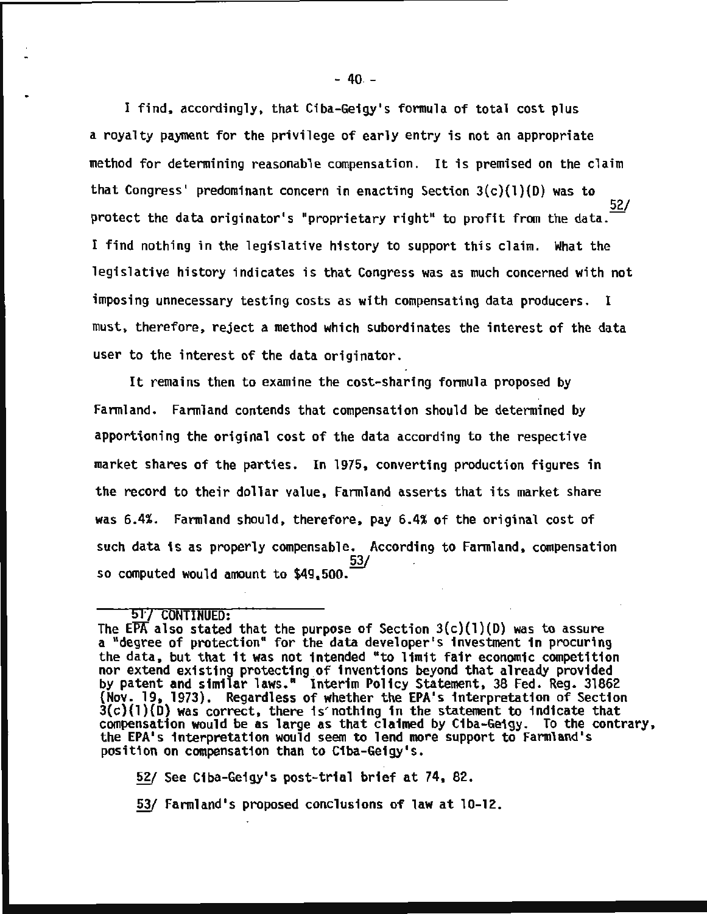I find, accordingly, that Ciba-Geigy's formula of total cost plus a royalty payment for the privilege of early entry is not an appropriate method for determining reasonable compensation. It is premised on the claim that Congress' predominant concern in enacting Section 3(c)(1)(D) was to protect the data originator's "proprietary right" to profit from the data.[52/] I find nothing in the legislative history to support this claim. What the legislative history indicates is that Congress was as much concerned with not imposing unnecessary testing costs as with compensating data producers. I must, therefore, reject a method which subordinates the interest of the data user to the interest of the data originator.

It remains then to examine the cost-sharing formula proposed by Farmland. Farmland contends that compensation should be determined by apportioning the original cost of the data according to the respective market shares of the parties. In 1975, converting production figures in the record to their dollar value, Farmland asserts that its market share was 6.4%. Farmland should, therefore, pay 6.4% of the original cost of such data is as properly compensable. According to Farmland, compensation so computed would amount to $49,500.[53/]

---

51/ CONTINUED:
The EPA also stated that the purpose of Section 3(c)(1)(D) was to assure a "degree of protection" for the data developer's investment in procuring the data, but that it was not intended "to limit fair economic competition nor extend existing protecting of inventions beyond that already provided by patent and similar laws." Interim Policy Statement, 38 Fed. Reg. 31862 (Nov. 19, 1973). Regardless of whether the EPA's interpretation of Section 3(c)(1)(D) was correct, there is nothing in the statement to indicate that compensation would be as large as that claimed by Ciba-Geigy. To the contrary, the EPA's interpretation would seem to lend more support to Farmland's position on compensation than to Ciba-Geigy's.

52/ See Ciba-Geigy's post-trial brief at 74, 82.

53/ Farmland's proposed conclusions of law at 10-12.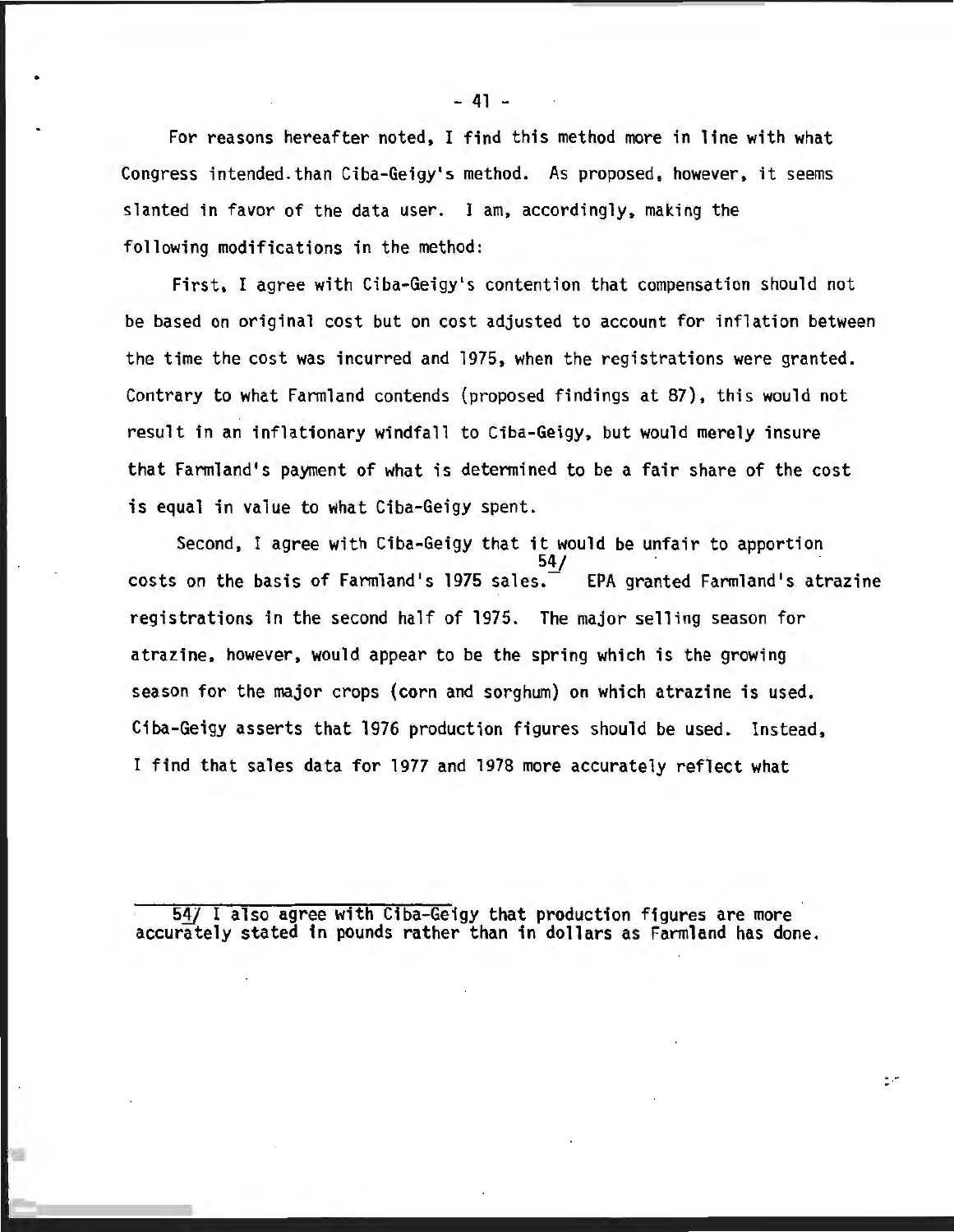For reasons hereafter noted, I find this method more in line with what Congress intended than Ciba-Geigy's method. As proposed, however, it seems slanted in favor of the data user. I am, accordingly, making the following modifications in the method:

First, I agree with Ciba-Geigy's contention that compensation should not be based on original cost but on cost adjusted to account for inflation between the time the cost was incurred and 1975, when the registrations were granted. Contrary to what Farmland contends (proposed findings at 87), this would not result in an inflationary windfall to Ciba-Geigy, but would merely insure that Farmland's payment of what is determined to be a fair share of the cost is equal in value to what Ciba-Geigy spent.

Second, I agree with Ciba-Geigy that it would be unfair to apportion costs on the basis of Farmland's 1975 sales.[54/] EPA granted Farmland's atrazine registrations in the second half of 1975. The major selling season for atrazine, however, would appear to be the spring which is the growing season for the major crops (corn and sorghum) on which atrazine is used. Ciba-Geigy asserts that 1976 production figures should be used. Instead, I find that sales data for 1977 and 1978 more accurately reflect what

---

54/ I also agree with Ciba-Geigy that production figures are more accurately stated in pounds rather than in dollars as Farmland has done.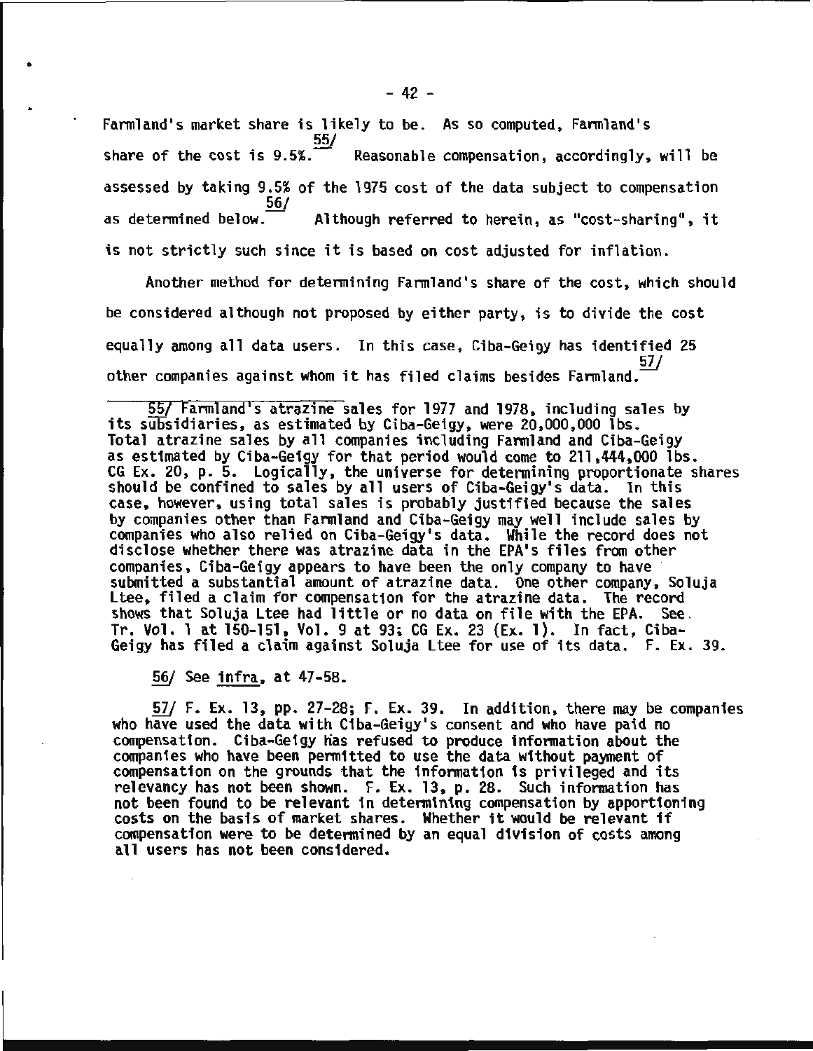Farmland's market share is likely to be. As so computed, Farmland's share of the cost is 9.5%.[55] Reasonable compensation, accordingly, will be assessed by taking 9.5% of the 1975 cost of the data subject to compensation as determined below.[56] Although referred to herein, as "cost-sharing", it is not strictly such since it is based on cost adjusted for inflation.

Another method for determining Farmland's share of the cost, which should be considered although not proposed by either party, is to divide the cost equally among all data users. In this case, Ciba-Geigy has identified 25 other companies against whom it has filed claims besides Farmland.[57]

---

55/ Farmland's atrazine sales for 1977 and 1978, including sales by its subsidiaries, as estimated by Ciba-Geigy, were 20,000,000 lbs. Total atrazine sales by all companies including Farmland and Ciba-Geigy as estimated by Ciba-Geigy for that period would come to 211,444,000 lbs. CG Ex. 20, p. 5. Logically, the universe for determining proportionate shares should be confined to sales by all users of Ciba-Geigy's data. In this case, however, using total sales is probably justified because the sales by companies other than Farmland and Ciba-Geigy may well include sales by companies who also relied on Ciba-Geigy's data. While the record does not disclose whether there was atrazine data in the EPA's files from other companies, Ciba-Geigy appears to have been the only company to have submitted a substantial amount of atrazine data. One other company, Soluja Ltee, filed a claim for compensation for the atrazine data. The record shows that Soluja Ltee had little or no data on file with the EPA. See Tr. Vol. 1 at 150-151, Vol. 9 at 93; CG Ex. 23 (Ex. 1). In fact, Ciba-Geigy has filed a claim against Soluja Ltee for use of its data. F. Ex. 39.

56/ See *infra*, at 47-58.

57/ F. Ex. 13, pp. 27-28; F. Ex. 39. In addition, there may be companies who have used the data with Ciba-Geigy's consent and who have paid no compensation. Ciba-Geigy has refused to produce information about the companies who have been permitted to use the data without payment of compensation on the grounds that the information is privileged and its relevancy has not been shown. F. Ex. 13, p. 28. Such information has not been found to be relevant in determining compensation by apportioning costs on the basis of market shares. Whether it would be relevant if compensation were to be determined by an equal division of costs among all users has not been considered.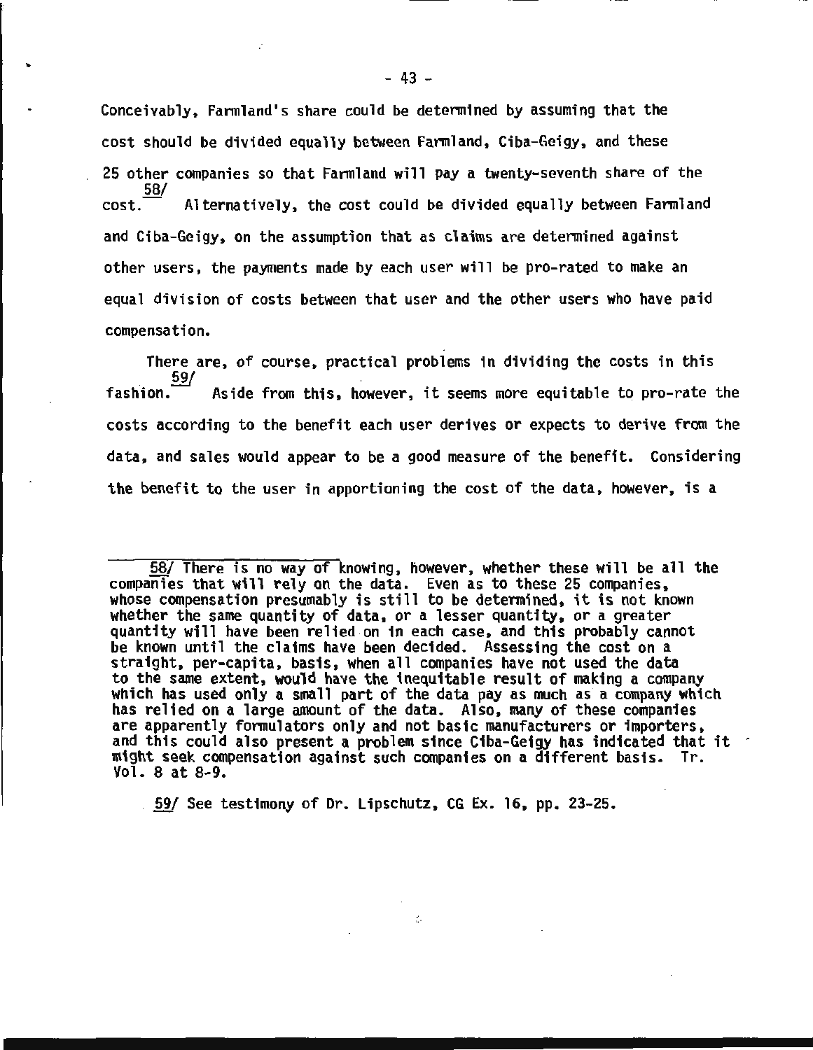Conceivably, Farmland's share could be determined by assuming that the cost should be divided equally between Farmland, Ciba-Geigy, and these 25 other companies so that Farmland will pay a twenty-seventh share of the cost.[58/] Alternatively, the cost could be divided equally between Farmland and Ciba-Geigy, on the assumption that as claims are determined against other users, the payments made by each user will be pro-rated to make an equal division of costs between that user and the other users who have paid compensation.

There are, of course, practical problems in dividing the costs in this fashion.[59/] Aside from this, however, it seems more equitable to pro-rate the costs according to the benefit each user derives or expects to derive from the data, and sales would appear to be a good measure of the benefit. Considering the benefit to the user in apportioning the cost of the data, however, is a

---

58/ There is no way of knowing, however, whether these will be all the companies that will rely on the data. Even as to these 25 companies, whose compensation presumably is still to be determined, it is not known whether the same quantity of data, or a lesser quantity, or a greater quantity will have been relied on in each case, and this probably cannot be known until the claims have been decided. Assessing the cost on a straight, per-capita, basis, when all companies have not used the data to the same extent, would have the inequitable result of making a company which has used only a small part of the data pay as much as a company which has relied on a large amount of the data. Also, many of these companies are apparently formulators only and not basic manufacturers or importers, and this could also present a problem since Ciba-Geigy has indicated that it might seek compensation against such companies on a different basis. Tr. Vol. 8 at 8-9.

59/ See testimony of Dr. Lipschutz, CG Ex. 16, pp. 23-25.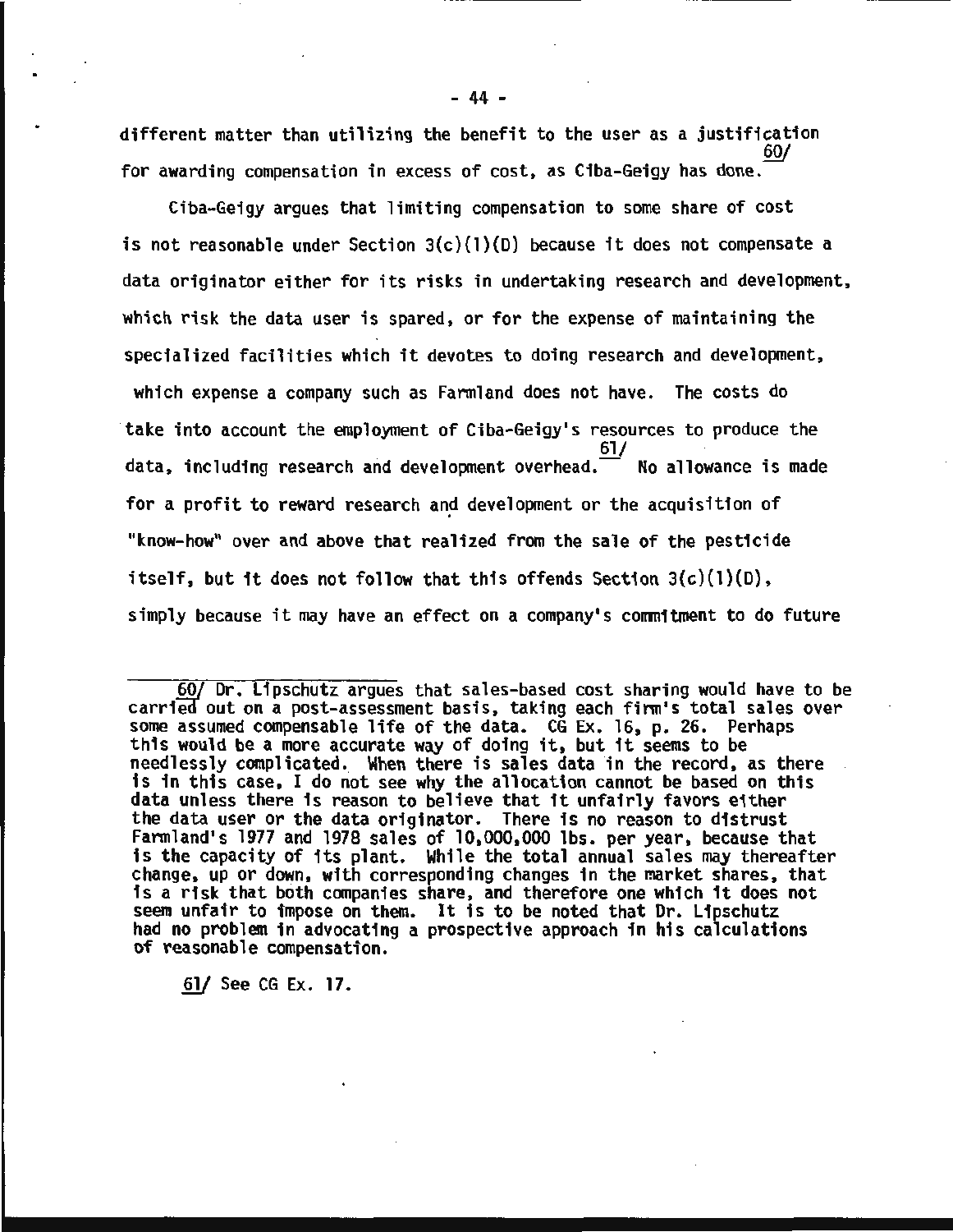different matter than utilizing the benefit to the user as a justification for awarding compensation in excess of cost, as Ciba-Geigy has done.[60]

Ciba-Geigy argues that limiting compensation to some share of cost is not reasonable under Section 3(c)(1)(D) because it does not compensate a data originator either for its risks in undertaking research and development, which risk the data user is spared, or for the expense of maintaining the specialized facilities which it devotes to doing research and development, which expense a company such as Farmland does not have. The costs do take into account the employment of Ciba-Geigy's resources to produce the data, including research and development overhead.[61] No allowance is made for a profit to reward research and development or the acquisition of "know-how" over and above that realized from the sale of the pesticide itself, but it does not follow that this offends Section 3(c)(1)(D), simply because it may have an effect on a company's commitment to do future

---

60/ Dr. Lipschutz argues that sales-based cost sharing would have to be carried out on a post-assessment basis, taking each firm's total sales over some assumed compensable life of the data. CG Ex. 16, p. 26. Perhaps this would be a more accurate way of doing it, but it seems to be needlessly complicated. When there is sales data in the record, as there is in this case, I do not see why the allocation cannot be based on this data unless there is reason to believe that it unfairly favors either the data user or the data originator. There is no reason to distrust Farmland's 1977 and 1978 sales of 10,000,000 lbs. per year, because that is the capacity of its plant. While the total annual sales may thereafter change, up or down, with corresponding changes in the market shares, that is a risk that both companies share, and therefore one which it does not seem unfair to impose on them. It is to be noted that Dr. Lipschutz had no problem in advocating a prospective approach in his calculations of reasonable compensation.

61/ See CG Ex. 17.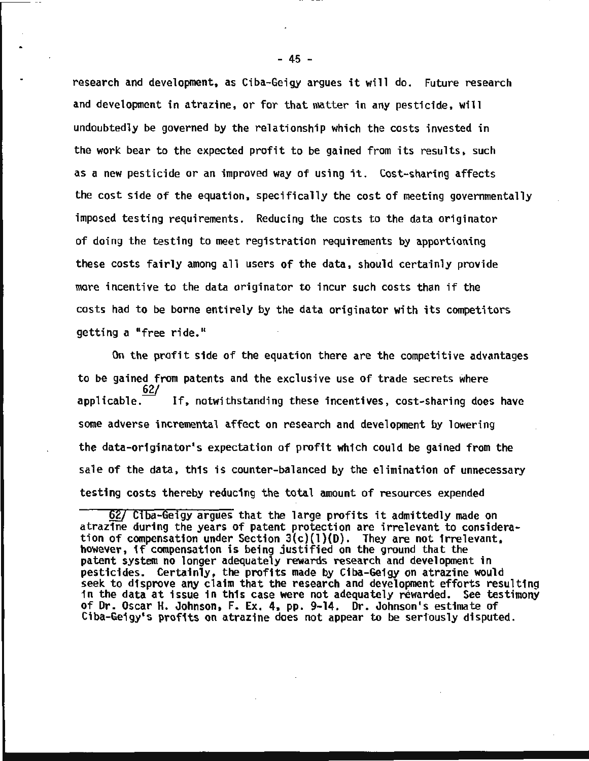research and development, as Ciba-Geigy argues it will do. Future research and development in atrazine, or for that matter in any pesticide, will undoubtedly be governed by the relationship which the costs invested in the work bear to the expected profit to be gained from its results, such as a new pesticide or an improved way of using it. Cost-sharing affects the cost side of the equation, specifically the cost of meeting governmentally imposed testing requirements. Reducing the costs to the data originator of doing the testing to meet registration requirements by apportioning these costs fairly among all users of the data, should certainly provide more incentive to the data originator to incur such costs than if the costs had to be borne entirely by the data originator with its competitors getting a "free ride."

On the profit side of the equation there are the competitive advantages to be gained from patents and the exclusive use of trade secrets where applicable.[62/] If, notwithstanding these incentives, cost-sharing does have some adverse incremental affect on research and development by lowering the data-originator's expectation of profit which could be gained from the sale of the data, this is counter-balanced by the elimination of unnecessary testing costs thereby reducing the total amount of resources expended

---

62/ Ciba-Geigy argues that the large profits it admittedly made on atrazine during the years of patent protection are irrelevant to consideration of compensation under Section 3(c)(1)(D). They are not irrelevant, however, if compensation is being justified on the ground that the patent system no longer adequately rewards research and development in pesticides. Certainly, the profits made by Ciba-Geigy on atrazine would seek to disprove any claim that the research and development efforts resulting in the data at issue in this case were not adequately rewarded. See testimony of Dr. Oscar H. Johnson, F. Ex. 4, pp. 9-14. Dr. Johnson's estimate of Ciba-Geigy's profits on atrazine does not appear to be seriously disputed.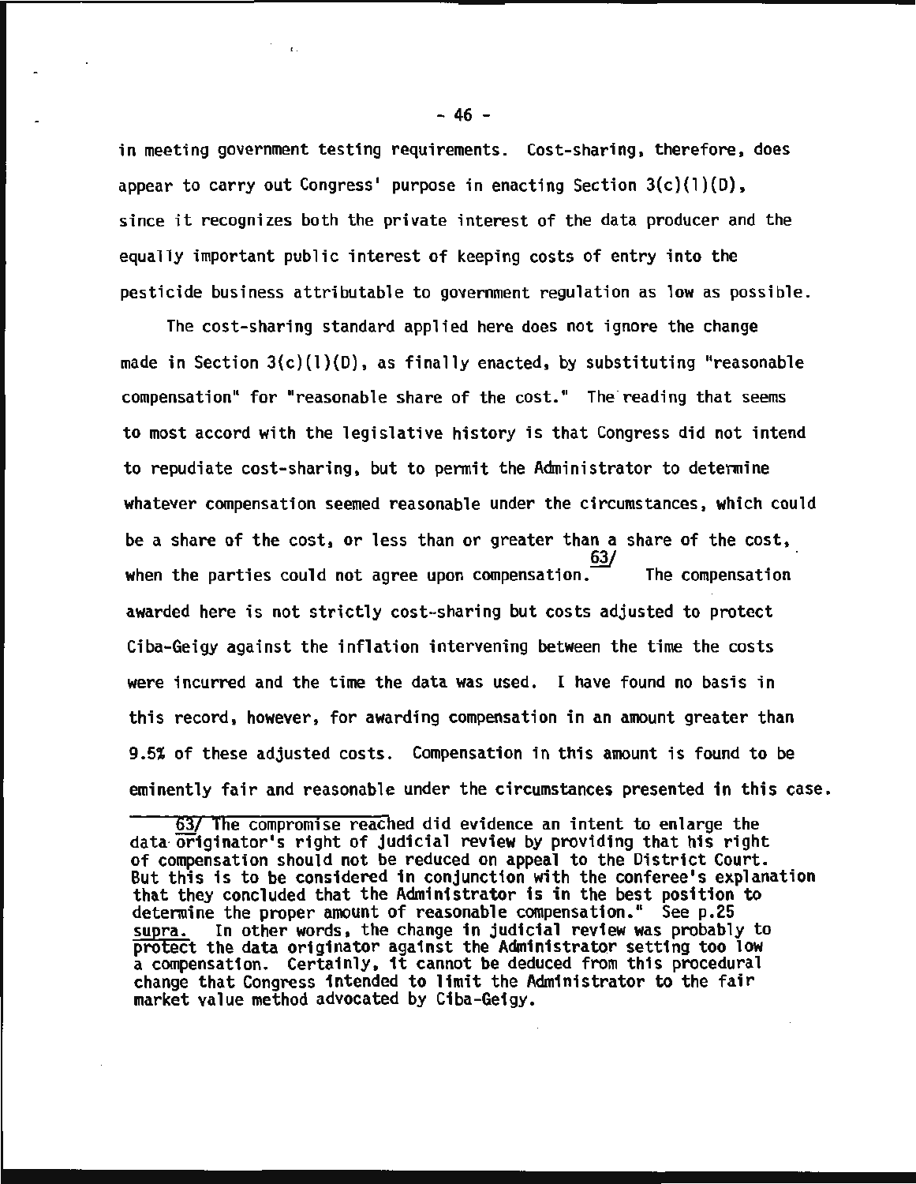in meeting government testing requirements. Cost-sharing, therefore, does appear to carry out Congress' purpose in enacting Section 3(c)(1)(D), since it recognizes both the private interest of the data producer and the equally important public interest of keeping costs of entry into the pesticide business attributable to government regulation as low as possible.

The cost-sharing standard applied here does not ignore the change made in Section 3(c)(1)(D), as finally enacted, by substituting "reasonable compensation" for "reasonable share of the cost." The reading that seems to most accord with the legislative history is that Congress did not intend to repudiate cost-sharing, but to permit the Administrator to determine whatever compensation seemed reasonable under the circumstances, which could be a share of the cost, or less than or greater than a share of the cost, when the parties could not agree upon compensation.[63/] The compensation awarded here is not strictly cost-sharing but costs adjusted to protect Ciba-Geigy against the inflation intervening between the time the costs were incurred and the time the data was used. I have found no basis in this record, however, for awarding compensation in an amount greater than 9.5% of these adjusted costs. Compensation in this amount is found to be eminently fair and reasonable under the circumstances presented in this case.

---

63/ The compromise reached did evidence an intent to enlarge the data originator's right of judicial review by providing that his right of compensation should not be reduced on appeal to the District Court. But this is to be considered in conjunction with the conferee's explanation that they concluded that the Administrator is in the best position to determine the proper amount of reasonable compensation." See p.25 *supra.* In other words, the change in judicial review was probably to protect the data originator against the Administrator setting too low a compensation. Certainly, it cannot be deduced from this procedural change that Congress intended to limit the Administrator to the fair market value method advocated by Ciba-Geigy.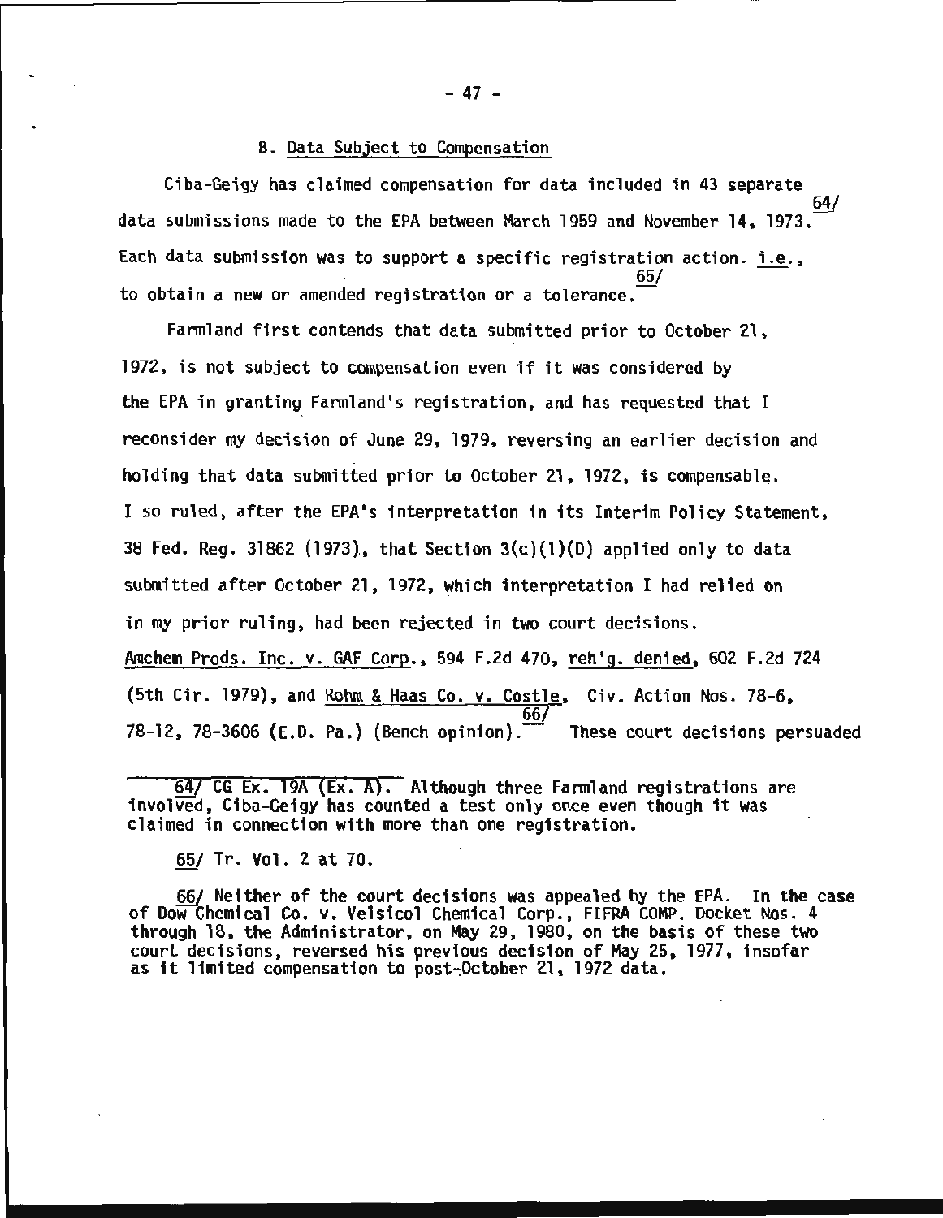### B. Data Subject to Compensation

Ciba-Geigy has claimed compensation for data included in 43 separate data submissions made to the EPA between March 1959 and November 14, 1973.[64] Each data submission was to support a specific registration action. i.e., to obtain a new or amended registration or a tolerance.[65]

Farmland first contends that data submitted prior to October 21, 1972, is not subject to compensation even if it was considered by the EPA in granting Farmland's registration, and has requested that I reconsider my decision of June 29, 1979, reversing an earlier decision and holding that data submitted prior to October 21, 1972, is compensable. I so ruled, after the EPA's interpretation in its Interim Policy Statement, 38 Fed. Reg. 31862 (1973), that Section 3(c)(1)(D) applied only to data submitted after October 21, 1972, which interpretation I had relied on in my prior ruling, had been rejected in two court decisions. Amchem Prods. Inc. v. GAF Corp., 594 F.2d 470, reh'g. denied, 602 F.2d 724 (5th Cir. 1979), and Rohm & Haas Co. v. Costle, Civ. Action Nos. 78-6, 78-12, 78-3606 (E.D. Pa.) (Bench opinion).[66] These court decisions persuaded

---

64/ CG Ex. 19A (Ex. A). Although three Farmland registrations are involved, Ciba-Geigy has counted a test only once even though it was claimed in connection with more than one registration.

65/ Tr. Vol. 2 at 70.

66/ Neither of the court decisions was appealed by the EPA. In the case of Dow Chemical Co. v. Velsicol Chemical Corp., FIFRA COMP. Docket Nos. 4 through 18, the Administrator, on May 29, 1980, on the basis of these two court decisions, reversed his previous decision of May 25, 1977, insofar as it limited compensation to post-October 21, 1972 data.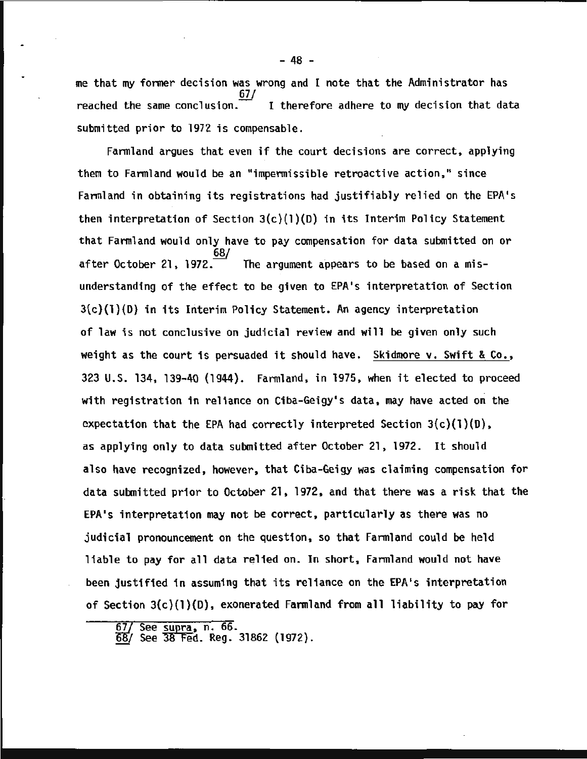me that my former decision was wrong and I note that the Administrator has reached the same conclusion.[67] I therefore adhere to my decision that data submitted prior to 1972 is compensable.

Farmland argues that even if the court decisions are correct, applying them to Farmland would be an "impermissible retroactive action," since Farmland in obtaining its registrations had justifiably relied on the EPA's then interpretation of Section 3(c)(1)(D) in its Interim Policy Statement that Farmland would only have to pay compensation for data submitted on or after October 21, 1972.[68] The argument appears to be based on a misunderstanding of the effect to be given to EPA's interpretation of Section 3(c)(1)(D) in its Interim Policy Statement. An agency interpretation of law is not conclusive on judicial review and will be given only such weight as the court is persuaded it should have. Skidmore v. Swift & Co., 323 U.S. 134, 139-40 (1944). Farmland, in 1975, when it elected to proceed with registration in reliance on Ciba-Geigy's data, may have acted on the expectation that the EPA had correctly interpreted Section 3(c)(1)(D), as applying only to data submitted after October 21, 1972. It should also have recognized, however, that Ciba-Geigy was claiming compensation for data submitted prior to October 21, 1972, and that there was a risk that the EPA's interpretation may not be correct, particularly as there was no judicial pronouncement on the question, so that Farmland could be held liable to pay for all data relied on. In short, Farmland would not have been justified in assuming that its reliance on the EPA's interpretation of Section 3(c)(1)(D), exonerated Farmland from all liability to pay for

---

67/ See supra, n. 66.

68/ See 38 Fed. Reg. 31862 (1972).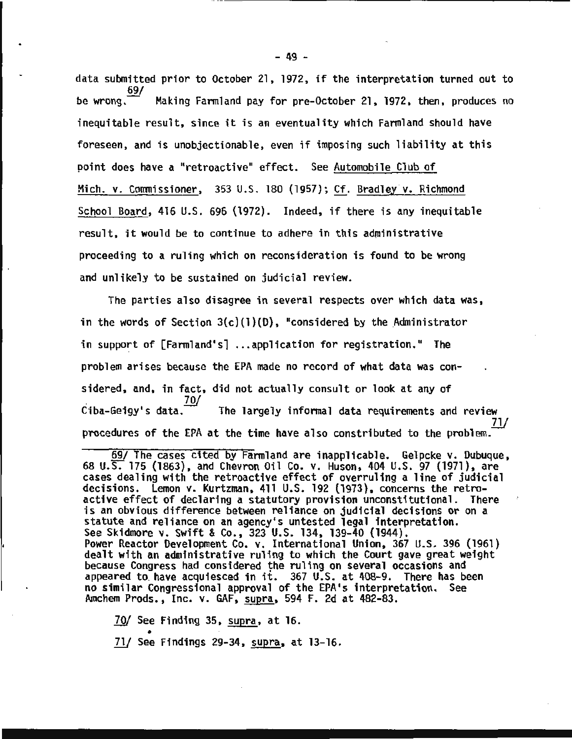data submitted prior to October 21, 1972, if the interpretation turned out to be wrong.[69/] Making Farmland pay for pre-October 21, 1972, then, produces no inequitable result, since it is an eventuality which Farmland should have foreseen, and is unobjectionable, even if imposing such liability at this point does have a "retroactive" effect. See Automobile Club of Mich. v. Commissioner, 353 U.S. 180 (1957); Cf. Bradley v. Richmond School Board, 416 U.S. 696 (1972). Indeed, if there is any inequitable result, it would be to continue to adhere in this administrative proceeding to a ruling which on reconsideration is found to be wrong and unlikely to be sustained on judicial review.

The parties also disagree in several respects over which data was, in the words of Section 3(c)(1)(D), "considered by the Administrator in support of [Farmland's] ...application for registration." The problem arises because the EPA made no record of what data was considered, and, in fact, did not actually consult or look at any of Ciba-Geigy's data.[70/] The largely informal data requirements and review procedures of the EPA at the time have also constributed to the problem.[71/]

---

69/ The cases cited by Farmland are inapplicable. Gelpcke v. Dubuque, 68 U.S. 175 (1863), and Chevron Oil Co. v. Huson, 404 U.S. 97 (1971), are cases dealing with the retroactive effect of overruling a line of judicial decisions. Lemon v. Kurtzman, 411 U.S. 192 (1973), concerns the retroactive effect of declaring a statutory provision unconstitutional. There is an obvious difference between reliance on judicial decisions or on a statute and reliance on an agency's untested legal interpretation. See Skidmore v. Swift & Co., 323 U.S. 134, 139-40 (1944). Power Reactor Development Co. v. International Union, 367 U.S. 396 (1961) dealt with an administrative ruling to which the Court gave great weight because Congress had considered the ruling on several occasions and appeared to have acquiesced in it. 367 U.S. at 408-9. There has been no similar Congressional approval of the EPA's interpretation. See Amchem Prods., Inc. v. GAF, supra, 594 F. 2d at 482-83.

70/ See Finding 35, supra, at 16.

71/ See Findings 29-34, supra, at 13-16.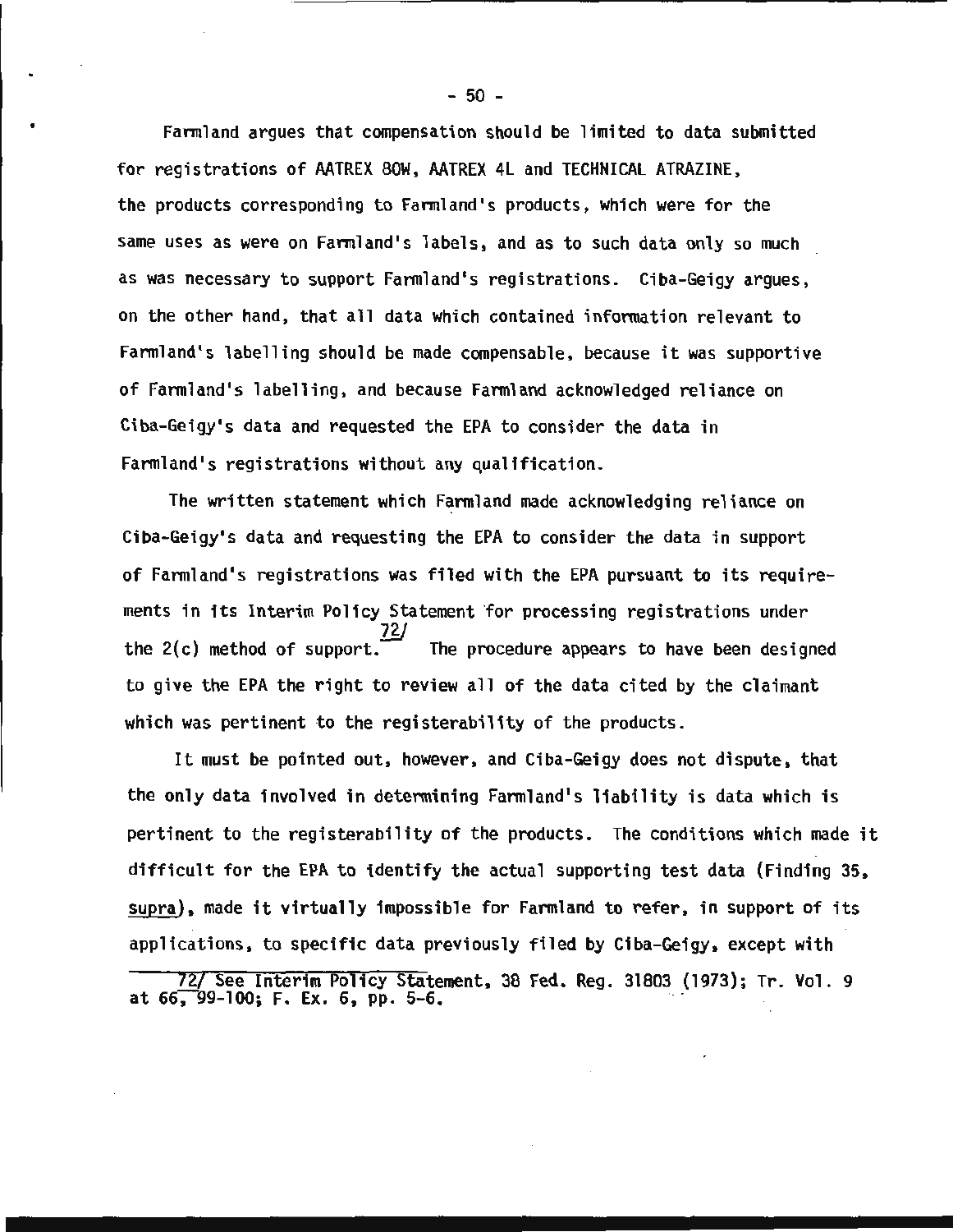Farmland argues that compensation should be limited to data submitted for registrations of AATREX 80W, AATREX 4L and TECHNICAL ATRAZINE, the products corresponding to Farmland's products, which were for the same uses as were on Farmland's labels, and as to such data only so much as was necessary to support Farmland's registrations. Ciba-Geigy argues, on the other hand, that all data which contained information relevant to Farmland's labelling should be made compensable, because it was supportive of Farmland's labelling, and because Farmland acknowledged reliance on Ciba-Geigy's data and requested the EPA to consider the data in Farmland's registrations without any qualification.

The written statement which Farmland made acknowledging reliance on Ciba-Geigy's data and requesting the EPA to consider the data in support of Farmland's registrations was filed with the EPA pursuant to its requirements in its Interim Policy Statement for processing registrations under the 2(c) method of support.[72] The procedure appears to have been designed to give the EPA the right to review all of the data cited by the claimant which was pertinent to the registerability of the products.

It must be pointed out, however, and Ciba-Geigy does not dispute, that the only data involved in determining Farmland's liability is data which is pertinent to the registerability of the products. The conditions which made it difficult for the EPA to identify the actual supporting test data (Finding 35, *supra*), made it virtually impossible for Farmland to refer, in support of its applications, to specific data previously filed by Ciba-Geigy, except with

---

[72] See Interim Policy Statement, 38 Fed. Reg. 31803 (1973); Tr. Vol. 9 at 66, 99-100; F. Ex. 6, pp. 5-6.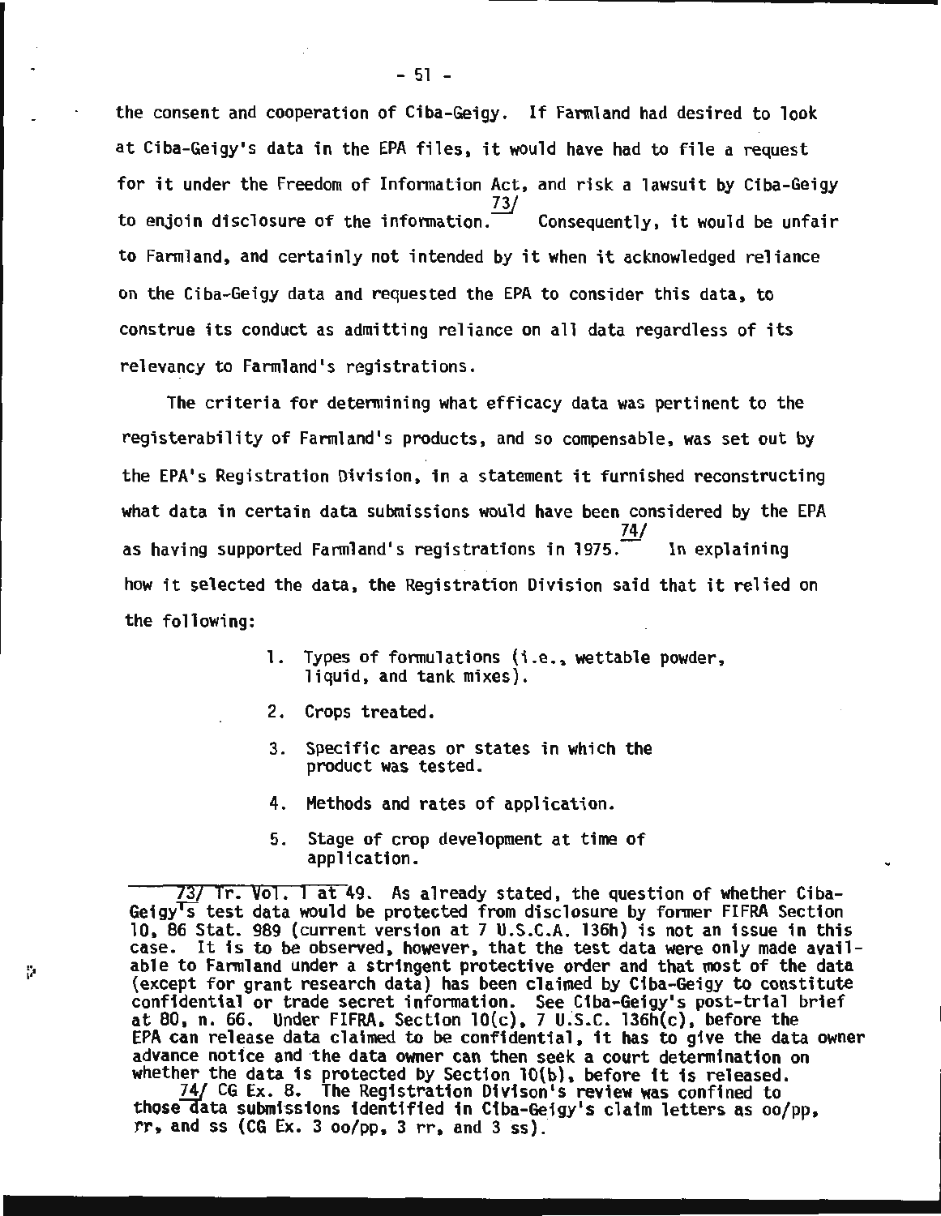the consent and cooperation of Ciba-Geigy. If Farmland had desired to look at Ciba-Geigy's data in the EPA files, it would have had to file a request for it under the Freedom of Information Act, and risk a lawsuit by Ciba-Geigy to enjoin disclosure of the information.[73/] Consequently, it would be unfair to Farmland, and certainly not intended by it when it acknowledged reliance on the Ciba-Geigy data and requested the EPA to consider this data, to construe its conduct as admitting reliance on all data regardless of its relevancy to Farmland's registrations.

The criteria for determining what efficacy data was pertinent to the registerability of Farmland's products, and so compensable, was set out by the EPA's Registration Division, in a statement it furnished reconstructing what data in certain data submissions would have been considered by the EPA as having supported Farmland's registrations in 1975.[74/] In explaining how it selected the data, the Registration Division said that it relied on the following:

1. Types of formulations (i.e., wettable powder, liquid, and tank mixes).
2. Crops treated.
3. Specific areas or states in which the product was tested.
4. Methods and rates of application.
5. Stage of crop development at time of application.

---

73/ Tr. Vol. I at 49. As already stated, the question of whether Ciba-Geigy's test data would be protected from disclosure by former FIFRA Section 10, 86 Stat. 989 (current version at 7 U.S.C.A. 136h) is not an issue in this case. It is to be observed, however, that the test data were only made available to Farmland under a stringent protective order and that most of the data (except for grant research data) has been claimed by Ciba-Geigy to constitute confidential or trade secret information. See Ciba-Geigy's post-trial brief at 80, n. 66. Under FIFRA, Section 10(c), 7 U.S.C. 136h(c), before the EPA can release data claimed to be confidential, it has to give the data owner advance notice and the data owner can then seek a court determination on whether the data is protected by Section 10(b), before it is released.

74/ CG Ex. 8. The Registration Divison's review was confined to those data submissions identified in Ciba-Geigy's claim letters as oo/pp, rr, and ss (CG Ex. 3 oo/pp, 3 rr, and 3 ss).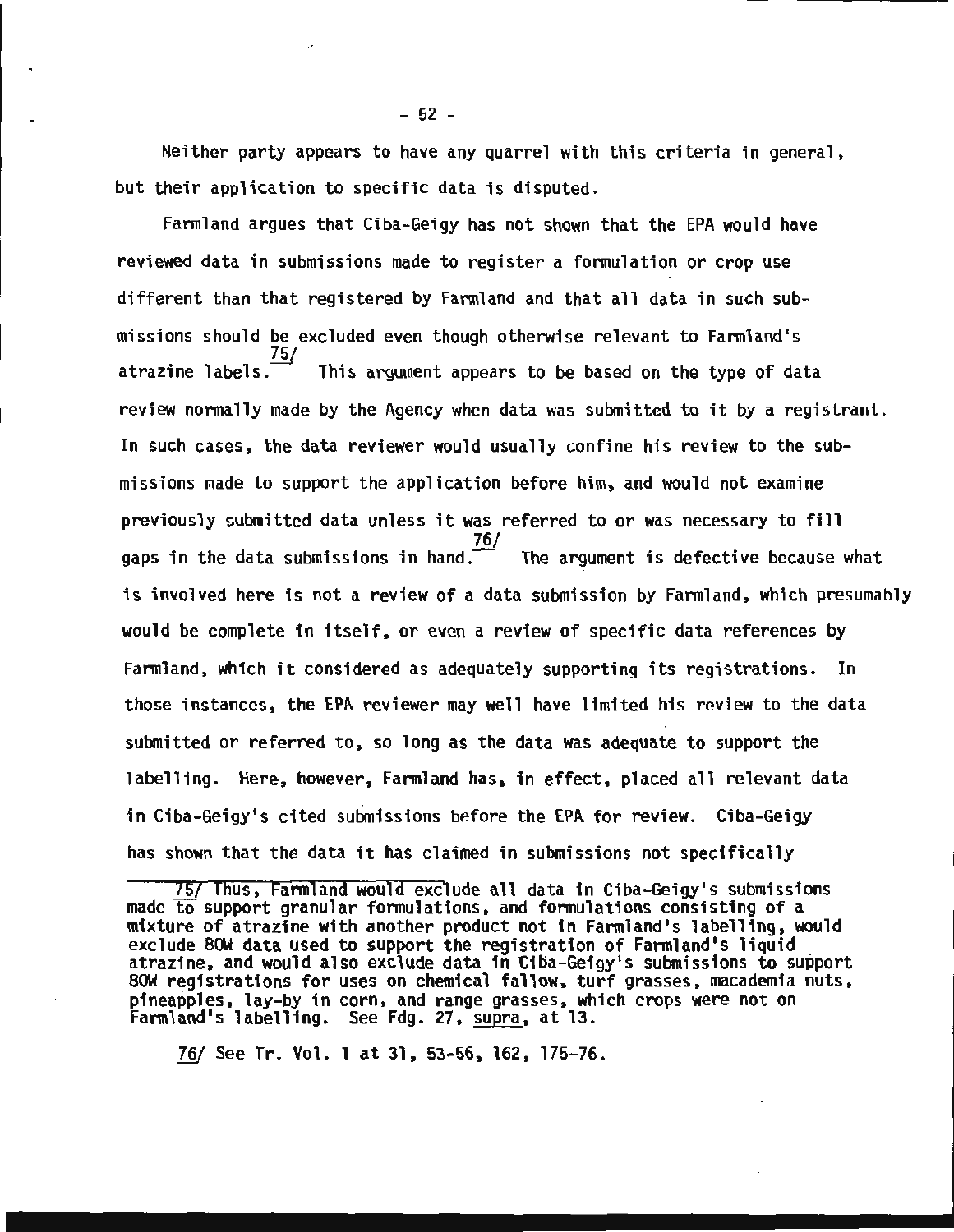Neither party appears to have any quarrel with this criteria in general, but their application to specific data is disputed.

Farmland argues that Ciba-Geigy has not shown that the EPA would have reviewed data in submissions made to register a formulation or crop use different than that registered by Farmland and that all data in such submissions should be excluded even though otherwise relevant to Farmland's atrazine labels.[75/] This argument appears to be based on the type of data review normally made by the Agency when data was submitted to it by a registrant. In such cases, the data reviewer would usually confine his review to the submissions made to support the application before him, and would not examine previously submitted data unless it was referred to or was necessary to fill gaps in the data submissions in hand.[76/] The argument is defective because what is involved here is not a review of a data submission by Farmland, which presumably would be complete in itself, or even a review of specific data references by Farmland, which it considered as adequately supporting its registrations. In those instances, the EPA reviewer may well have limited his review to the data submitted or referred to, so long as the data was adequate to support the labelling. Here, however, Farmland has, in effect, placed all relevant data in Ciba-Geigy's cited submissions before the EPA for review. Ciba-Geigy has shown that the data it has claimed in submissions not specifically

---

75/ Thus, Farmland would exclude all data in Ciba-Geigy's submissions made to support granular formulations, and formulations consisting of a mixture of atrazine with another product not in Farmland's labelling, would exclude 80W data used to support the registration of Farmland's liquid atrazine, and would also exclude data in Ciba-Geigy's submissions to support 80W registrations for uses on chemical fallow, turf grasses, macadamia nuts, pineapples, lay-by in corn, and range grasses, which crops were not on Farmland's labelling. See Fdg. 27, _supra_, at 13.

76/ See Tr. Vol. 1 at 31, 53-56, 162, 175-76.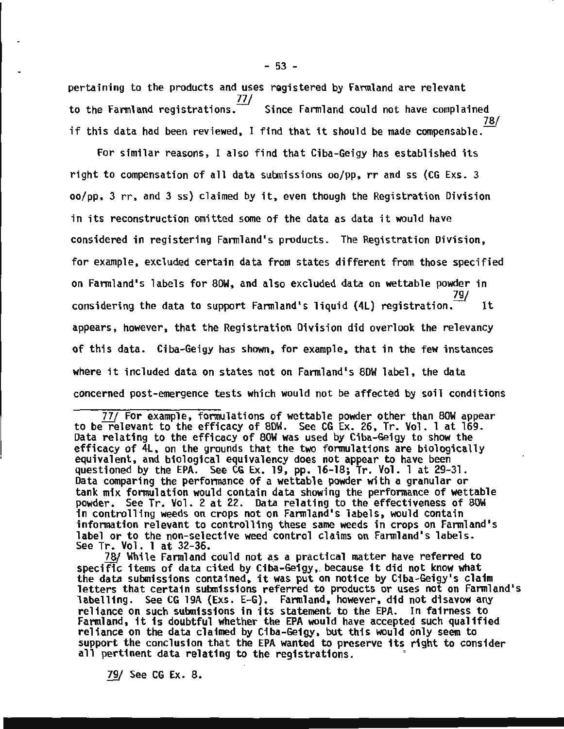pertaining to the products and uses registered by Farmland are relevant to the Farmland registrations.[77/] Since Farmland could not have complained if this data had been reviewed, I find that it should be made compensable.[78/]

For similar reasons, I also find that Ciba-Geigy has established its right to compensation of all data submissions oo/pp, rr and ss (CG Exs. 3 oo/pp, 3 rr, and 3 ss) claimed by it, even though the Registration Division in its reconstruction omitted some of the data as data it would have considered in registering Farmland's products. The Registration Division, for example, excluded certain data from states different from those specified on Farmland's labels for 80W, and also excluded data on wettable powder in considering the data to support Farmland's liquid (4L) registration.[79/] It appears, however, that the Registration Division did overlook the relevancy of this data. Ciba-Geigy has shown, for example, that in the few instances where it included data on states not on Farmland's 80W label, the data concerned post-emergence tests which would not be affected by soil conditions

---

77/ For example, formulations of wettable powder other than 80W appear to be relevant to the efficacy of 80W. See CG Ex. 26, Tr. Vol. 1 at 169. Data relating to the efficacy of 80W was used by Ciba-Geigy to show the efficacy of 4L, on the grounds that the two formulations are biologically equivalent, and biological equivalency does not appear to have been questioned by the EPA. See CG Ex. 19, pp. 16-18; Tr. Vol. 1 at 29-31. Data comparing the performance of a wettable powder with a granular or tank mix formulation would contain data showing the performance of wettable powder. See Tr. Vol. 2 at 22. Data relating to the effectiveness of 80W in controlling weeds on crops not on Farmland's labels, would contain information relevant to controlling these same weeds in crops on Farmland's label or to the non-selective weed control claims on Farmland's labels. See Tr. Vol. 1 at 32-36.

78/ While Farmland could not as a practical matter have referred to specific items of data cited by Ciba-Geigy, because it did not know what the data submissions contained, it was put on notice by Ciba-Geigy's claim letters that certain submissions referred to products or uses not on Farmland's labelling. See CG 19A (Exs. E-G). Farmland, however, did not disavow any reliance on such submissions in its statement to the EPA. In fairness to Farmland, it is doubtful whether the EPA would have accepted such qualified reliance on the data claimed by Ciba-Geigy, but this would only seem to support the conclusion that the EPA wanted to preserve its right to consider all pertinent data relating to the registrations.

79/ See CG Ex. 8.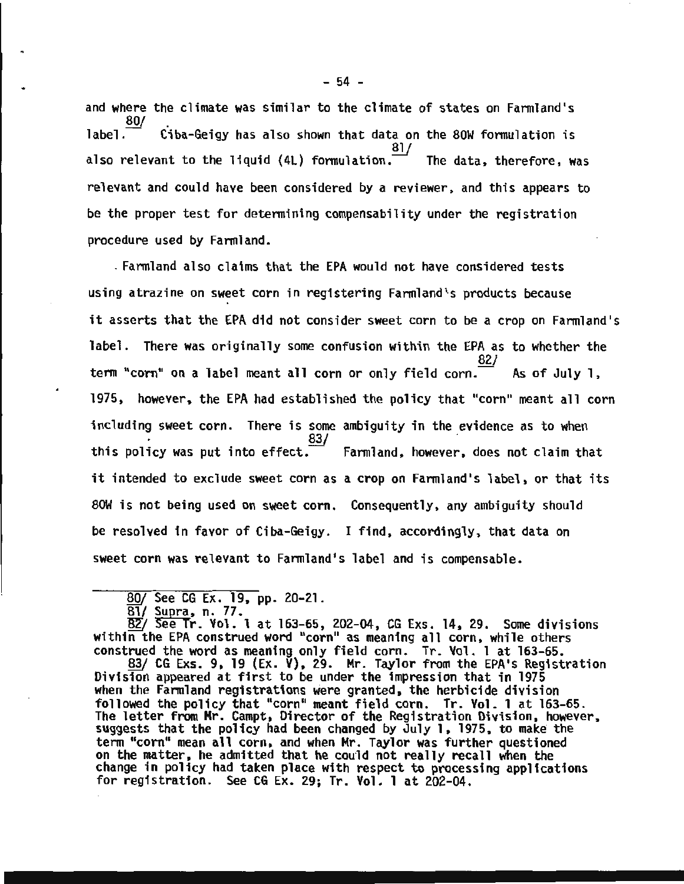and where the climate was similar to the climate of states on Farmland's label.[80/] Ciba-Geigy has also shown that data on the 80W formulation is also relevant to the liquid (4L) formulation.[81/] The data, therefore, was relevant and could have been considered by a reviewer, and this appears to be the proper test for determining compensability under the registration procedure used by Farmland.

Farmland also claims that the EPA would not have considered tests using atrazine on sweet corn in registering Farmland's products because it asserts that the EPA did not consider sweet corn to be a crop on Farmland's label. There was originally some confusion within the EPA as to whether the term "corn" on a label meant all corn or only field corn.[82/] As of July 1, 1975, however, the EPA had established the policy that "corn" meant all corn including sweet corn. There is some ambiguity in the evidence as to when this policy was put into effect.[83/] Farmland, however, does not claim that it intended to exclude sweet corn as a crop on Farmland's label, or that its 80W is not being used on sweet corn. Consequently, any ambiguity should be resolved in favor of Ciba-Geigy. I find, accordingly, that data on sweet corn was relevant to Farmland's label and is compensable.

---

80/ See CG Ex. 19, pp. 20-21.

81/ Supra, n. 77.

82/ See Tr. Vol. 1 at 163-65, 202-04, CG Exs. 14, 29. Some divisions within the EPA construed word "corn" as meaning all corn, while others construed the word as meaning only field corn. Tr. Vol. 1 at 163-65.

83/ CG Exs. 9, 19 (Ex. V), 29. Mr. Taylor from the EPA's Registration Division appeared at first to be under the impression that in 1975 when the Farmland registrations were granted, the herbicide division followed the policy that "corn" meant field corn. Tr. Vol. 1 at 163-65. The letter from Mr. Campt, Director of the Registration Division, however, suggests that the policy had been changed by July 1, 1975, to make the term "corn" mean all corn, and when Mr. Taylor was further questioned on the matter, he admitted that he could not really recall when the change in policy had taken place with respect to processing applications for registration. See CG Ex. 29; Tr. Vol. 1 at 202-04.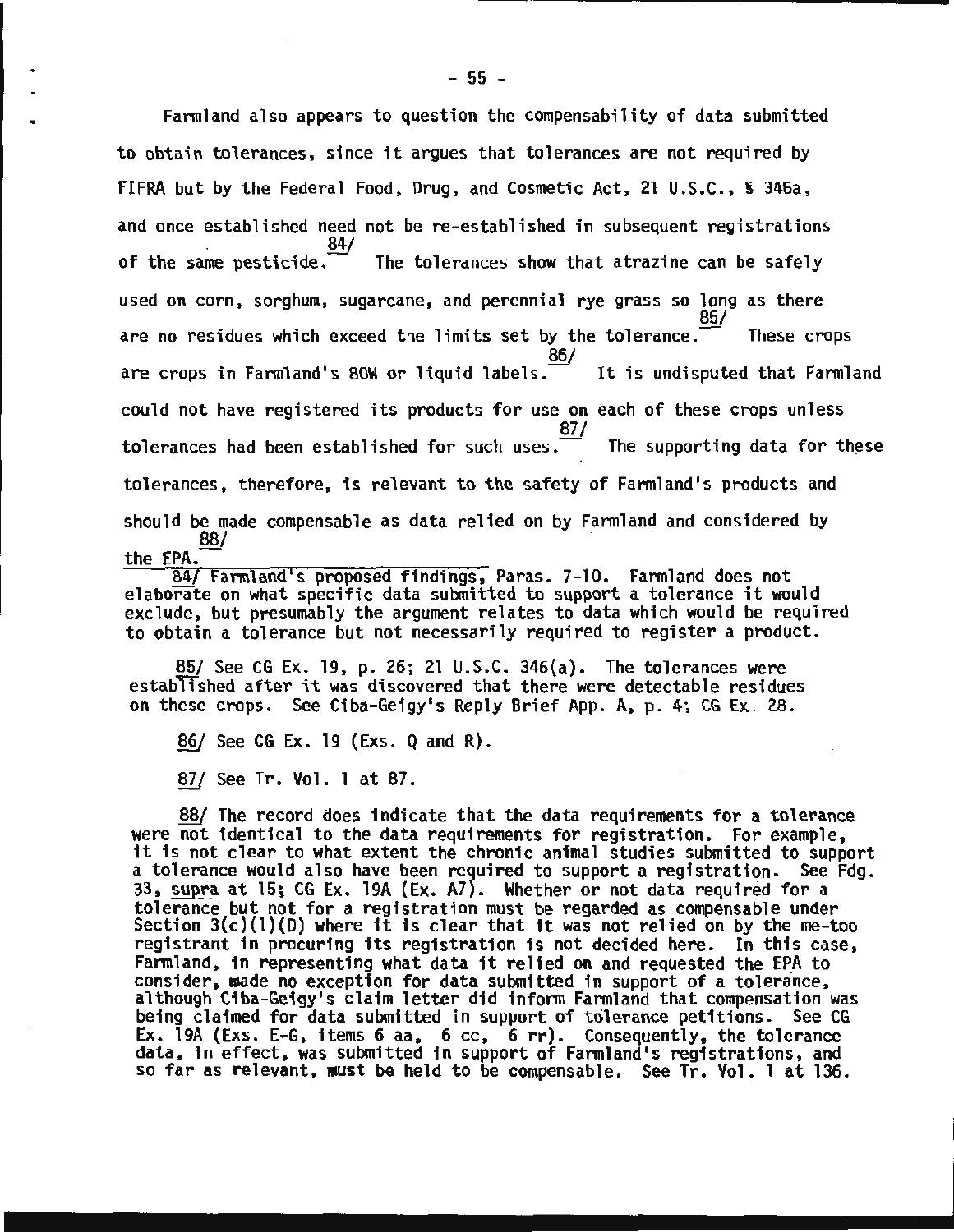Farmland also appears to question the compensability of data submitted to obtain tolerances, since it argues that tolerances are not required by FIFRA but by the Federal Food, Drug, and Cosmetic Act, 21 U.S.C., § 346a, and once established need not be re-established in subsequent registrations of the same pesticide.[84] The tolerances show that atrazine can be safely used on corn, sorghum, sugarcane, and perennial rye grass so long as there are no residues which exceed the limits set by the tolerance.[85] These crops are crops in Farmland's 80W or liquid labels.[86] It is undisputed that Farmland could not have registered its products for use on each of these crops unless tolerances had been established for such uses.[87] The supporting data for these tolerances, therefore, is relevant to the safety of Farmland's products and should be made compensable as data relied on by Farmland and considered by the EPA.[88]

84/ Farmland's proposed findings, Paras. 7-10. Farmland does not elaborate on what specific data submitted to support a tolerance it would exclude, but presumably the argument relates to data which would be required to obtain a tolerance but not necessarily required to register a product.

85/ See CG Ex. 19, p. 26; 21 U.S.C. 346(a). The tolerances were established after it was discovered that there were detectable residues on these crops. See Ciba-Geigy's Reply Brief App. A, p. 4; CG Ex. 28.

86/ See CG Ex. 19 (Exs. Q and R).

87/ See Tr. Vol. 1 at 87.

88/ The record does indicate that the data requirements for a tolerance were not identical to the data requirements for registration. For example, it is not clear to what extent the chronic animal studies submitted to support a tolerance would also have been required to support a registration. See Fdg. 33, supra at 15; CG Ex. 19A (Ex. A7). Whether or not data required for a tolerance but not for a registration must be regarded as compensable under Section 3(c)(1)(D) where it is clear that it was not relied on by the me-too registrant in procuring its registration is not decided here. In this case, Farmland, in representing what data it relied on and requested the EPA to consider, made no exception for data submitted in support of a tolerance, although Ciba-Geigy's claim letter did inform Farmland that compensation was being claimed for data submitted in support of tolerance petitions. See CG Ex. 19A (Exs. E-G, items 6 aa, 6 cc, 6 rr). Consequently, the tolerance data, in effect, was submitted in support of Farmland's registrations, and so far as relevant, must be held to be compensable. See Tr. Vol. 1 at 136.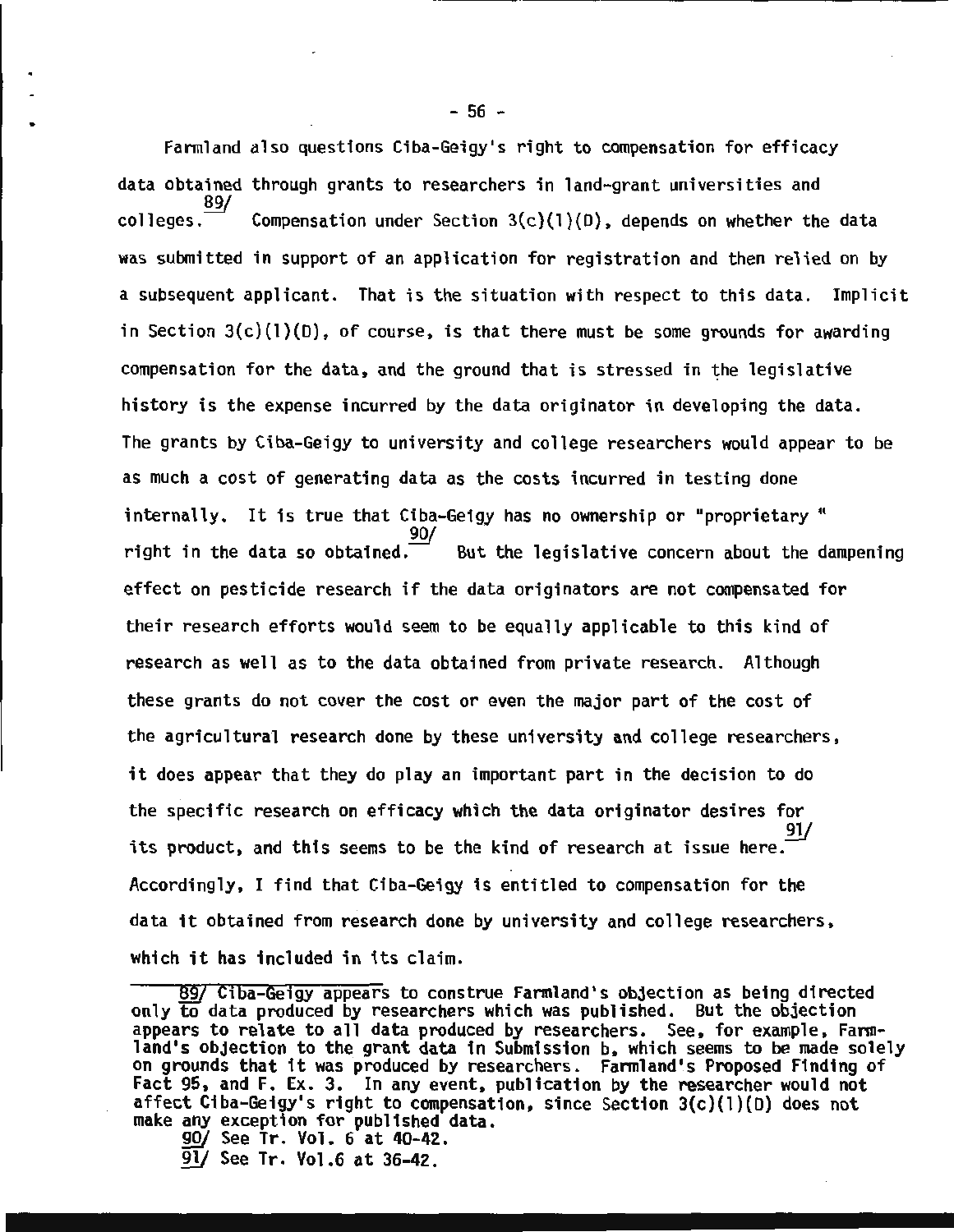Farmland also questions Ciba-Geigy's right to compensation for efficacy data obtained through grants to researchers in land-grant universities and colleges.[89] Compensation under Section 3(c)(1)(D), depends on whether the data was submitted in support of an application for registration and then relied on by a subsequent applicant. That is the situation with respect to this data. Implicit in Section 3(c)(1)(D), of course, is that there must be some grounds for awarding compensation for the data, and the ground that is stressed in the legislative history is the expense incurred by the data originator in developing the data. The grants by Ciba-Geigy to university and college researchers would appear to be as much a cost of generating data as the costs incurred in testing done internally. It is true that Ciba-Geigy has no ownership or "proprietary" right in the data so obtained.[90] But the legislative concern about the dampening effect on pesticide research if the data originators are not compensated for their research efforts would seem to be equally applicable to this kind of research as well as to the data obtained from private research. Although these grants do not cover the cost or even the major part of the cost of the agricultural research done by these university and college researchers, it does appear that they do play an important part in the decision to do the specific research on efficacy which the data originator desires for its product, and this seems to be the kind of research at issue here.[91] Accordingly, I find that Ciba-Geigy is entitled to compensation for the data it obtained from research done by university and college researchers, which it has included in its claim.

---

89/ Ciba-Geigy appears to construe Farmland's objection as being directed only to data produced by researchers which was published. But the objection appears to relate to all data produced by researchers. See, for example, Farmland's objection to the grant data in Submission b, which seems to be made solely on grounds that it was produced by researchers. Farmland's Proposed Finding of Fact 95, and F. Ex. 3. In any event, publication by the researcher would not affect Ciba-Geigy's right to compensation, since Section 3(c)(1)(D) does not make any exception for published data.

90/ See Tr. Vol. 6 at 40-42.

91/ See Tr. Vol.6 at 36-42.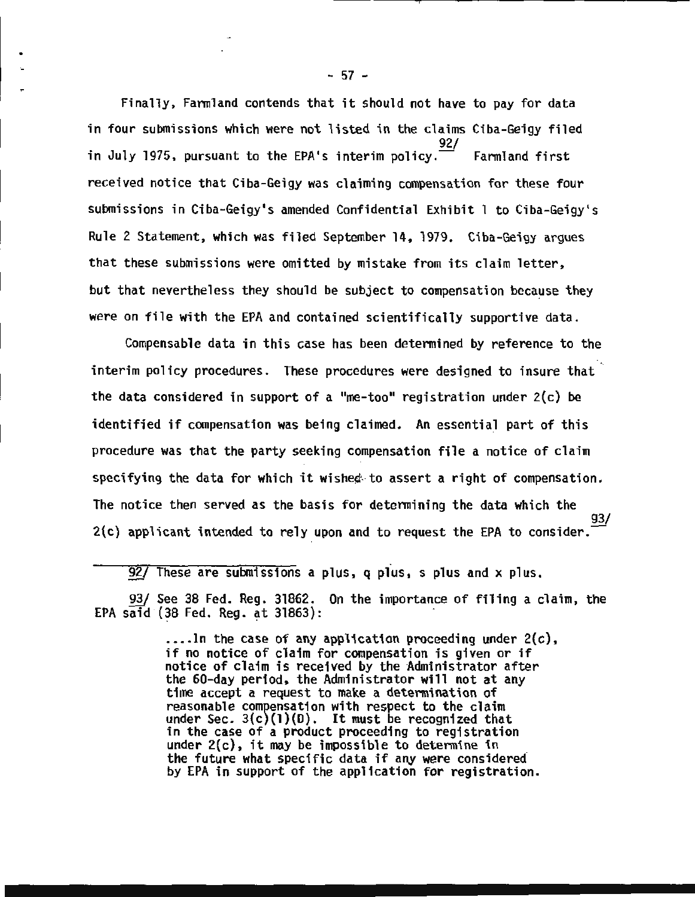Finally, Farmland contends that it should not have to pay for data in four submissions which were not listed in the claims Ciba-Geigy filed in July 1975, pursuant to the EPA's interim policy.[92/] Farmland first received notice that Ciba-Geigy was claiming compensation for these four submissions in Ciba-Geigy's amended Confidential Exhibit 1 to Ciba-Geigy's Rule 2 Statement, which was filed September 14, 1979. Ciba-Geigy argues that these submissions were omitted by mistake from its claim letter, but that nevertheless they should be subject to compensation because they were on file with the EPA and contained scientifically supportive data.

Compensable data in this case has been determined by reference to the interim policy procedures. These procedures were designed to insure that the data considered in support of a "me-too" registration under 2(c) be identified if compensation was being claimed. An essential part of this procedure was that the party seeking compensation file a notice of claim specifying the data for which it wished to assert a right of compensation. The notice then served as the basis for determining the data which the 2(c) applicant intended to rely upon and to request the EPA to consider.[93/]

---

92/ These are submissions a plus, q plus, s plus and x plus.

93/ See 38 Fed. Reg. 31862. On the importance of filing a claim, the EPA said (38 Fed. Reg. at 31863):

> ....In the case of any application proceeding under 2(c), if no notice of claim for compensation is given or if notice of claim is received by the Administrator after the 60-day period, the Administrator will not at any time accept a request to make a determination of reasonable compensation with respect to the claim under Sec. 3(c)(1)(D). It must be recognized that in the case of a product proceeding to registration under 2(c), it may be impossible to determine in the future what specific data if any were considered by EPA in support of the application for registration.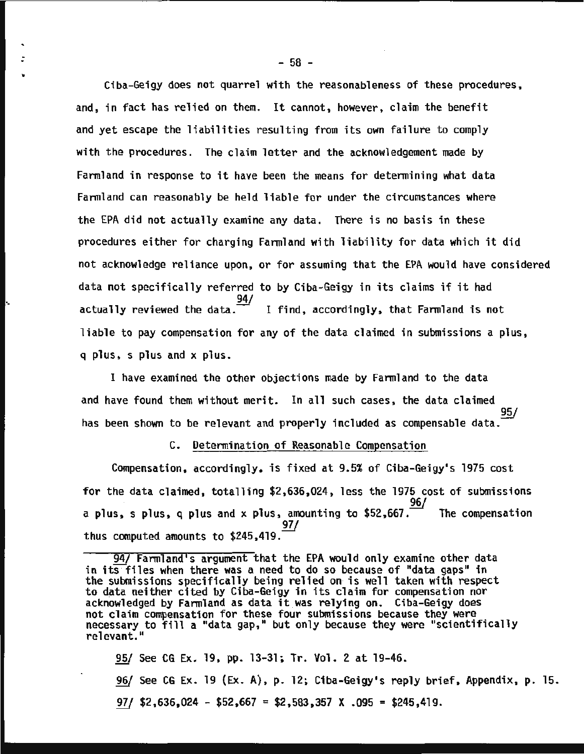Ciba-Geigy does not quarrel with the reasonableness of these procedures, and, in fact has relied on them. It cannot, however, claim the benefit and yet escape the liabilities resulting from its own failure to comply with the procedures. The claim letter and the acknowledgement made by Farmland in response to it have been the means for determining what data Farmland can reasonably be held liable for under the circumstances where the EPA did not actually examine any data. There is no basis in these procedures either for charging Farmland with liability for data which it did not acknowledge reliance upon, or for assuming that the EPA would have considered data not specifically referred to by Ciba-Geigy in its claims if it had actually reviewed the data.[94/] I find, accordingly, that Farmland is not liable to pay compensation for any of the data claimed in submissions a plus, q plus, s plus and x plus.

I have examined the other objections made by Farmland to the data and have found them without merit. In all such cases, the data claimed has been shown to be relevant and properly included as compensable data.[95/]

## C. Determination of Reasonable Compensation

Compensation, accordingly, is fixed at 9.5% of Ciba-Geigy's 1975 cost for the data claimed, totalling $2,636,024, less the 1975 cost of submissions a plus, s plus, q plus and x plus, amounting to $52,667.[96/] The compensation thus computed amounts to $245,419.[97/]

---

94/ Farmland's argument that the EPA would only examine other data in its files when there was a need to do so because of "data gaps" in the submissions specifically being relied on is well taken with respect to data neither cited by Ciba-Geigy in its claim for compensation nor acknowledged by Farmland as data it was relying on. Ciba-Geigy does not claim compensation for these four submissions because they were necessary to fill a "data gap," but only because they were "scientifically relevant."

95/ See CG Ex. 19, pp. 13-31; Tr. Vol. 2 at 19-46.

96/ See CG Ex. 19 (Ex. A), p. 12; Ciba-Geigy's reply brief, Appendix, p. 15.

97/ $2,636,024 - $52,667 = $2,583,357 X .095 = $245,419.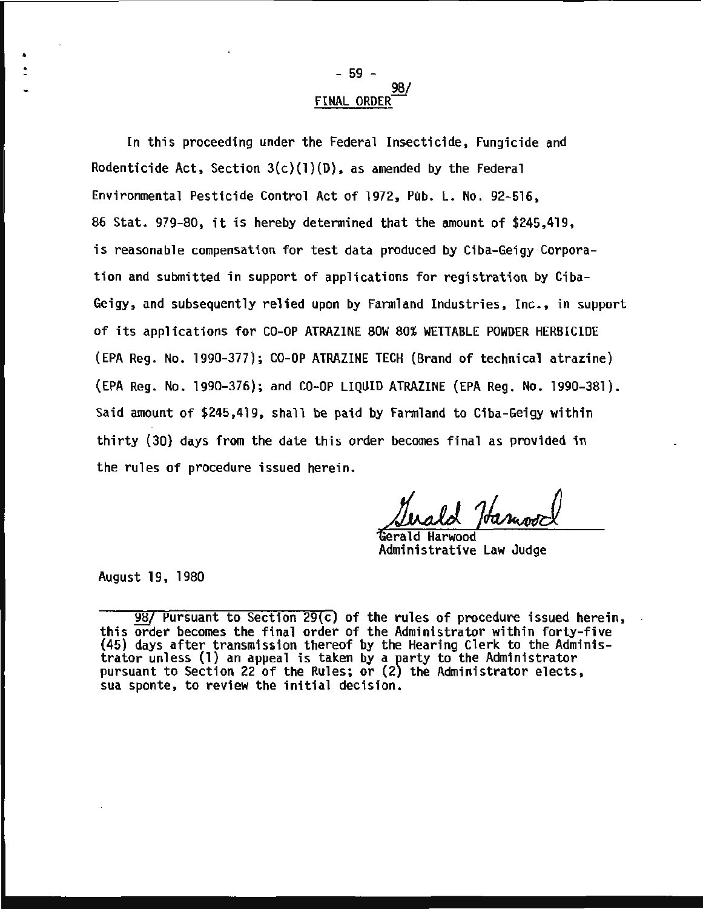## FINAL ORDER[98/]

In this proceeding under the Federal Insecticide, Fungicide and Rodenticide Act, Section 3(c)(1)(D), as amended by the Federal Environmental Pesticide Control Act of 1972, Pub. L. No. 92-516, 86 Stat. 979-80, it is hereby determined that the amount of $245,419, is reasonable compensation for test data produced by Ciba-Geigy Corporation and submitted in support of applications for registration by Ciba-Geigy, and subsequently relied upon by Farmland Industries, Inc., in support of its applications for CO-OP ATRAZINE 80W 80% WETTABLE POWDER HERBICIDE (EPA Reg. No. 1990-377); CO-OP ATRAZINE TECH (Brand of technical atrazine) (EPA Reg. No. 1990-376); and CO-OP LIQUID ATRAZINE (EPA Reg. No. 1990-381). Said amount of $245,419, shall be paid by Farmland to Ciba-Geigy within thirty (30) days from the date this order becomes final as provided in the rules of procedure issued herein.

Gerald Harwood
Administrative Law Judge

August 19, 1980

---

98/ Pursuant to Section 29(c) of the rules of procedure issued herein, this order becomes the final order of the Administrator within forty-five (45) days after transmission thereof by the Hearing Clerk to the Administrator unless (1) an appeal is taken by a party to the Administrator pursuant to Section 22 of the Rules; or (2) the Administrator elects, sua sponte, to review the initial decision.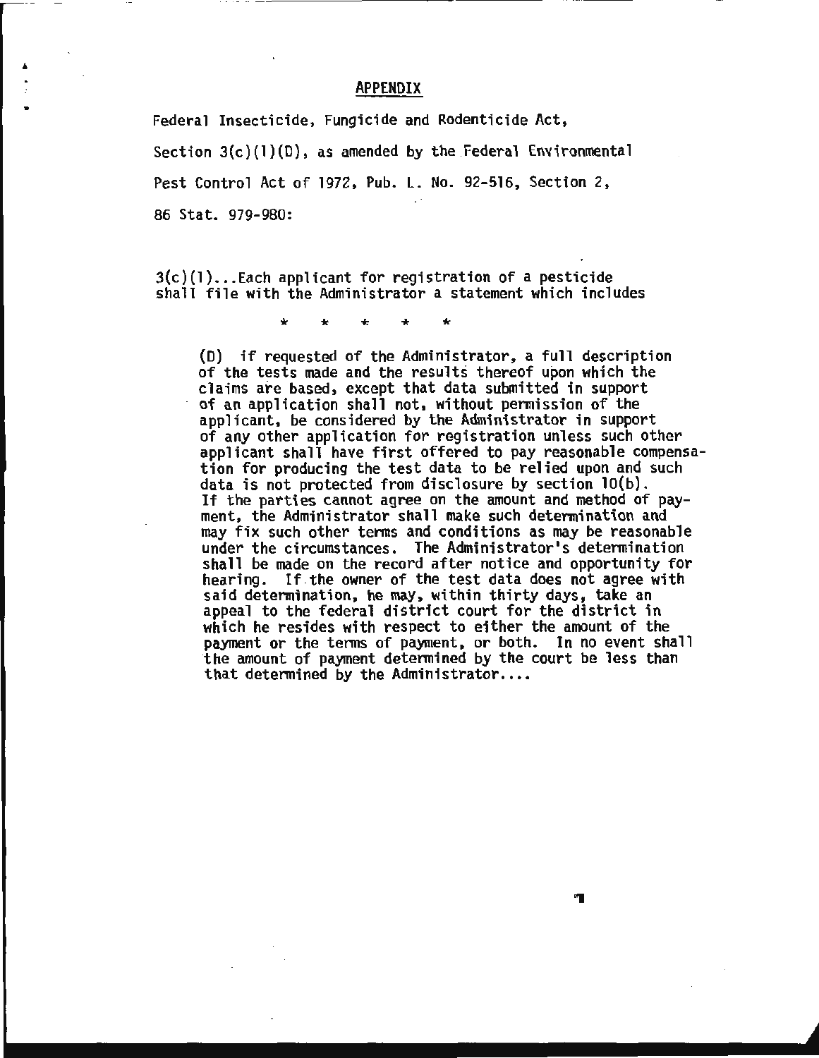## APPENDIX

Federal Insecticide, Fungicide and Rodenticide Act,

Section 3(c)(1)(D), as amended by the Federal Environmental

Pest Control Act of 1972, Pub. L. No. 92-516, Section 2,

86 Stat. 979-980:

3(c)(1)...Each applicant for registration of a pesticide shall file with the Administrator a statement which includes

\* \* \* \* \*

(D) if requested of the Administrator, a full description of the tests made and the results thereof upon which the claims are based, except that data submitted in support of an application shall not, without permission of the applicant, be considered by the Administrator in support of any other application for registration unless such other applicant shall have first offered to pay reasonable compensation for producing the test data to be relied upon and such data is not protected from disclosure by section 10(b). If the parties cannot agree on the amount and method of payment, the Administrator shall make such determination and may fix such other terms and conditions as may be reasonable under the circumstances. The Administrator's determination shall be made on the record after notice and opportunity for hearing. If the owner of the test data does not agree with said determination, he may, within thirty days, take an appeal to the federal district court for the district in which he resides with respect to either the amount of the payment or the terms of payment, or both. In no event shall the amount of payment determined by the court be less than that determined by the Administrator....